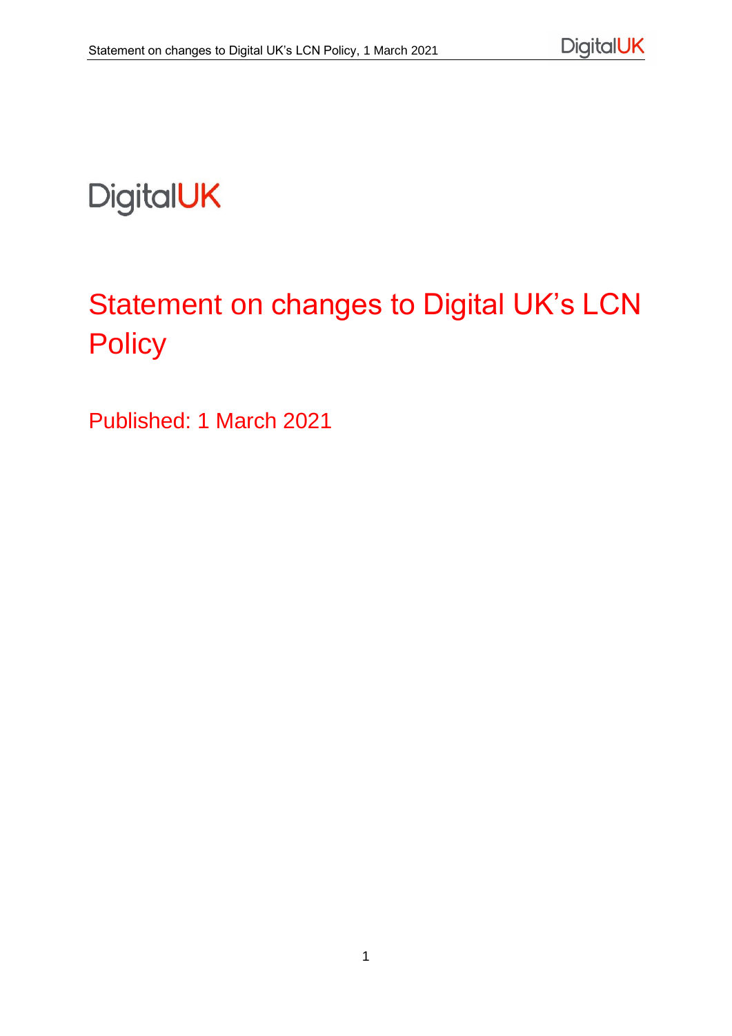DigitalUK

# Statement on changes to Digital UK's LCN Policy

Published: 1 March 2021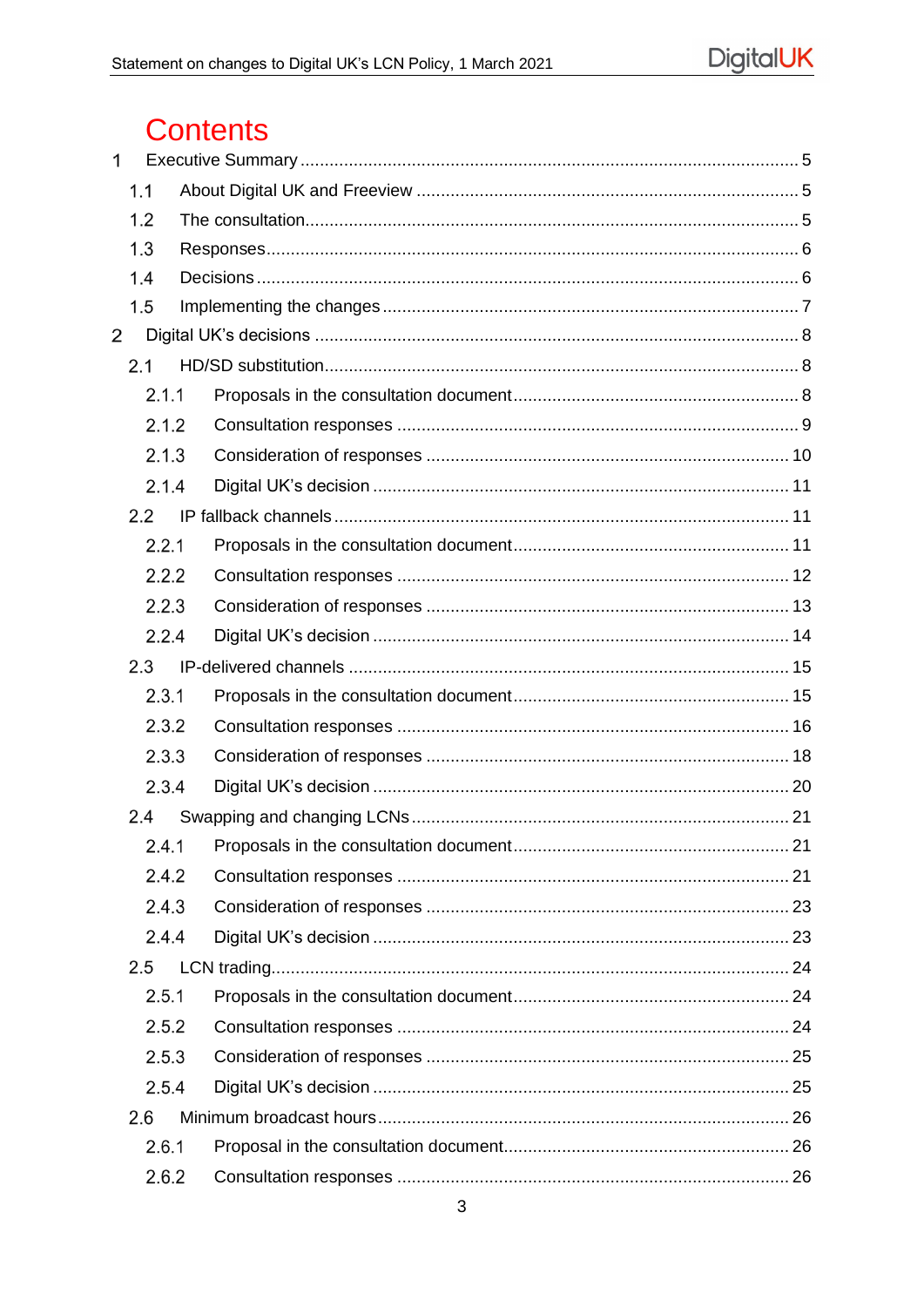# Contents

1 Executive Summary ..... 5

1.1 About Digital UK and Freeview ..... 5

1.2 The consultation ..... 5

1.3 Responses ..... 6

1.4 Decisions ..... 6

1.5 Implementing the changes ..... 7

2 Digital UK's decisions ..... 8

2.1 HD/SD substitution ..... 8

2.1.1 Proposals in the consultation document ..... 8

2.1.2 Consultation responses ..... 9

2.1.3 Consideration of responses ..... 10

2.1.4 Digital UK's decision ..... 11

2.2 IP fallback channels ..... 11

2.2.1 Proposals in the consultation document ..... 11

2.2.2 Consultation responses ..... 12

2.2.3 Consideration of responses ..... 13

2.2.4 Digital UK's decision ..... 14

2.3 IP-delivered channels ..... 15

2.3.1 Proposals in the consultation document ..... 15

2.3.2 Consultation responses ..... 16

2.3.3 Consideration of responses ..... 18

2.3.4 Digital UK's decision ..... 20

2.4 Swapping and changing LCNs ..... 21

2.4.1 Proposals in the consultation document ..... 21

2.4.2 Consultation responses ..... 21

2.4.3 Consideration of responses ..... 23

2.4.4 Digital UK's decision ..... 23

2.5 LCN trading ..... 24

2.5.1 Proposals in the consultation document ..... 24

2.5.2 Consultation responses ..... 24

2.5.3 Consideration of responses ..... 25

2.5.4 Digital UK's decision ..... 25

2.6 Minimum broadcast hours ..... 26

2.6.1 Proposal in the consultation document ..... 26

2.6.2 Consultation responses ..... 26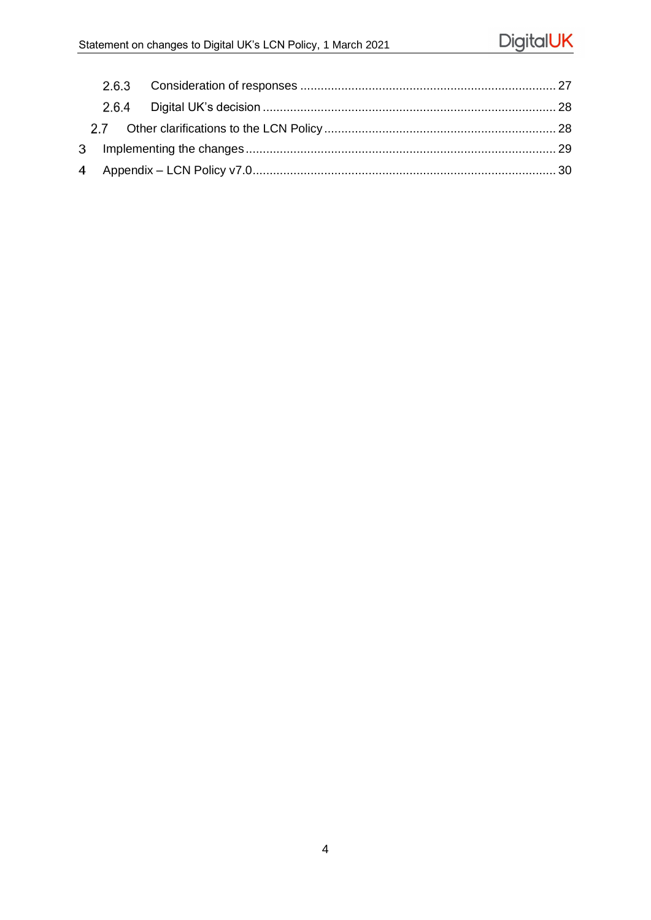2.6.3 Consideration of responses ........................................................................... 27

2.6.4 Digital UK's decision ..................................................................................... 28

2.7 Other clarifications to the LCN Policy ................................................................... 28

3 Implementing the changes ........................................................................................ 29

4 Appendix – LCN Policy v7.0 ....................................................................................... 30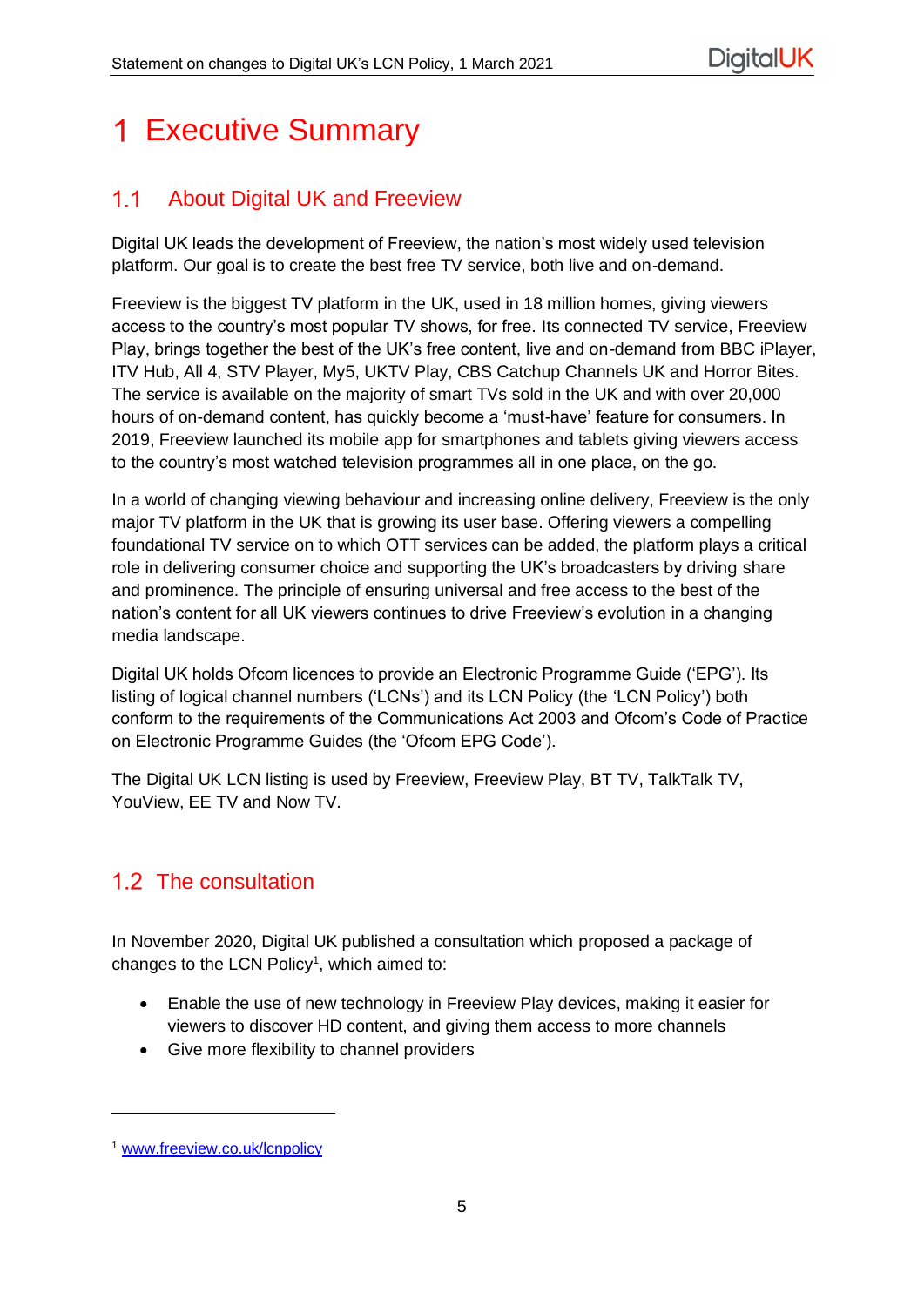# 1 Executive Summary

## 1.1 About Digital UK and Freeview

Digital UK leads the development of Freeview, the nation's most widely used television platform. Our goal is to create the best free TV service, both live and on-demand.

Freeview is the biggest TV platform in the UK, used in 18 million homes, giving viewers access to the country's most popular TV shows, for free. Its connected TV service, Freeview Play, brings together the best of the UK's free content, live and on-demand from BBC iPlayer, ITV Hub, All 4, STV Player, My5, UKTV Play, CBS Catchup Channels UK and Horror Bites. The service is available on the majority of smart TVs sold in the UK and with over 20,000 hours of on-demand content, has quickly become a 'must-have' feature for consumers. In 2019, Freeview launched its mobile app for smartphones and tablets giving viewers access to the country's most watched television programmes all in one place, on the go.

In a world of changing viewing behaviour and increasing online delivery, Freeview is the only major TV platform in the UK that is growing its user base. Offering viewers a compelling foundational TV service on to which OTT services can be added, the platform plays a critical role in delivering consumer choice and supporting the UK's broadcasters by driving share and prominence. The principle of ensuring universal and free access to the best of the nation's content for all UK viewers continues to drive Freeview's evolution in a changing media landscape.

Digital UK holds Ofcom licences to provide an Electronic Programme Guide ('EPG'). Its listing of logical channel numbers ('LCNs') and its LCN Policy (the 'LCN Policy') both conform to the requirements of the Communications Act 2003 and Ofcom's Code of Practice on Electronic Programme Guides (the 'Ofcom EPG Code').

The Digital UK LCN listing is used by Freeview, Freeview Play, BT TV, TalkTalk TV, YouView, EE TV and Now TV.

## 1.2 The consultation

In November 2020, Digital UK published a consultation which proposed a package of changes to the LCN Policy[1], which aimed to:

- Enable the use of new technology in Freeview Play devices, making it easier for viewers to discover HD content, and giving them access to more channels
- Give more flexibility to channel providers

[1] www.freeview.co.uk/lcnpolicy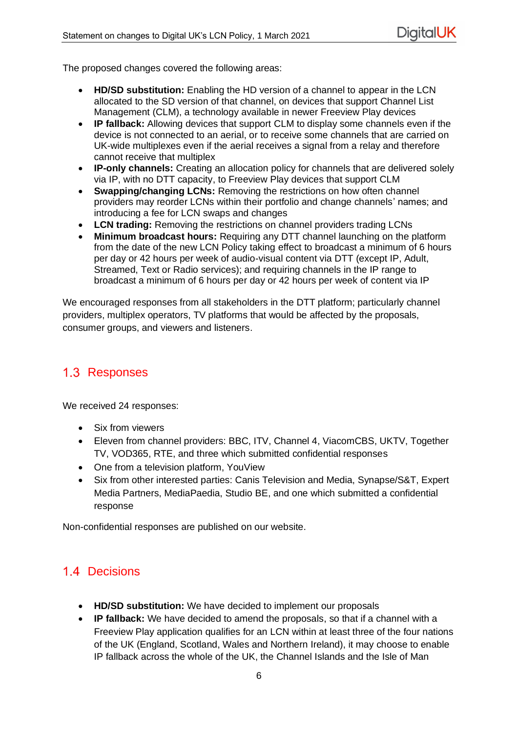The proposed changes covered the following areas:

- **HD/SD substitution:** Enabling the HD version of a channel to appear in the LCN allocated to the SD version of that channel, on devices that support Channel List Management (CLM), a technology available in newer Freeview Play devices
- **IP fallback:** Allowing devices that support CLM to display some channels even if the device is not connected to an aerial, or to receive some channels that are carried on UK-wide multiplexes even if the aerial receives a signal from a relay and therefore cannot receive that multiplex
- **IP-only channels:** Creating an allocation policy for channels that are delivered solely via IP, with no DTT capacity, to Freeview Play devices that support CLM
- **Swapping/changing LCNs:** Removing the restrictions on how often channel providers may reorder LCNs within their portfolio and change channels' names; and introducing a fee for LCN swaps and changes
- **LCN trading:** Removing the restrictions on channel providers trading LCNs
- **Minimum broadcast hours:** Requiring any DTT channel launching on the platform from the date of the new LCN Policy taking effect to broadcast a minimum of 6 hours per day or 42 hours per week of audio-visual content via DTT (except IP, Adult, Streamed, Text or Radio services); and requiring channels in the IP range to broadcast a minimum of 6 hours per day or 42 hours per week of content via IP

We encouraged responses from all stakeholders in the DTT platform; particularly channel providers, multiplex operators, TV platforms that would be affected by the proposals, consumer groups, and viewers and listeners.

## 1.3 Responses

We received 24 responses:

- Six from viewers
- Eleven from channel providers: BBC, ITV, Channel 4, ViacomCBS, UKTV, Together TV, VOD365, RTE, and three which submitted confidential responses
- One from a television platform, YouView
- Six from other interested parties: Canis Television and Media, Synapse/S&T, Expert Media Partners, MediaPaedia, Studio BE, and one which submitted a confidential response

Non-confidential responses are published on our website.

## 1.4 Decisions

- **HD/SD substitution:** We have decided to implement our proposals
- **IP fallback:** We have decided to amend the proposals, so that if a channel with a Freeview Play application qualifies for an LCN within at least three of the four nations of the UK (England, Scotland, Wales and Northern Ireland), it may choose to enable IP fallback across the whole of the UK, the Channel Islands and the Isle of Man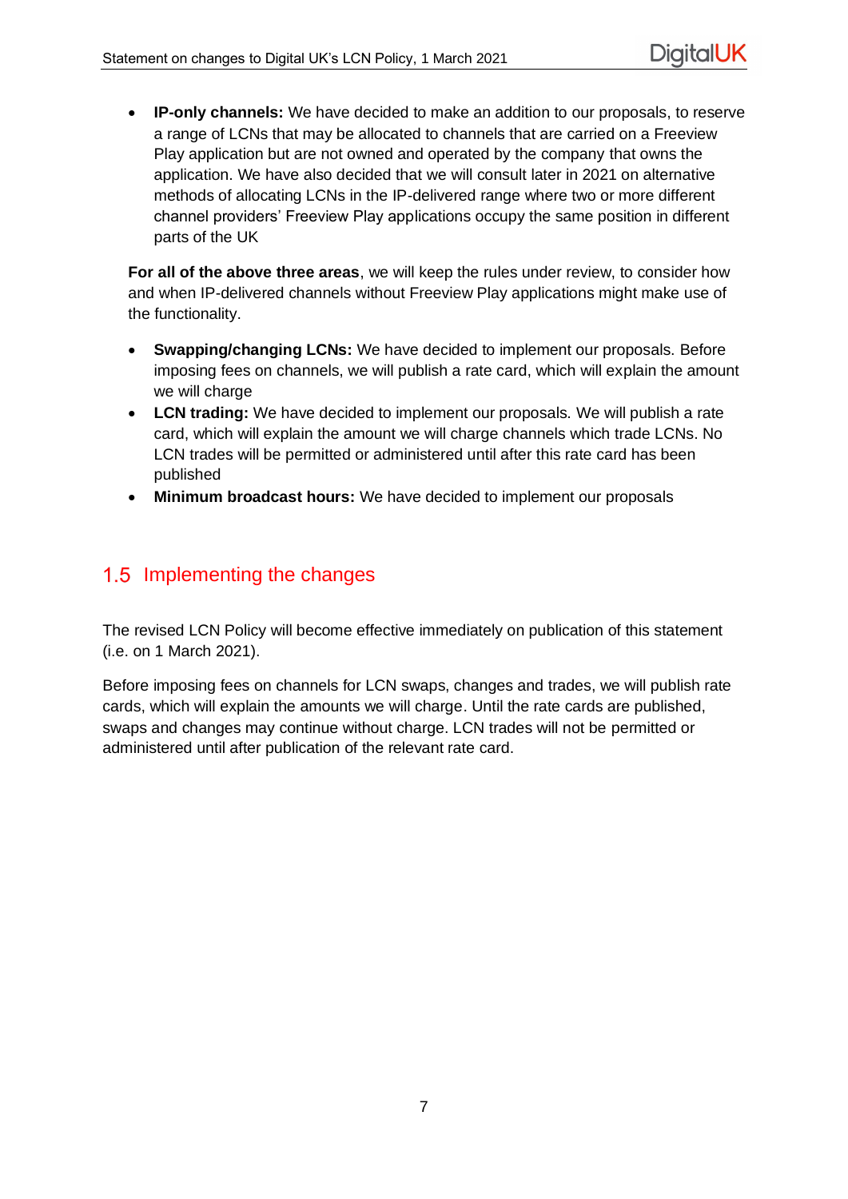- **IP-only channels:** We have decided to make an addition to our proposals, to reserve a range of LCNs that may be allocated to channels that are carried on a Freeview Play application but are not owned and operated by the company that owns the application. We have also decided that we will consult later in 2021 on alternative methods of allocating LCNs in the IP-delivered range where two or more different channel providers' Freeview Play applications occupy the same position in different parts of the UK

**For all of the above three areas**, we will keep the rules under review, to consider how and when IP-delivered channels without Freeview Play applications might make use of the functionality.

- **Swapping/changing LCNs:** We have decided to implement our proposals. Before imposing fees on channels, we will publish a rate card, which will explain the amount we will charge
- **LCN trading:** We have decided to implement our proposals. We will publish a rate card, which will explain the amount we will charge channels which trade LCNs. No LCN trades will be permitted or administered until after this rate card has been published
- **Minimum broadcast hours:** We have decided to implement our proposals

## 1.5 Implementing the changes

The revised LCN Policy will become effective immediately on publication of this statement (i.e. on 1 March 2021).

Before imposing fees on channels for LCN swaps, changes and trades, we will publish rate cards, which will explain the amounts we will charge. Until the rate cards are published, swaps and changes may continue without charge. LCN trades will not be permitted or administered until after publication of the relevant rate card.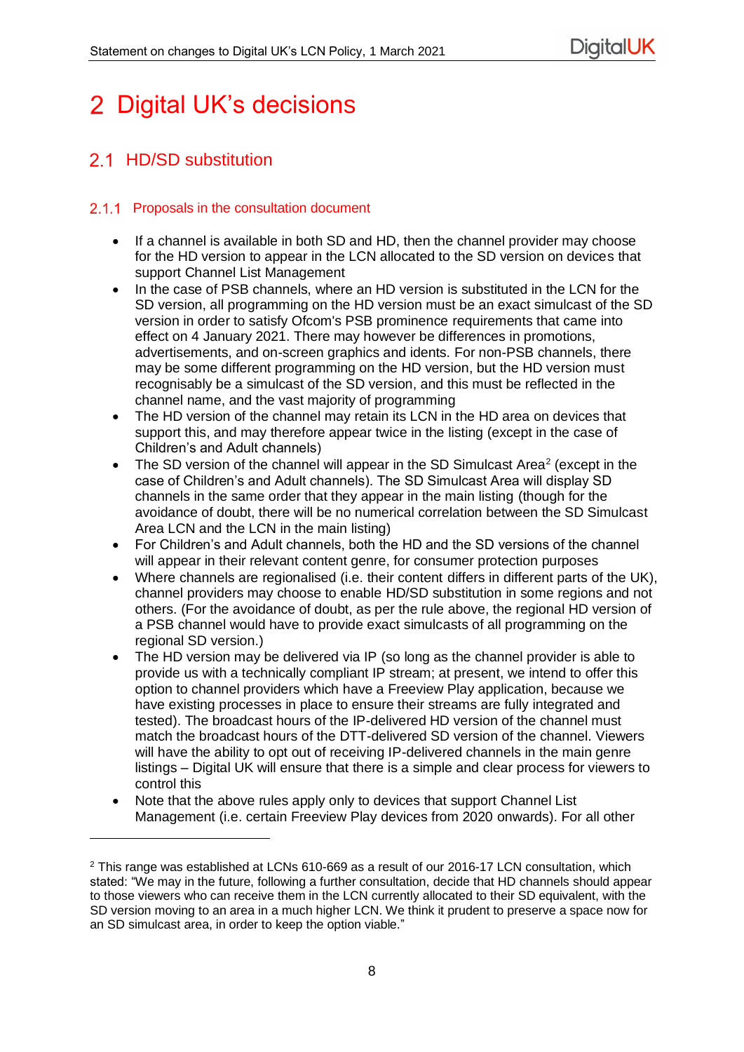# 2 Digital UK's decisions

## 2.1 HD/SD substitution

### 2.1.1 Proposals in the consultation document

- If a channel is available in both SD and HD, then the channel provider may choose for the HD version to appear in the LCN allocated to the SD version on devices that support Channel List Management
- In the case of PSB channels, where an HD version is substituted in the LCN for the SD version, all programming on the HD version must be an exact simulcast of the SD version in order to satisfy Ofcom's PSB prominence requirements that came into effect on 4 January 2021. There may however be differences in promotions, advertisements, and on-screen graphics and idents. For non-PSB channels, there may be some different programming on the HD version, but the HD version must recognisably be a simulcast of the SD version, and this must be reflected in the channel name, and the vast majority of programming
- The HD version of the channel may retain its LCN in the HD area on devices that support this, and may therefore appear twice in the listing (except in the case of Children's and Adult channels)
- The SD version of the channel will appear in the SD Simulcast Area[2] (except in the case of Children's and Adult channels). The SD Simulcast Area will display SD channels in the same order that they appear in the main listing (though for the avoidance of doubt, there will be no numerical correlation between the SD Simulcast Area LCN and the LCN in the main listing)
- For Children's and Adult channels, both the HD and the SD versions of the channel will appear in their relevant content genre, for consumer protection purposes
- Where channels are regionalised (i.e. their content differs in different parts of the UK), channel providers may choose to enable HD/SD substitution in some regions and not others. (For the avoidance of doubt, as per the rule above, the regional HD version of a PSB channel would have to provide exact simulcasts of all programming on the regional SD version.)
- The HD version may be delivered via IP (so long as the channel provider is able to provide us with a technically compliant IP stream; at present, we intend to offer this option to channel providers which have a Freeview Play application, because we have existing processes in place to ensure their streams are fully integrated and tested). The broadcast hours of the IP-delivered HD version of the channel must match the broadcast hours of the DTT-delivered SD version of the channel. Viewers will have the ability to opt out of receiving IP-delivered channels in the main genre listings – Digital UK will ensure that there is a simple and clear process for viewers to control this
- Note that the above rules apply only to devices that support Channel List Management (i.e. certain Freeview Play devices from 2020 onwards). For all other

---

[2] This range was established at LCNs 610-669 as a result of our 2016-17 LCN consultation, which stated: "We may in the future, following a further consultation, decide that HD channels should appear to those viewers who can receive them in the LCN currently allocated to their SD equivalent, with the SD version moving to an area in a much higher LCN. We think it prudent to preserve a space now for an SD simulcast area, in order to keep the option viable."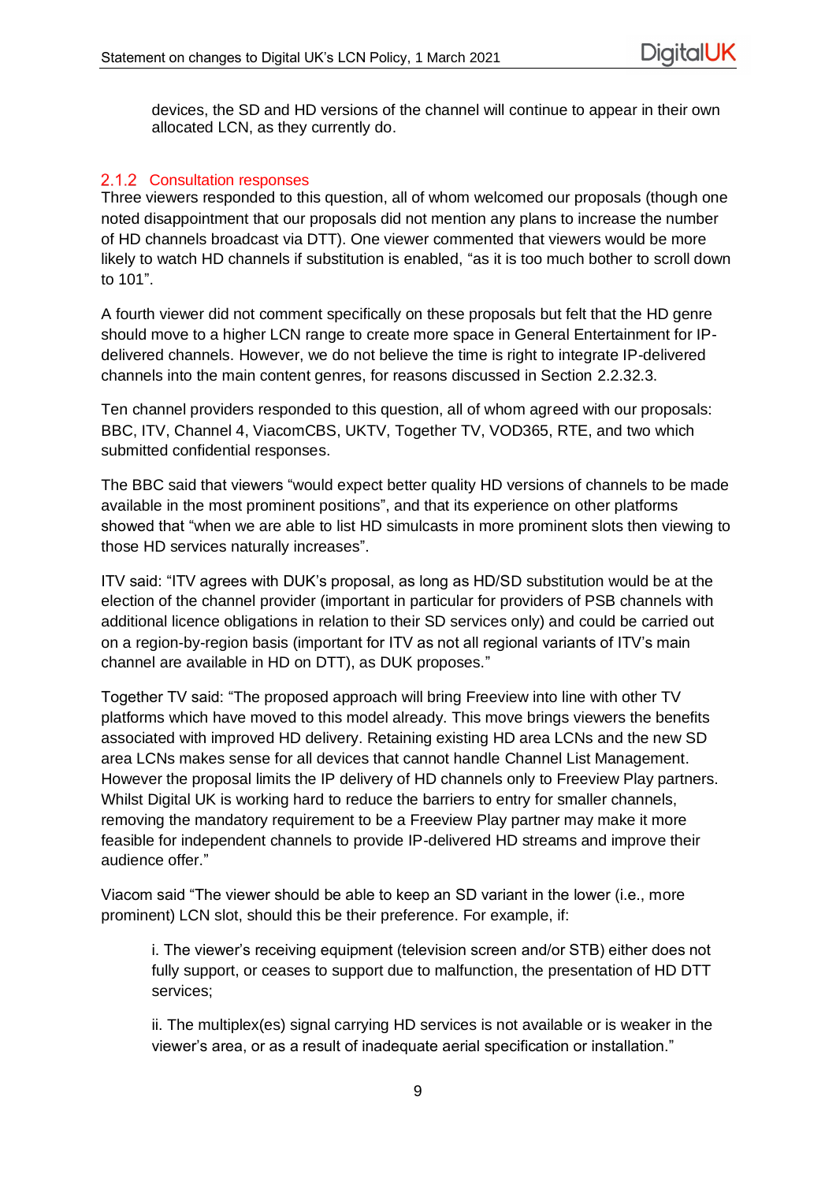devices, the SD and HD versions of the channel will continue to appear in their own allocated LCN, as they currently do.

### 2.1.2 Consultation responses

Three viewers responded to this question, all of whom welcomed our proposals (though one noted disappointment that our proposals did not mention any plans to increase the number of HD channels broadcast via DTT). One viewer commented that viewers would be more likely to watch HD channels if substitution is enabled, "as it is too much bother to scroll down to 101".

A fourth viewer did not comment specifically on these proposals but felt that the HD genre should move to a higher LCN range to create more space in General Entertainment for IP-delivered channels. However, we do not believe the time is right to integrate IP-delivered channels into the main content genres, for reasons discussed in Section 2.2.32.3.

Ten channel providers responded to this question, all of whom agreed with our proposals: BBC, ITV, Channel 4, ViacomCBS, UKTV, Together TV, VOD365, RTE, and two which submitted confidential responses.

The BBC said that viewers "would expect better quality HD versions of channels to be made available in the most prominent positions", and that its experience on other platforms showed that "when we are able to list HD simulcasts in more prominent slots then viewing to those HD services naturally increases".

ITV said: "ITV agrees with DUK's proposal, as long as HD/SD substitution would be at the election of the channel provider (important in particular for providers of PSB channels with additional licence obligations in relation to their SD services only) and could be carried out on a region-by-region basis (important for ITV as not all regional variants of ITV's main channel are available in HD on DTT), as DUK proposes."

Together TV said: "The proposed approach will bring Freeview into line with other TV platforms which have moved to this model already. This move brings viewers the benefits associated with improved HD delivery. Retaining existing HD area LCNs and the new SD area LCNs makes sense for all devices that cannot handle Channel List Management. However the proposal limits the IP delivery of HD channels only to Freeview Play partners. Whilst Digital UK is working hard to reduce the barriers to entry for smaller channels, removing the mandatory requirement to be a Freeview Play partner may make it more feasible for independent channels to provide IP-delivered HD streams and improve their audience offer."

Viacom said "The viewer should be able to keep an SD variant in the lower (i.e., more prominent) LCN slot, should this be their preference. For example, if:

> i. The viewer's receiving equipment (television screen and/or STB) either does not fully support, or ceases to support due to malfunction, the presentation of HD DTT services;
>
> ii. The multiplex(es) signal carrying HD services is not available or is weaker in the viewer's area, or as a result of inadequate aerial specification or installation."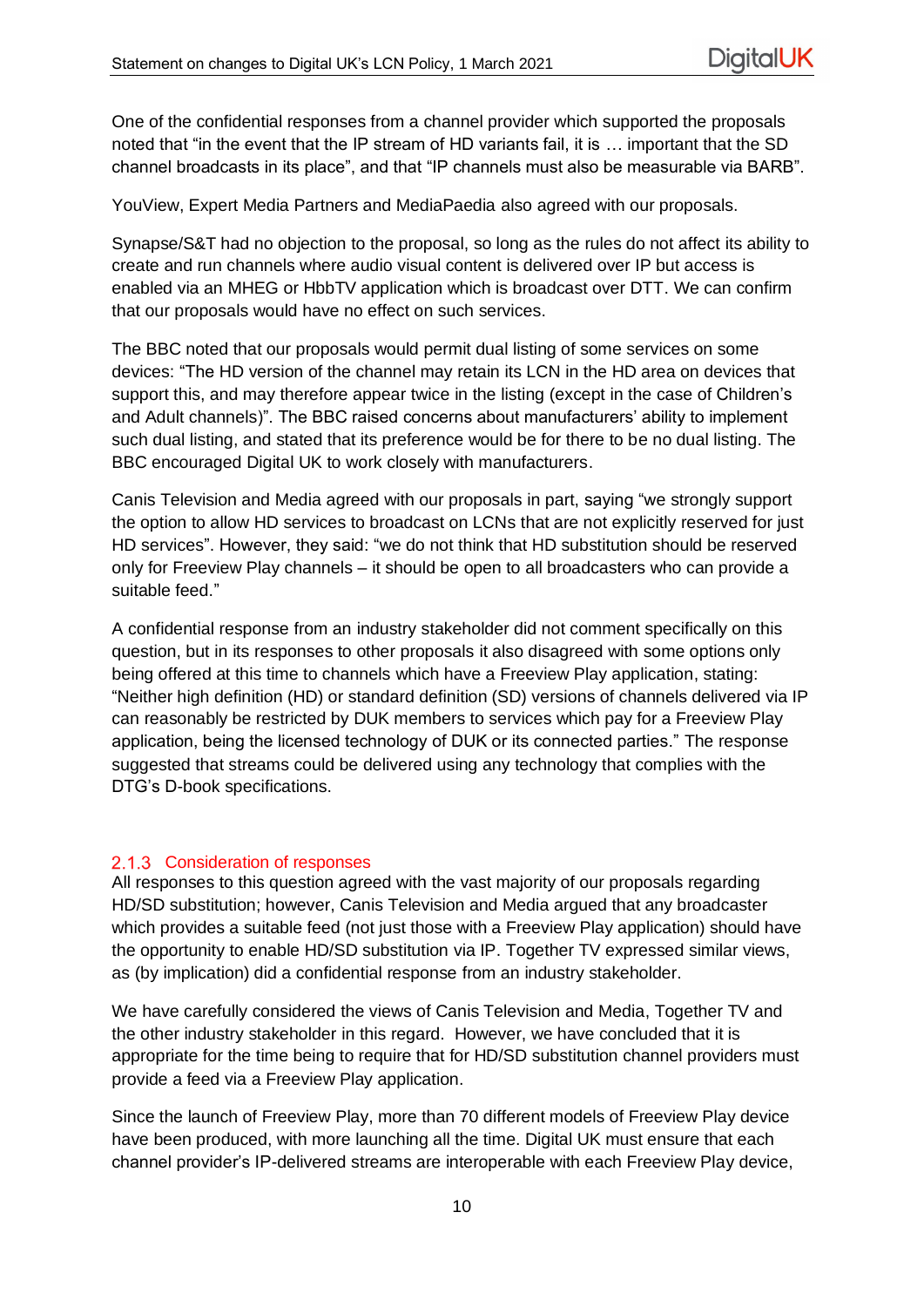One of the confidential responses from a channel provider which supported the proposals noted that "in the event that the IP stream of HD variants fail, it is … important that the SD channel broadcasts in its place", and that "IP channels must also be measurable via BARB".

YouView, Expert Media Partners and MediaPaedia also agreed with our proposals.

Synapse/S&T had no objection to the proposal, so long as the rules do not affect its ability to create and run channels where audio visual content is delivered over IP but access is enabled via an MHEG or HbbTV application which is broadcast over DTT. We can confirm that our proposals would have no effect on such services.

The BBC noted that our proposals would permit dual listing of some services on some devices: "The HD version of the channel may retain its LCN in the HD area on devices that support this, and may therefore appear twice in the listing (except in the case of Children's and Adult channels)". The BBC raised concerns about manufacturers' ability to implement such dual listing, and stated that its preference would be for there to be no dual listing. The BBC encouraged Digital UK to work closely with manufacturers.

Canis Television and Media agreed with our proposals in part, saying "we strongly support the option to allow HD services to broadcast on LCNs that are not explicitly reserved for just HD services". However, they said: "we do not think that HD substitution should be reserved only for Freeview Play channels – it should be open to all broadcasters who can provide a suitable feed."

A confidential response from an industry stakeholder did not comment specifically on this question, but in its responses to other proposals it also disagreed with some options only being offered at this time to channels which have a Freeview Play application, stating: "Neither high definition (HD) or standard definition (SD) versions of channels delivered via IP can reasonably be restricted by DUK members to services which pay for a Freeview Play application, being the licensed technology of DUK or its connected parties." The response suggested that streams could be delivered using any technology that complies with the DTG's D-book specifications.

### 2.1.3 Consideration of responses

All responses to this question agreed with the vast majority of our proposals regarding HD/SD substitution; however, Canis Television and Media argued that any broadcaster which provides a suitable feed (not just those with a Freeview Play application) should have the opportunity to enable HD/SD substitution via IP. Together TV expressed similar views, as (by implication) did a confidential response from an industry stakeholder.

We have carefully considered the views of Canis Television and Media, Together TV and the other industry stakeholder in this regard. However, we have concluded that it is appropriate for the time being to require that for HD/SD substitution channel providers must provide a feed via a Freeview Play application.

Since the launch of Freeview Play, more than 70 different models of Freeview Play device have been produced, with more launching all the time. Digital UK must ensure that each channel provider's IP-delivered streams are interoperable with each Freeview Play device,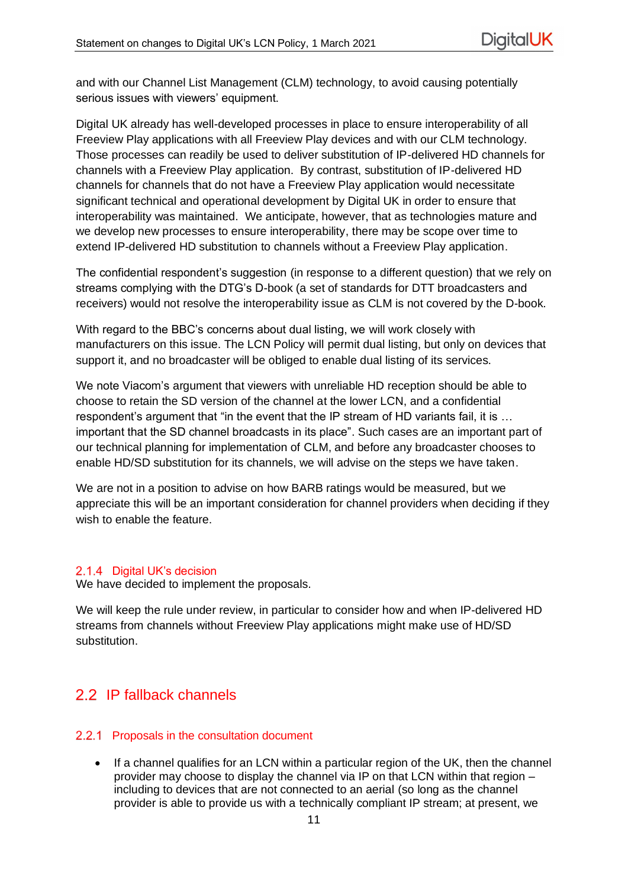and with our Channel List Management (CLM) technology, to avoid causing potentially serious issues with viewers' equipment.

Digital UK already has well-developed processes in place to ensure interoperability of all Freeview Play applications with all Freeview Play devices and with our CLM technology. Those processes can readily be used to deliver substitution of IP-delivered HD channels for channels with a Freeview Play application. By contrast, substitution of IP-delivered HD channels for channels that do not have a Freeview Play application would necessitate significant technical and operational development by Digital UK in order to ensure that interoperability was maintained. We anticipate, however, that as technologies mature and we develop new processes to ensure interoperability, there may be scope over time to extend IP-delivered HD substitution to channels without a Freeview Play application.

The confidential respondent's suggestion (in response to a different question) that we rely on streams complying with the DTG's D-book (a set of standards for DTT broadcasters and receivers) would not resolve the interoperability issue as CLM is not covered by the D-book.

With regard to the BBC's concerns about dual listing, we will work closely with manufacturers on this issue. The LCN Policy will permit dual listing, but only on devices that support it, and no broadcaster will be obliged to enable dual listing of its services.

We note Viacom's argument that viewers with unreliable HD reception should be able to choose to retain the SD version of the channel at the lower LCN, and a confidential respondent's argument that "in the event that the IP stream of HD variants fail, it is … important that the SD channel broadcasts in its place". Such cases are an important part of our technical planning for implementation of CLM, and before any broadcaster chooses to enable HD/SD substitution for its channels, we will advise on the steps we have taken.

We are not in a position to advise on how BARB ratings would be measured, but we appreciate this will be an important consideration for channel providers when deciding if they wish to enable the feature.

### 2.1.4 Digital UK's decision

We have decided to implement the proposals.

We will keep the rule under review, in particular to consider how and when IP-delivered HD streams from channels without Freeview Play applications might make use of HD/SD substitution.

## 2.2 IP fallback channels

### 2.2.1 Proposals in the consultation document

- If a channel qualifies for an LCN within a particular region of the UK, then the channel provider may choose to display the channel via IP on that LCN within that region – including to devices that are not connected to an aerial (so long as the channel provider is able to provide us with a technically compliant IP stream; at present, we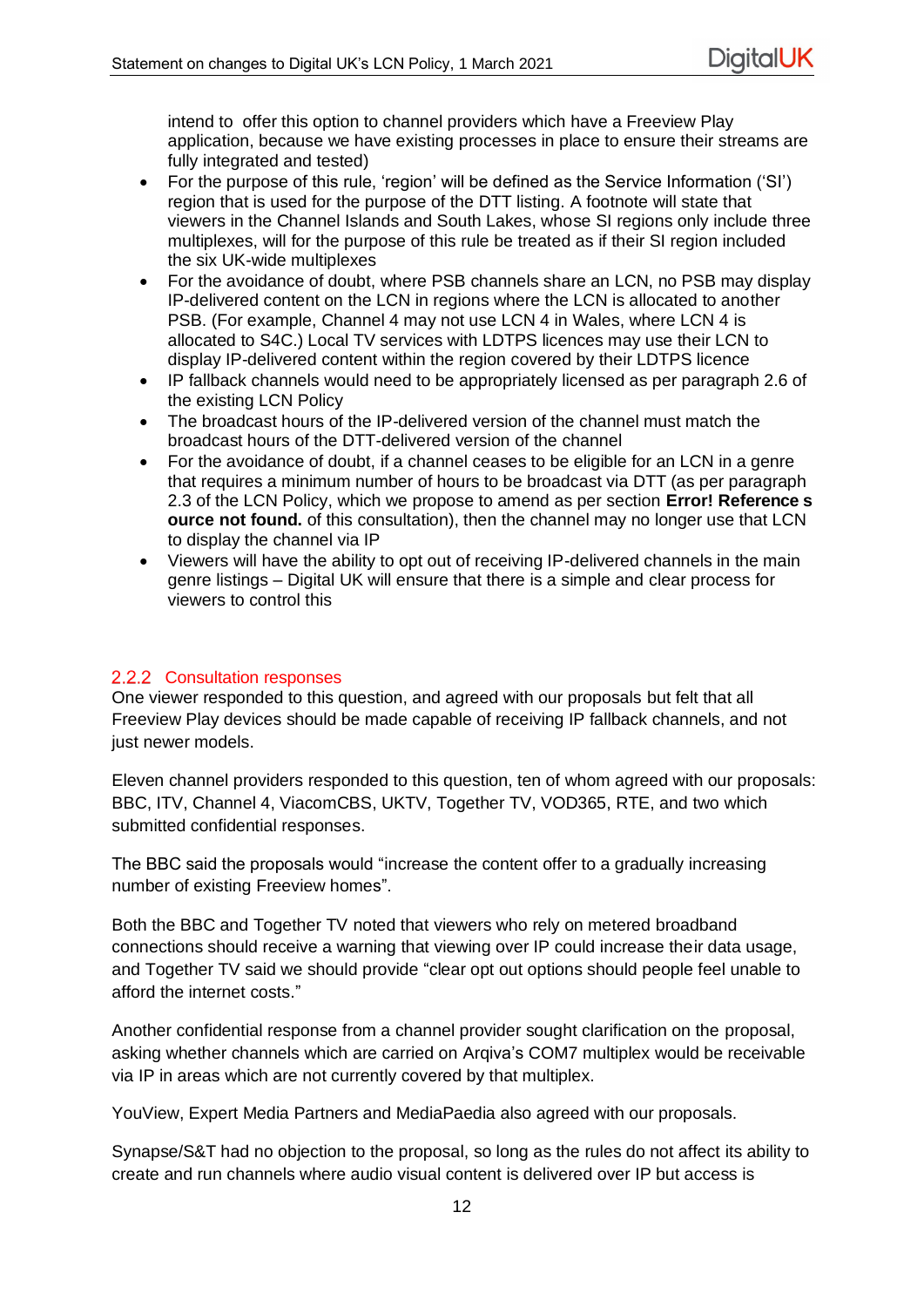intend to  offer this option to channel providers which have a Freeview Play application, because we have existing processes in place to ensure their streams are fully integrated and tested)

- For the purpose of this rule, 'region' will be defined as the Service Information ('SI') region that is used for the purpose of the DTT listing. A footnote will state that viewers in the Channel Islands and South Lakes, whose SI regions only include three multiplexes, will for the purpose of this rule be treated as if their SI region included the six UK-wide multiplexes
- For the avoidance of doubt, where PSB channels share an LCN, no PSB may display IP-delivered content on the LCN in regions where the LCN is allocated to another PSB. (For example, Channel 4 may not use LCN 4 in Wales, where LCN 4 is allocated to S4C.) Local TV services with LDTPS licences may use their LCN to display IP-delivered content within the region covered by their LDTPS licence
- IP fallback channels would need to be appropriately licensed as per paragraph 2.6 of the existing LCN Policy
- The broadcast hours of the IP-delivered version of the channel must match the broadcast hours of the DTT-delivered version of the channel
- For the avoidance of doubt, if a channel ceases to be eligible for an LCN in a genre that requires a minimum number of hours to be broadcast via DTT (as per paragraph 2.3 of the LCN Policy, which we propose to amend as per section **Error! Reference source not found.** of this consultation), then the channel may no longer use that LCN to display the channel via IP
- Viewers will have the ability to opt out of receiving IP-delivered channels in the main genre listings – Digital UK will ensure that there is a simple and clear process for viewers to control this

### 2.2.2 Consultation responses

One viewer responded to this question, and agreed with our proposals but felt that all Freeview Play devices should be made capable of receiving IP fallback channels, and not just newer models.

Eleven channel providers responded to this question, ten of whom agreed with our proposals: BBC, ITV, Channel 4, ViacomCBS, UKTV, Together TV, VOD365, RTE, and two which submitted confidential responses.

The BBC said the proposals would "increase the content offer to a gradually increasing number of existing Freeview homes".

Both the BBC and Together TV noted that viewers who rely on metered broadband connections should receive a warning that viewing over IP could increase their data usage, and Together TV said we should provide "clear opt out options should people feel unable to afford the internet costs."

Another confidential response from a channel provider sought clarification on the proposal, asking whether channels which are carried on Arqiva's COM7 multiplex would be receivable via IP in areas which are not currently covered by that multiplex.

YouView, Expert Media Partners and MediaPaedia also agreed with our proposals.

Synapse/S&T had no objection to the proposal, so long as the rules do not affect its ability to create and run channels where audio visual content is delivered over IP but access is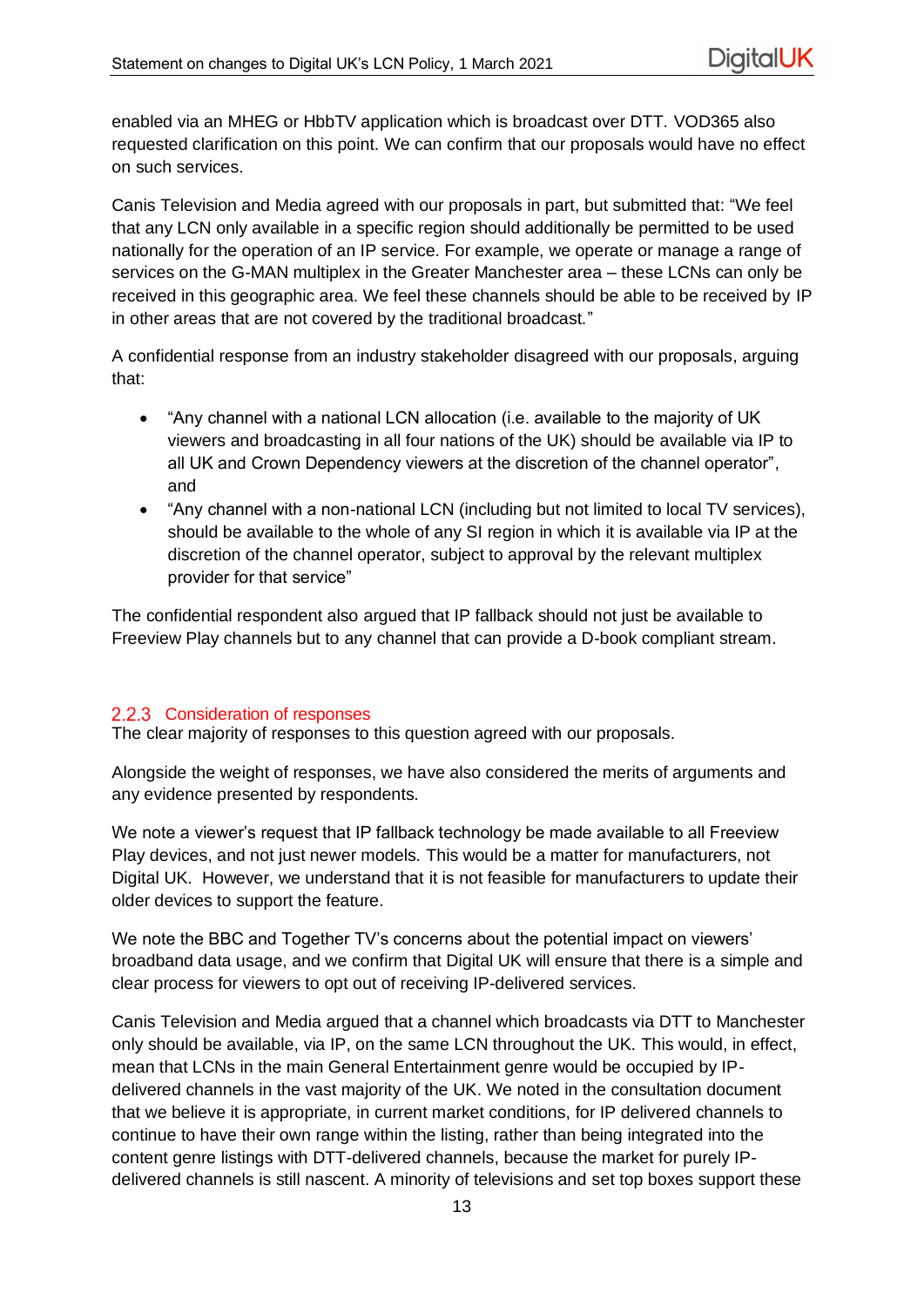enabled via an MHEG or HbbTV application which is broadcast over DTT. VOD365 also requested clarification on this point. We can confirm that our proposals would have no effect on such services.

Canis Television and Media agreed with our proposals in part, but submitted that: “We feel that any LCN only available in a specific region should additionally be permitted to be used nationally for the operation of an IP service. For example, we operate or manage a range of services on the G-MAN multiplex in the Greater Manchester area – these LCNs can only be received in this geographic area. We feel these channels should be able to be received by IP in other areas that are not covered by the traditional broadcast.”

A confidential response from an industry stakeholder disagreed with our proposals, arguing that:

- “Any channel with a national LCN allocation (i.e. available to the majority of UK viewers and broadcasting in all four nations of the UK) should be available via IP to all UK and Crown Dependency viewers at the discretion of the channel operator”, and
- “Any channel with a non-national LCN (including but not limited to local TV services), should be available to the whole of any SI region in which it is available via IP at the discretion of the channel operator, subject to approval by the relevant multiplex provider for that service”

The confidential respondent also argued that IP fallback should not just be available to Freeview Play channels but to any channel that can provide a D-book compliant stream.

### 2.2.3 Consideration of responses

The clear majority of responses to this question agreed with our proposals.

Alongside the weight of responses, we have also considered the merits of arguments and any evidence presented by respondents.

We note a viewer’s request that IP fallback technology be made available to all Freeview Play devices, and not just newer models. This would be a matter for manufacturers, not Digital UK. However, we understand that it is not feasible for manufacturers to update their older devices to support the feature.

We note the BBC and Together TV’s concerns about the potential impact on viewers’ broadband data usage, and we confirm that Digital UK will ensure that there is a simple and clear process for viewers to opt out of receiving IP-delivered services.

Canis Television and Media argued that a channel which broadcasts via DTT to Manchester only should be available, via IP, on the same LCN throughout the UK. This would, in effect, mean that LCNs in the main General Entertainment genre would be occupied by IP-delivered channels in the vast majority of the UK. We noted in the consultation document that we believe it is appropriate, in current market conditions, for IP delivered channels to continue to have their own range within the listing, rather than being integrated into the content genre listings with DTT-delivered channels, because the market for purely IP-delivered channels is still nascent. A minority of televisions and set top boxes support these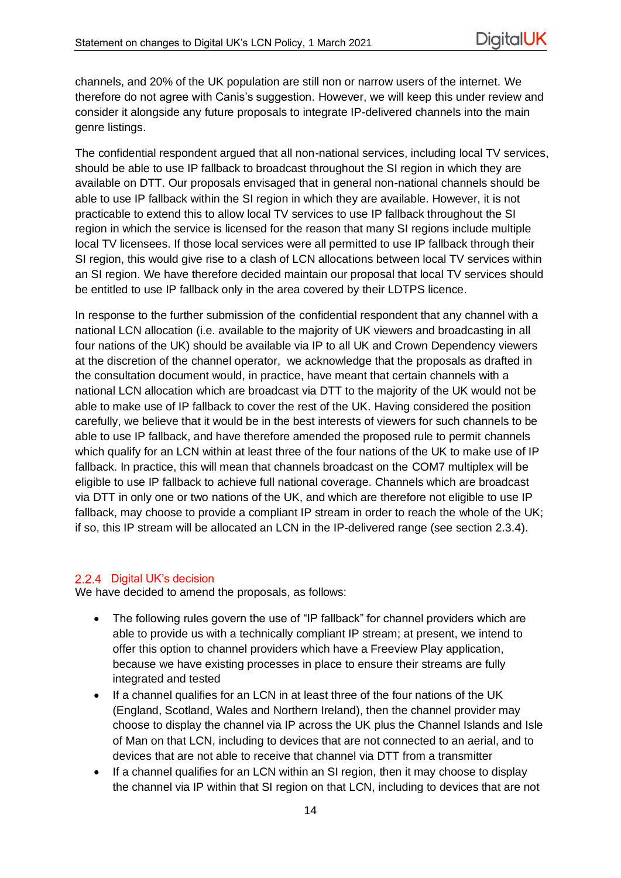channels, and 20% of the UK population are still non or narrow users of the internet. We therefore do not agree with Canis's suggestion. However, we will keep this under review and consider it alongside any future proposals to integrate IP-delivered channels into the main genre listings.

The confidential respondent argued that all non-national services, including local TV services, should be able to use IP fallback to broadcast throughout the SI region in which they are available on DTT. Our proposals envisaged that in general non-national channels should be able to use IP fallback within the SI region in which they are available. However, it is not practicable to extend this to allow local TV services to use IP fallback throughout the SI region in which the service is licensed for the reason that many SI regions include multiple local TV licensees. If those local services were all permitted to use IP fallback through their SI region, this would give rise to a clash of LCN allocations between local TV services within an SI region. We have therefore decided maintain our proposal that local TV services should be entitled to use IP fallback only in the area covered by their LDTPS licence.

In response to the further submission of the confidential respondent that any channel with a national LCN allocation (i.e. available to the majority of UK viewers and broadcasting in all four nations of the UK) should be available via IP to all UK and Crown Dependency viewers at the discretion of the channel operator,  we acknowledge that the proposals as drafted in the consultation document would, in practice, have meant that certain channels with a national LCN allocation which are broadcast via DTT to the majority of the UK would not be able to make use of IP fallback to cover the rest of the UK. Having considered the position carefully, we believe that it would be in the best interests of viewers for such channels to be able to use IP fallback, and have therefore amended the proposed rule to permit channels which qualify for an LCN within at least three of the four nations of the UK to make use of IP fallback. In practice, this will mean that channels broadcast on the COM7 multiplex will be eligible to use IP fallback to achieve full national coverage. Channels which are broadcast via DTT in only one or two nations of the UK, and which are therefore not eligible to use IP fallback, may choose to provide a compliant IP stream in order to reach the whole of the UK; if so, this IP stream will be allocated an LCN in the IP-delivered range (see section 2.3.4).

### 2.2.4 Digital UK's decision

We have decided to amend the proposals, as follows:

- The following rules govern the use of "IP fallback" for channel providers which are able to provide us with a technically compliant IP stream; at present, we intend to offer this option to channel providers which have a Freeview Play application, because we have existing processes in place to ensure their streams are fully integrated and tested
- If a channel qualifies for an LCN in at least three of the four nations of the UK (England, Scotland, Wales and Northern Ireland), then the channel provider may choose to display the channel via IP across the UK plus the Channel Islands and Isle of Man on that LCN, including to devices that are not connected to an aerial, and to devices that are not able to receive that channel via DTT from a transmitter
- If a channel qualifies for an LCN within an SI region, then it may choose to display the channel via IP within that SI region on that LCN, including to devices that are not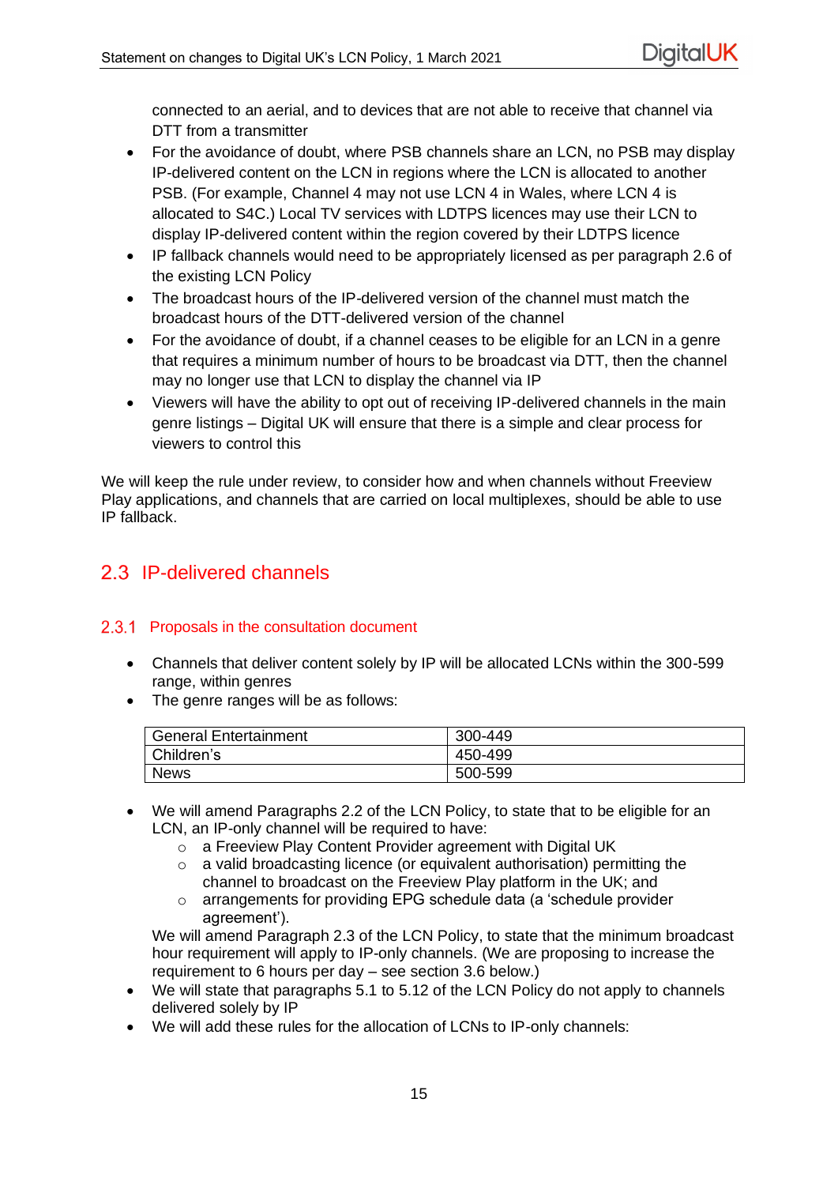connected to an aerial, and to devices that are not able to receive that channel via DTT from a transmitter

- For the avoidance of doubt, where PSB channels share an LCN, no PSB may display IP-delivered content on the LCN in regions where the LCN is allocated to another PSB. (For example, Channel 4 may not use LCN 4 in Wales, where LCN 4 is allocated to S4C.) Local TV services with LDTPS licences may use their LCN to display IP-delivered content within the region covered by their LDTPS licence
- IP fallback channels would need to be appropriately licensed as per paragraph 2.6 of the existing LCN Policy
- The broadcast hours of the IP-delivered version of the channel must match the broadcast hours of the DTT-delivered version of the channel
- For the avoidance of doubt, if a channel ceases to be eligible for an LCN in a genre that requires a minimum number of hours to be broadcast via DTT, then the channel may no longer use that LCN to display the channel via IP
- Viewers will have the ability to opt out of receiving IP-delivered channels in the main genre listings – Digital UK will ensure that there is a simple and clear process for viewers to control this

We will keep the rule under review, to consider how and when channels without Freeview Play applications, and channels that are carried on local multiplexes, should be able to use IP fallback.

## 2.3 IP-delivered channels

### 2.3.1 Proposals in the consultation document

- Channels that deliver content solely by IP will be allocated LCNs within the 300-599 range, within genres
- The genre ranges will be as follows:

| General Entertainment | 300-449 |
|---|---|
| Children's | 450-499 |
| News | 500-599 |

- We will amend Paragraphs 2.2 of the LCN Policy, to state that to be eligible for an LCN, an IP-only channel will be required to have:
    - a Freeview Play Content Provider agreement with Digital UK
    - a valid broadcasting licence (or equivalent authorisation) permitting the channel to broadcast on the Freeview Play platform in the UK; and
    - arrangements for providing EPG schedule data (a 'schedule provider agreement').

  We will amend Paragraph 2.3 of the LCN Policy, to state that the minimum broadcast hour requirement will apply to IP-only channels. (We are proposing to increase the requirement to 6 hours per day – see section 3.6 below.)
- We will state that paragraphs 5.1 to 5.12 of the LCN Policy do not apply to channels delivered solely by IP
- We will add these rules for the allocation of LCNs to IP-only channels: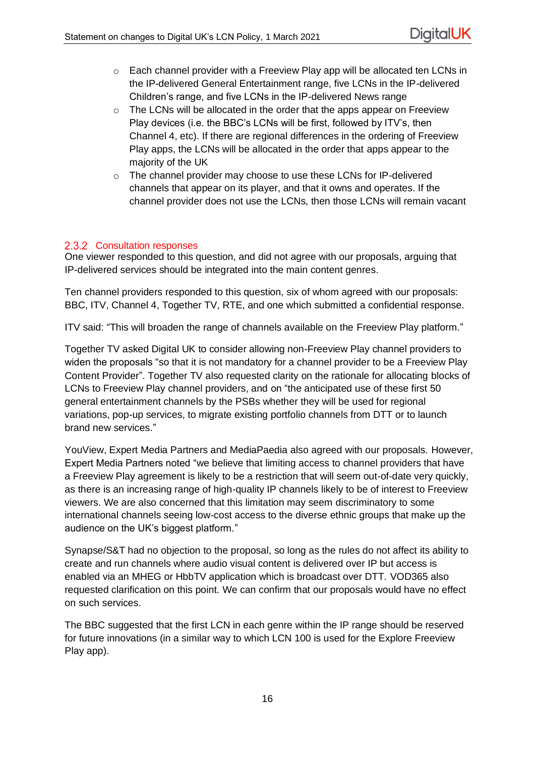- Each channel provider with a Freeview Play app will be allocated ten LCNs in the IP-delivered General Entertainment range, five LCNs in the IP-delivered Children's range, and five LCNs in the IP-delivered News range
- The LCNs will be allocated in the order that the apps appear on Freeview Play devices (i.e. the BBC's LCNs will be first, followed by ITV's, then Channel 4, etc). If there are regional differences in the ordering of Freeview Play apps, the LCNs will be allocated in the order that apps appear to the majority of the UK
- The channel provider may choose to use these LCNs for IP-delivered channels that appear on its player, and that it owns and operates. If the channel provider does not use the LCNs, then those LCNs will remain vacant

### 2.3.2 Consultation responses

One viewer responded to this question, and did not agree with our proposals, arguing that IP-delivered services should be integrated into the main content genres.

Ten channel providers responded to this question, six of whom agreed with our proposals: BBC, ITV, Channel 4, Together TV, RTE, and one which submitted a confidential response.

ITV said: "This will broaden the range of channels available on the Freeview Play platform."

Together TV asked Digital UK to consider allowing non-Freeview Play channel providers to widen the proposals "so that it is not mandatory for a channel provider to be a Freeview Play Content Provider". Together TV also requested clarity on the rationale for allocating blocks of LCNs to Freeview Play channel providers, and on "the anticipated use of these first 50 general entertainment channels by the PSBs whether they will be used for regional variations, pop-up services, to migrate existing portfolio channels from DTT or to launch brand new services."

YouView, Expert Media Partners and MediaPaedia also agreed with our proposals. However, Expert Media Partners noted "we believe that limiting access to channel providers that have a Freeview Play agreement is likely to be a restriction that will seem out-of-date very quickly, as there is an increasing range of high-quality IP channels likely to be of interest to Freeview viewers. We are also concerned that this limitation may seem discriminatory to some international channels seeing low-cost access to the diverse ethnic groups that make up the audience on the UK's biggest platform."

Synapse/S&T had no objection to the proposal, so long as the rules do not affect its ability to create and run channels where audio visual content is delivered over IP but access is enabled via an MHEG or HbbTV application which is broadcast over DTT. VOD365 also requested clarification on this point. We can confirm that our proposals would have no effect on such services.

The BBC suggested that the first LCN in each genre within the IP range should be reserved for future innovations (in a similar way to which LCN 100 is used for the Explore Freeview Play app).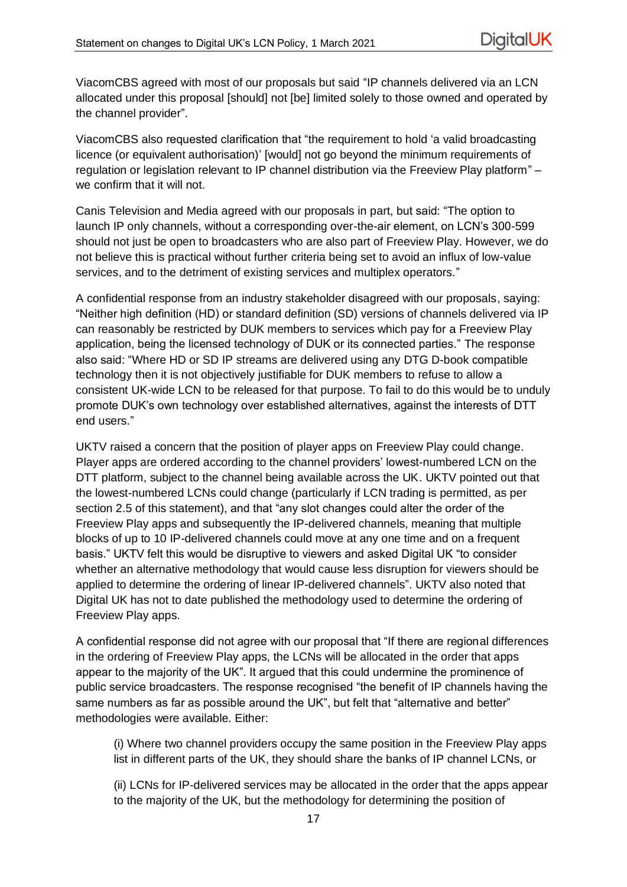ViacomCBS agreed with most of our proposals but said “IP channels delivered via an LCN allocated under this proposal [should] not [be] limited solely to those owned and operated by the channel provider”.

ViacomCBS also requested clarification that “the requirement to hold ‘a valid broadcasting licence (or equivalent authorisation)’ [would] not go beyond the minimum requirements of regulation or legislation relevant to IP channel distribution via the Freeview Play platform” – we confirm that it will not.

Canis Television and Media agreed with our proposals in part, but said: “The option to launch IP only channels, without a corresponding over-the-air element, on LCN’s 300-599 should not just be open to broadcasters who are also part of Freeview Play. However, we do not believe this is practical without further criteria being set to avoid an influx of low-value services, and to the detriment of existing services and multiplex operators.”

A confidential response from an industry stakeholder disagreed with our proposals, saying: “Neither high definition (HD) or standard definition (SD) versions of channels delivered via IP can reasonably be restricted by DUK members to services which pay for a Freeview Play application, being the licensed technology of DUK or its connected parties.” The response also said: “Where HD or SD IP streams are delivered using any DTG D-book compatible technology then it is not objectively justifiable for DUK members to refuse to allow a consistent UK-wide LCN to be released for that purpose. To fail to do this would be to unduly promote DUK’s own technology over established alternatives, against the interests of DTT end users.”

UKTV raised a concern that the position of player apps on Freeview Play could change. Player apps are ordered according to the channel providers’ lowest-numbered LCN on the DTT platform, subject to the channel being available across the UK. UKTV pointed out that the lowest-numbered LCNs could change (particularly if LCN trading is permitted, as per section 2.5 of this statement), and that “any slot changes could alter the order of the Freeview Play apps and subsequently the IP-delivered channels, meaning that multiple blocks of up to 10 IP-delivered channels could move at any one time and on a frequent basis.” UKTV felt this would be disruptive to viewers and asked Digital UK “to consider whether an alternative methodology that would cause less disruption for viewers should be applied to determine the ordering of linear IP-delivered channels”. UKTV also noted that Digital UK has not to date published the methodology used to determine the ordering of Freeview Play apps.

A confidential response did not agree with our proposal that “If there are regional differences in the ordering of Freeview Play apps, the LCNs will be allocated in the order that apps appear to the majority of the UK”. It argued that this could undermine the prominence of public service broadcasters. The response recognised “the benefit of IP channels having the same numbers as far as possible around the UK”, but felt that “alternative and better” methodologies were available. Either:

> (i) Where two channel providers occupy the same position in the Freeview Play apps list in different parts of the UK, they should share the banks of IP channel LCNs, or
>
> (ii) LCNs for IP-delivered services may be allocated in the order that the apps appear to the majority of the UK, but the methodology for determining the position of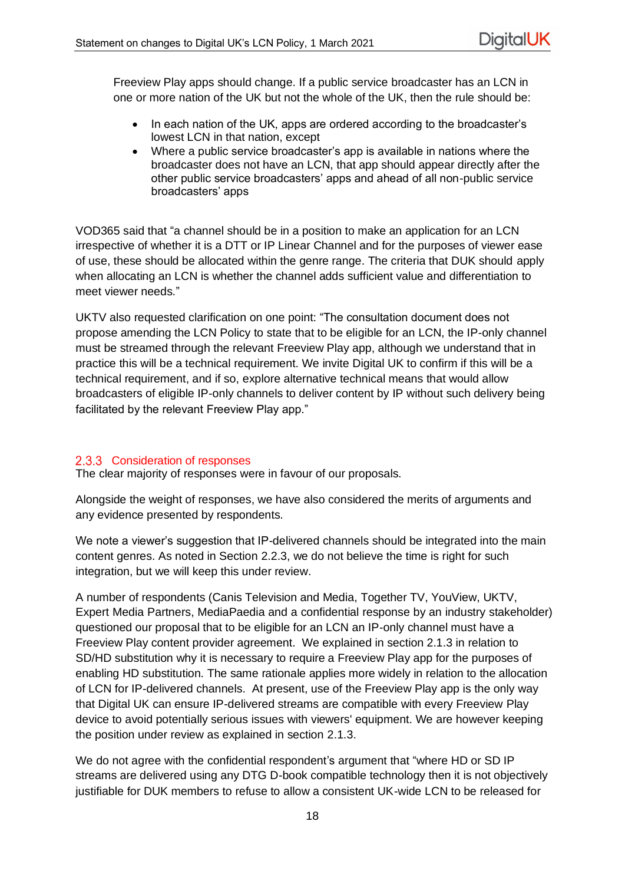Freeview Play apps should change. If a public service broadcaster has an LCN in one or more nation of the UK but not the whole of the UK, then the rule should be:

- In each nation of the UK, apps are ordered according to the broadcaster's lowest LCN in that nation, except
- Where a public service broadcaster's app is available in nations where the broadcaster does not have an LCN, that app should appear directly after the other public service broadcasters' apps and ahead of all non-public service broadcasters' apps

VOD365 said that "a channel should be in a position to make an application for an LCN irrespective of whether it is a DTT or IP Linear Channel and for the purposes of viewer ease of use, these should be allocated within the genre range. The criteria that DUK should apply when allocating an LCN is whether the channel adds sufficient value and differentiation to meet viewer needs."

UKTV also requested clarification on one point: "The consultation document does not propose amending the LCN Policy to state that to be eligible for an LCN, the IP-only channel must be streamed through the relevant Freeview Play app, although we understand that in practice this will be a technical requirement. We invite Digital UK to confirm if this will be a technical requirement, and if so, explore alternative technical means that would allow broadcasters of eligible IP-only channels to deliver content by IP without such delivery being facilitated by the relevant Freeview Play app."

### 2.3.3 Consideration of responses

The clear majority of responses were in favour of our proposals.

Alongside the weight of responses, we have also considered the merits of arguments and any evidence presented by respondents.

We note a viewer's suggestion that IP-delivered channels should be integrated into the main content genres. As noted in Section 2.2.3, we do not believe the time is right for such integration, but we will keep this under review.

A number of respondents (Canis Television and Media, Together TV, YouView, UKTV, Expert Media Partners, MediaPaedia and a confidential response by an industry stakeholder) questioned our proposal that to be eligible for an LCN an IP-only channel must have a Freeview Play content provider agreement. We explained in section 2.1.3 in relation to SD/HD substitution why it is necessary to require a Freeview Play app for the purposes of enabling HD substitution. The same rationale applies more widely in relation to the allocation of LCN for IP-delivered channels. At present, use of the Freeview Play app is the only way that Digital UK can ensure IP-delivered streams are compatible with every Freeview Play device to avoid potentially serious issues with viewers' equipment. We are however keeping the position under review as explained in section 2.1.3.

We do not agree with the confidential respondent's argument that "where HD or SD IP streams are delivered using any DTG D-book compatible technology then it is not objectively justifiable for DUK members to refuse to allow a consistent UK-wide LCN to be released for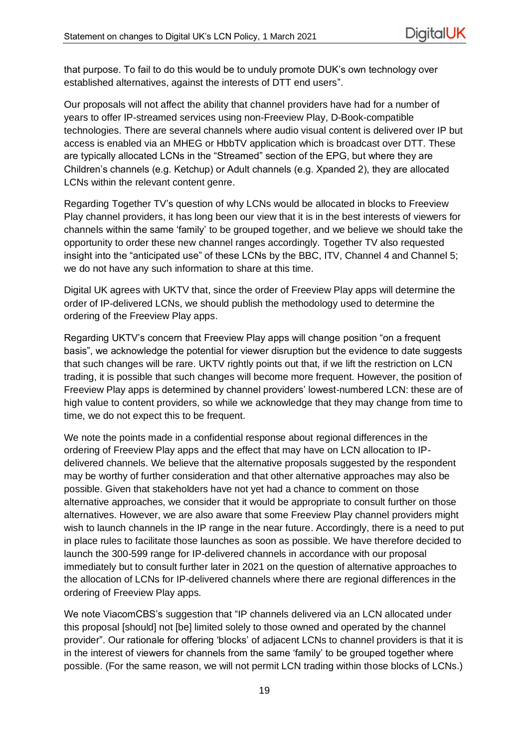that purpose. To fail to do this would be to unduly promote DUK's own technology over established alternatives, against the interests of DTT end users".

Our proposals will not affect the ability that channel providers have had for a number of years to offer IP-streamed services using non-Freeview Play, D-Book-compatible technologies. There are several channels where audio visual content is delivered over IP but access is enabled via an MHEG or HbbTV application which is broadcast over DTT. These are typically allocated LCNs in the "Streamed" section of the EPG, but where they are Children's channels (e.g. Ketchup) or Adult channels (e.g. Xpanded 2), they are allocated LCNs within the relevant content genre.

Regarding Together TV's question of why LCNs would be allocated in blocks to Freeview Play channel providers, it has long been our view that it is in the best interests of viewers for channels within the same 'family' to be grouped together, and we believe we should take the opportunity to order these new channel ranges accordingly. Together TV also requested insight into the "anticipated use" of these LCNs by the BBC, ITV, Channel 4 and Channel 5; we do not have any such information to share at this time.

Digital UK agrees with UKTV that, since the order of Freeview Play apps will determine the order of IP-delivered LCNs, we should publish the methodology used to determine the ordering of the Freeview Play apps.

Regarding UKTV's concern that Freeview Play apps will change position "on a frequent basis", we acknowledge the potential for viewer disruption but the evidence to date suggests that such changes will be rare. UKTV rightly points out that, if we lift the restriction on LCN trading, it is possible that such changes will become more frequent. However, the position of Freeview Play apps is determined by channel providers' lowest-numbered LCN: these are of high value to content providers, so while we acknowledge that they may change from time to time, we do not expect this to be frequent.

We note the points made in a confidential response about regional differences in the ordering of Freeview Play apps and the effect that may have on LCN allocation to IP-delivered channels. We believe that the alternative proposals suggested by the respondent may be worthy of further consideration and that other alternative approaches may also be possible. Given that stakeholders have not yet had a chance to comment on those alternative approaches, we consider that it would be appropriate to consult further on those alternatives. However, we are also aware that some Freeview Play channel providers might wish to launch channels in the IP range in the near future. Accordingly, there is a need to put in place rules to facilitate those launches as soon as possible. We have therefore decided to launch the 300-599 range for IP-delivered channels in accordance with our proposal immediately but to consult further later in 2021 on the question of alternative approaches to the allocation of LCNs for IP-delivered channels where there are regional differences in the ordering of Freeview Play apps.

We note ViacomCBS's suggestion that "IP channels delivered via an LCN allocated under this proposal [should] not [be] limited solely to those owned and operated by the channel provider". Our rationale for offering 'blocks' of adjacent LCNs to channel providers is that it is in the interest of viewers for channels from the same 'family' to be grouped together where possible. (For the same reason, we will not permit LCN trading within those blocks of LCNs.)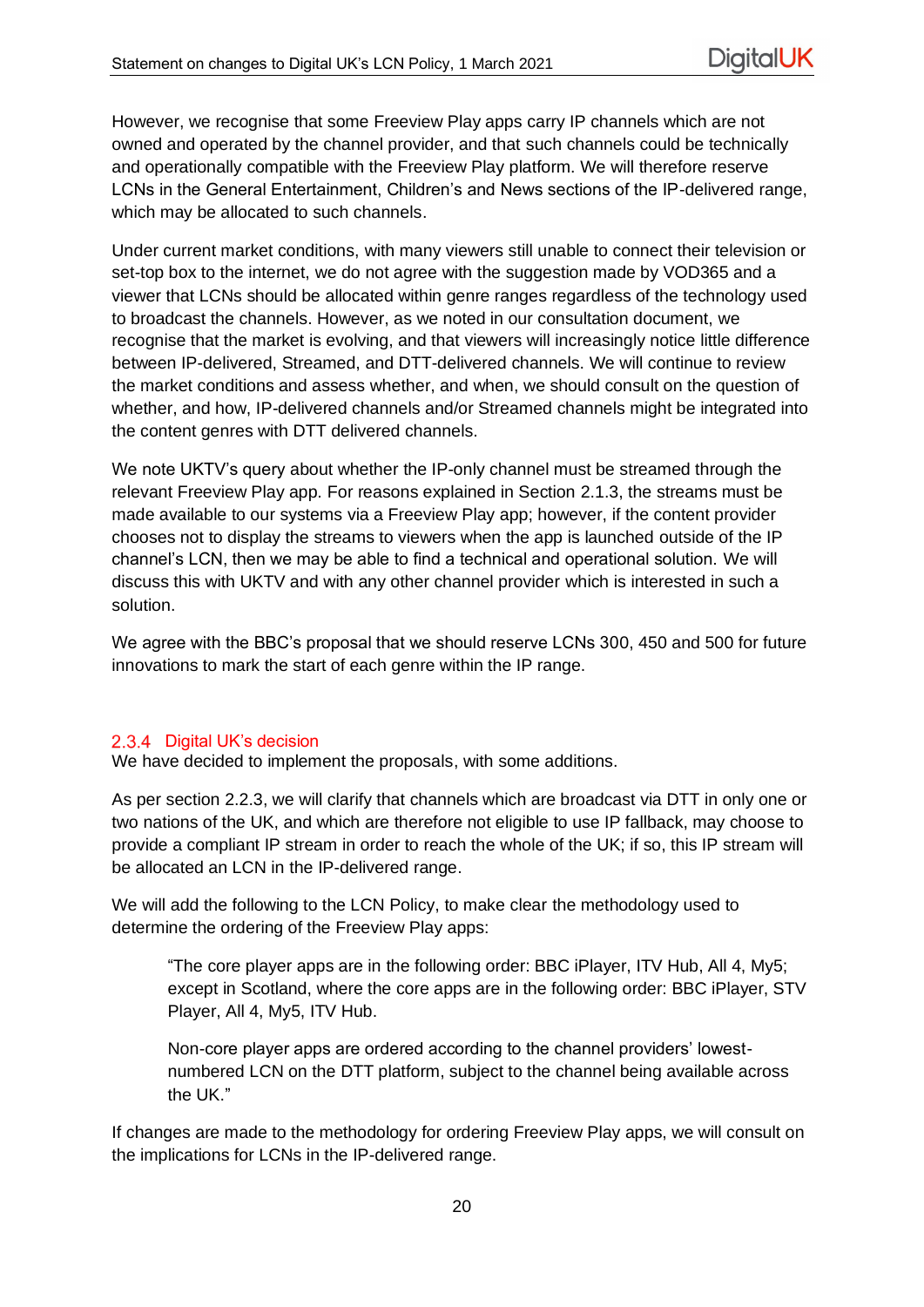However, we recognise that some Freeview Play apps carry IP channels which are not owned and operated by the channel provider, and that such channels could be technically and operationally compatible with the Freeview Play platform. We will therefore reserve LCNs in the General Entertainment, Children's and News sections of the IP-delivered range, which may be allocated to such channels.

Under current market conditions, with many viewers still unable to connect their television or set-top box to the internet, we do not agree with the suggestion made by VOD365 and a viewer that LCNs should be allocated within genre ranges regardless of the technology used to broadcast the channels. However, as we noted in our consultation document, we recognise that the market is evolving, and that viewers will increasingly notice little difference between IP-delivered, Streamed, and DTT-delivered channels. We will continue to review the market conditions and assess whether, and when, we should consult on the question of whether, and how, IP-delivered channels and/or Streamed channels might be integrated into the content genres with DTT delivered channels.

We note UKTV's query about whether the IP-only channel must be streamed through the relevant Freeview Play app. For reasons explained in Section 2.1.3, the streams must be made available to our systems via a Freeview Play app; however, if the content provider chooses not to display the streams to viewers when the app is launched outside of the IP channel's LCN, then we may be able to find a technical and operational solution. We will discuss this with UKTV and with any other channel provider which is interested in such a solution.

We agree with the BBC's proposal that we should reserve LCNs 300, 450 and 500 for future innovations to mark the start of each genre within the IP range.

### 2.3.4 Digital UK's decision

We have decided to implement the proposals, with some additions.

As per section 2.2.3, we will clarify that channels which are broadcast via DTT in only one or two nations of the UK, and which are therefore not eligible to use IP fallback, may choose to provide a compliant IP stream in order to reach the whole of the UK; if so, this IP stream will be allocated an LCN in the IP-delivered range.

We will add the following to the LCN Policy, to make clear the methodology used to determine the ordering of the Freeview Play apps:

> "The core player apps are in the following order: BBC iPlayer, ITV Hub, All 4, My5; except in Scotland, where the core apps are in the following order: BBC iPlayer, STV Player, All 4, My5, ITV Hub.
>
> Non-core player apps are ordered according to the channel providers' lowest-numbered LCN on the DTT platform, subject to the channel being available across the UK."

If changes are made to the methodology for ordering Freeview Play apps, we will consult on the implications for LCNs in the IP-delivered range.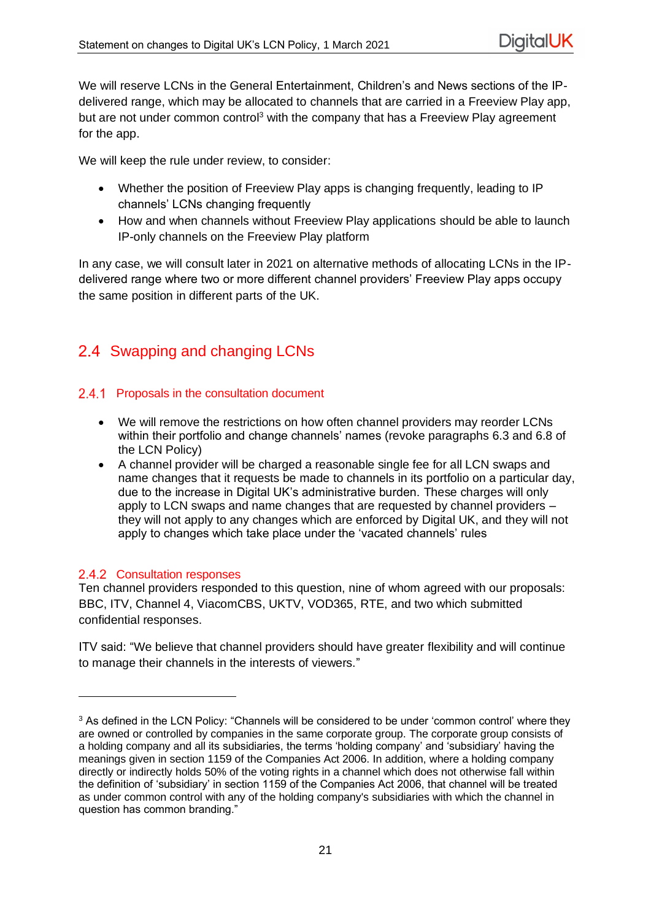We will reserve LCNs in the General Entertainment, Children's and News sections of the IP-delivered range, which may be allocated to channels that are carried in a Freeview Play app, but are not under common control[3] with the company that has a Freeview Play agreement for the app.

We will keep the rule under review, to consider:

- Whether the position of Freeview Play apps is changing frequently, leading to IP channels' LCNs changing frequently
- How and when channels without Freeview Play applications should be able to launch IP-only channels on the Freeview Play platform

In any case, we will consult later in 2021 on alternative methods of allocating LCNs in the IP-delivered range where two or more different channel providers' Freeview Play apps occupy the same position in different parts of the UK.

## 2.4 Swapping and changing LCNs

### 2.4.1 Proposals in the consultation document

- We will remove the restrictions on how often channel providers may reorder LCNs within their portfolio and change channels' names (revoke paragraphs 6.3 and 6.8 of the LCN Policy)
- A channel provider will be charged a reasonable single fee for all LCN swaps and name changes that it requests be made to channels in its portfolio on a particular day, due to the increase in Digital UK's administrative burden. These charges will only apply to LCN swaps and name changes that are requested by channel providers – they will not apply to any changes which are enforced by Digital UK, and they will not apply to changes which take place under the 'vacated channels' rules

### 2.4.2 Consultation responses

Ten channel providers responded to this question, nine of whom agreed with our proposals: BBC, ITV, Channel 4, ViacomCBS, UKTV, VOD365, RTE, and two which submitted confidential responses.

ITV said: "We believe that channel providers should have greater flexibility and will continue to manage their channels in the interests of viewers."

---

[3] As defined in the LCN Policy: "Channels will be considered to be under 'common control' where they are owned or controlled by companies in the same corporate group. The corporate group consists of a holding company and all its subsidiaries, the terms 'holding company' and 'subsidiary' having the meanings given in section 1159 of the Companies Act 2006. In addition, where a holding company directly or indirectly holds 50% of the voting rights in a channel which does not otherwise fall within the definition of 'subsidiary' in section 1159 of the Companies Act 2006, that channel will be treated as under common control with any of the holding company's subsidiaries with which the channel in question has common branding."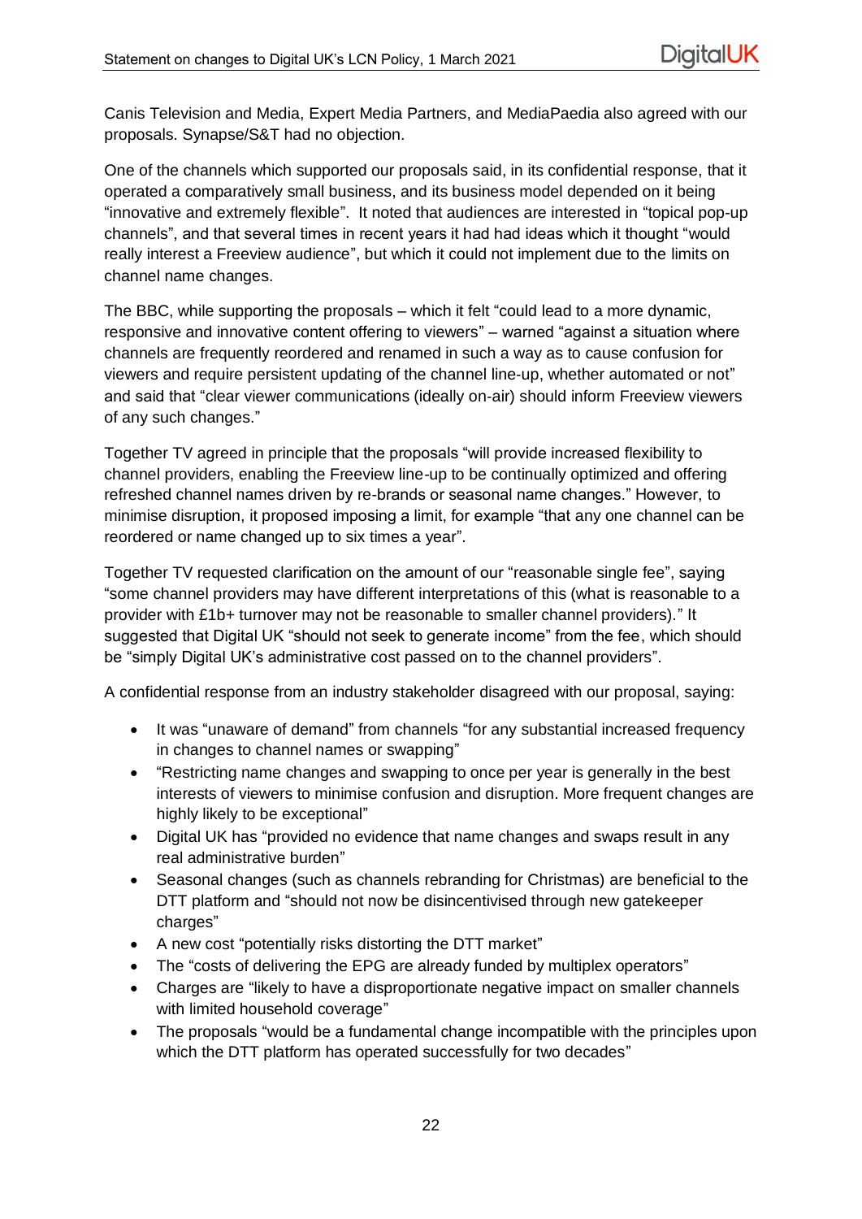Canis Television and Media, Expert Media Partners, and MediaPaedia also agreed with our proposals. Synapse/S&T had no objection.

One of the channels which supported our proposals said, in its confidential response, that it operated a comparatively small business, and its business model depended on it being "innovative and extremely flexible". It noted that audiences are interested in "topical pop-up channels", and that several times in recent years it had had ideas which it thought "would really interest a Freeview audience", but which it could not implement due to the limits on channel name changes.

The BBC, while supporting the proposals – which it felt "could lead to a more dynamic, responsive and innovative content offering to viewers" – warned "against a situation where channels are frequently reordered and renamed in such a way as to cause confusion for viewers and require persistent updating of the channel line-up, whether automated or not" and said that "clear viewer communications (ideally on-air) should inform Freeview viewers of any such changes."

Together TV agreed in principle that the proposals "will provide increased flexibility to channel providers, enabling the Freeview line-up to be continually optimized and offering refreshed channel names driven by re-brands or seasonal name changes." However, to minimise disruption, it proposed imposing a limit, for example "that any one channel can be reordered or name changed up to six times a year".

Together TV requested clarification on the amount of our "reasonable single fee", saying "some channel providers may have different interpretations of this (what is reasonable to a provider with £1b+ turnover may not be reasonable to smaller channel providers)." It suggested that Digital UK "should not seek to generate income" from the fee, which should be "simply Digital UK's administrative cost passed on to the channel providers".

A confidential response from an industry stakeholder disagreed with our proposal, saying:

- It was "unaware of demand" from channels "for any substantial increased frequency in changes to channel names or swapping"
- "Restricting name changes and swapping to once per year is generally in the best interests of viewers to minimise confusion and disruption. More frequent changes are highly likely to be exceptional"
- Digital UK has "provided no evidence that name changes and swaps result in any real administrative burden"
- Seasonal changes (such as channels rebranding for Christmas) are beneficial to the DTT platform and "should not now be disincentivised through new gatekeeper charges"
- A new cost "potentially risks distorting the DTT market"
- The "costs of delivering the EPG are already funded by multiplex operators"
- Charges are "likely to have a disproportionate negative impact on smaller channels with limited household coverage"
- The proposals "would be a fundamental change incompatible with the principles upon which the DTT platform has operated successfully for two decades"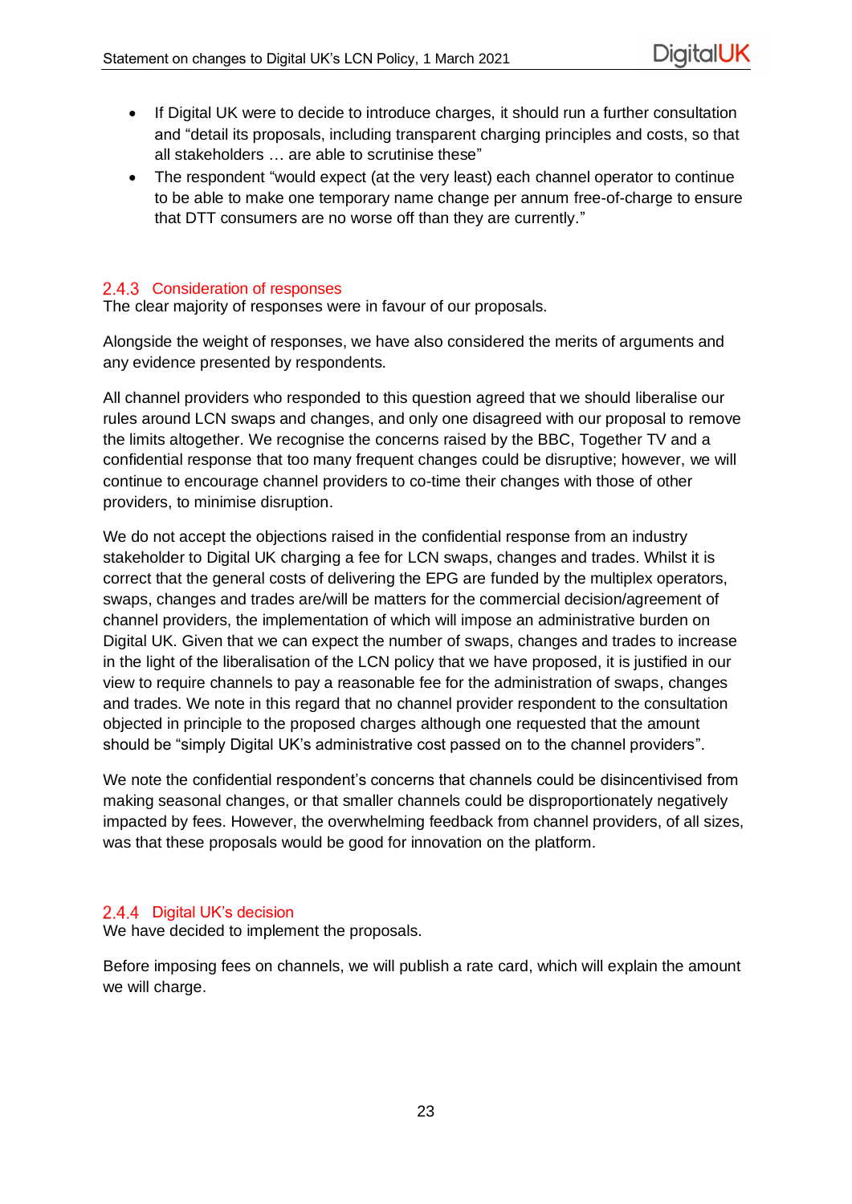- If Digital UK were to decide to introduce charges, it should run a further consultation and "detail its proposals, including transparent charging principles and costs, so that all stakeholders … are able to scrutinise these"
- The respondent "would expect (at the very least) each channel operator to continue to be able to make one temporary name change per annum free-of-charge to ensure that DTT consumers are no worse off than they are currently."

### 2.4.3 Consideration of responses

The clear majority of responses were in favour of our proposals.

Alongside the weight of responses, we have also considered the merits of arguments and any evidence presented by respondents.

All channel providers who responded to this question agreed that we should liberalise our rules around LCN swaps and changes, and only one disagreed with our proposal to remove the limits altogether. We recognise the concerns raised by the BBC, Together TV and a confidential response that too many frequent changes could be disruptive; however, we will continue to encourage channel providers to co-time their changes with those of other providers, to minimise disruption.

We do not accept the objections raised in the confidential response from an industry stakeholder to Digital UK charging a fee for LCN swaps, changes and trades. Whilst it is correct that the general costs of delivering the EPG are funded by the multiplex operators, swaps, changes and trades are/will be matters for the commercial decision/agreement of channel providers, the implementation of which will impose an administrative burden on Digital UK. Given that we can expect the number of swaps, changes and trades to increase in the light of the liberalisation of the LCN policy that we have proposed, it is justified in our view to require channels to pay a reasonable fee for the administration of swaps, changes and trades. We note in this regard that no channel provider respondent to the consultation objected in principle to the proposed charges although one requested that the amount should be "simply Digital UK's administrative cost passed on to the channel providers".

We note the confidential respondent's concerns that channels could be disincentivised from making seasonal changes, or that smaller channels could be disproportionately negatively impacted by fees. However, the overwhelming feedback from channel providers, of all sizes, was that these proposals would be good for innovation on the platform.

### 2.4.4 Digital UK's decision

We have decided to implement the proposals.

Before imposing fees on channels, we will publish a rate card, which will explain the amount we will charge.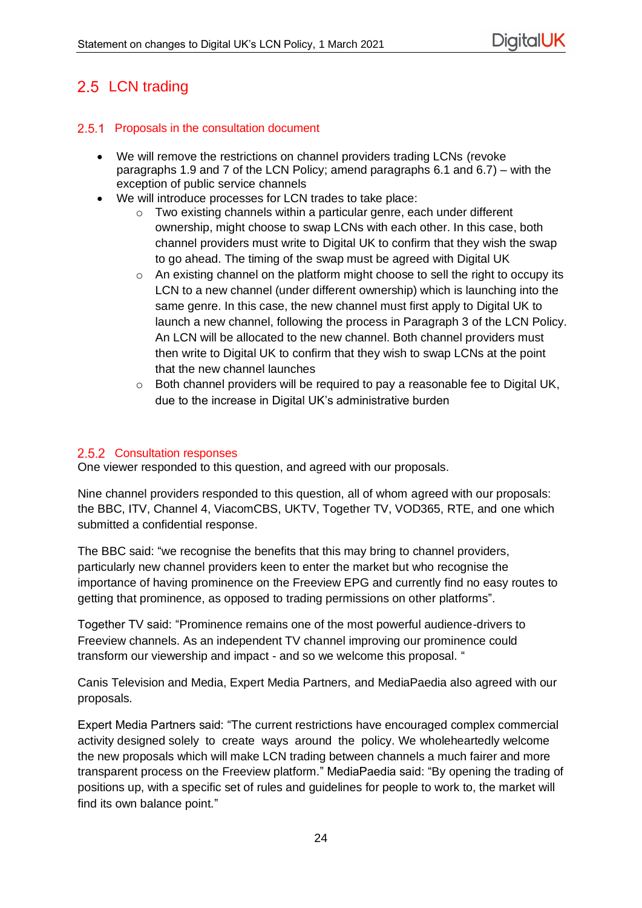## 2.5 LCN trading

### 2.5.1 Proposals in the consultation document

- We will remove the restrictions on channel providers trading LCNs (revoke paragraphs 1.9 and 7 of the LCN Policy; amend paragraphs 6.1 and 6.7) – with the exception of public service channels
- We will introduce processes for LCN trades to take place:
    - Two existing channels within a particular genre, each under different ownership, might choose to swap LCNs with each other. In this case, both channel providers must write to Digital UK to confirm that they wish the swap to go ahead. The timing of the swap must be agreed with Digital UK
    - An existing channel on the platform might choose to sell the right to occupy its LCN to a new channel (under different ownership) which is launching into the same genre. In this case, the new channel must first apply to Digital UK to launch a new channel, following the process in Paragraph 3 of the LCN Policy. An LCN will be allocated to the new channel. Both channel providers must then write to Digital UK to confirm that they wish to swap LCNs at the point that the new channel launches
    - Both channel providers will be required to pay a reasonable fee to Digital UK, due to the increase in Digital UK's administrative burden

### 2.5.2 Consultation responses

One viewer responded to this question, and agreed with our proposals.

Nine channel providers responded to this question, all of whom agreed with our proposals: the BBC, ITV, Channel 4, ViacomCBS, UKTV, Together TV, VOD365, RTE, and one which submitted a confidential response.

The BBC said: "we recognise the benefits that this may bring to channel providers, particularly new channel providers keen to enter the market but who recognise the importance of having prominence on the Freeview EPG and currently find no easy routes to getting that prominence, as opposed to trading permissions on other platforms".

Together TV said: "Prominence remains one of the most powerful audience-drivers to Freeview channels. As an independent TV channel improving our prominence could transform our viewership and impact - and so we welcome this proposal. "

Canis Television and Media, Expert Media Partners, and MediaPaedia also agreed with our proposals.

Expert Media Partners said: "The current restrictions have encouraged complex commercial activity designed solely to create ways around the policy. We wholeheartedly welcome the new proposals which will make LCN trading between channels a much fairer and more transparent process on the Freeview platform." MediaPaedia said: "By opening the trading of positions up, with a specific set of rules and guidelines for people to work to, the market will find its own balance point."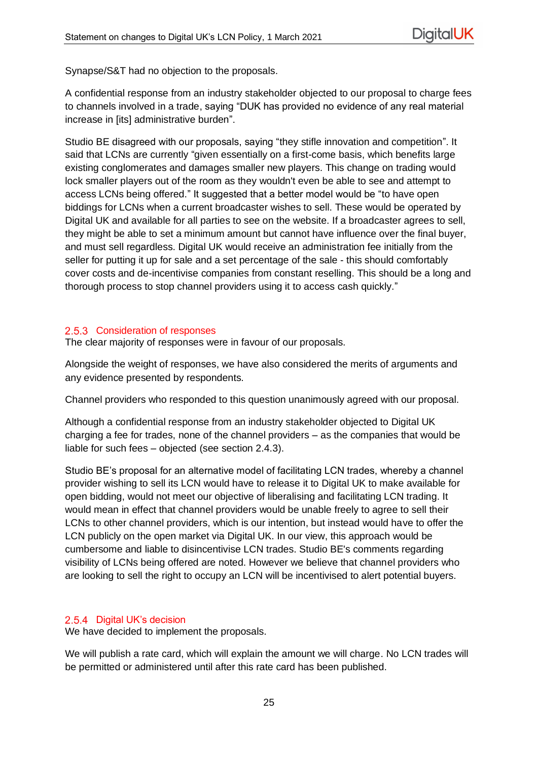Synapse/S&T had no objection to the proposals.

A confidential response from an industry stakeholder objected to our proposal to charge fees to channels involved in a trade, saying "DUK has provided no evidence of any real material increase in [its] administrative burden".

Studio BE disagreed with our proposals, saying "they stifle innovation and competition". It said that LCNs are currently "given essentially on a first-come basis, which benefits large existing conglomerates and damages smaller new players. This change on trading would lock smaller players out of the room as they wouldn't even be able to see and attempt to access LCNs being offered." It suggested that a better model would be "to have open biddings for LCNs when a current broadcaster wishes to sell. These would be operated by Digital UK and available for all parties to see on the website. If a broadcaster agrees to sell, they might be able to set a minimum amount but cannot have influence over the final buyer, and must sell regardless. Digital UK would receive an administration fee initially from the seller for putting it up for sale and a set percentage of the sale - this should comfortably cover costs and de-incentivise companies from constant reselling. This should be a long and thorough process to stop channel providers using it to access cash quickly."

### 2.5.3 Consideration of responses

The clear majority of responses were in favour of our proposals.

Alongside the weight of responses, we have also considered the merits of arguments and any evidence presented by respondents.

Channel providers who responded to this question unanimously agreed with our proposal.

Although a confidential response from an industry stakeholder objected to Digital UK charging a fee for trades, none of the channel providers – as the companies that would be liable for such fees – objected (see section 2.4.3).

Studio BE's proposal for an alternative model of facilitating LCN trades, whereby a channel provider wishing to sell its LCN would have to release it to Digital UK to make available for open bidding, would not meet our objective of liberalising and facilitating LCN trading. It would mean in effect that channel providers would be unable freely to agree to sell their LCNs to other channel providers, which is our intention, but instead would have to offer the LCN publicly on the open market via Digital UK. In our view, this approach would be cumbersome and liable to disincentivise LCN trades. Studio BE's comments regarding visibility of LCNs being offered are noted. However we believe that channel providers who are looking to sell the right to occupy an LCN will be incentivised to alert potential buyers.

### 2.5.4 Digital UK's decision

We have decided to implement the proposals.

We will publish a rate card, which will explain the amount we will charge. No LCN trades will be permitted or administered until after this rate card has been published.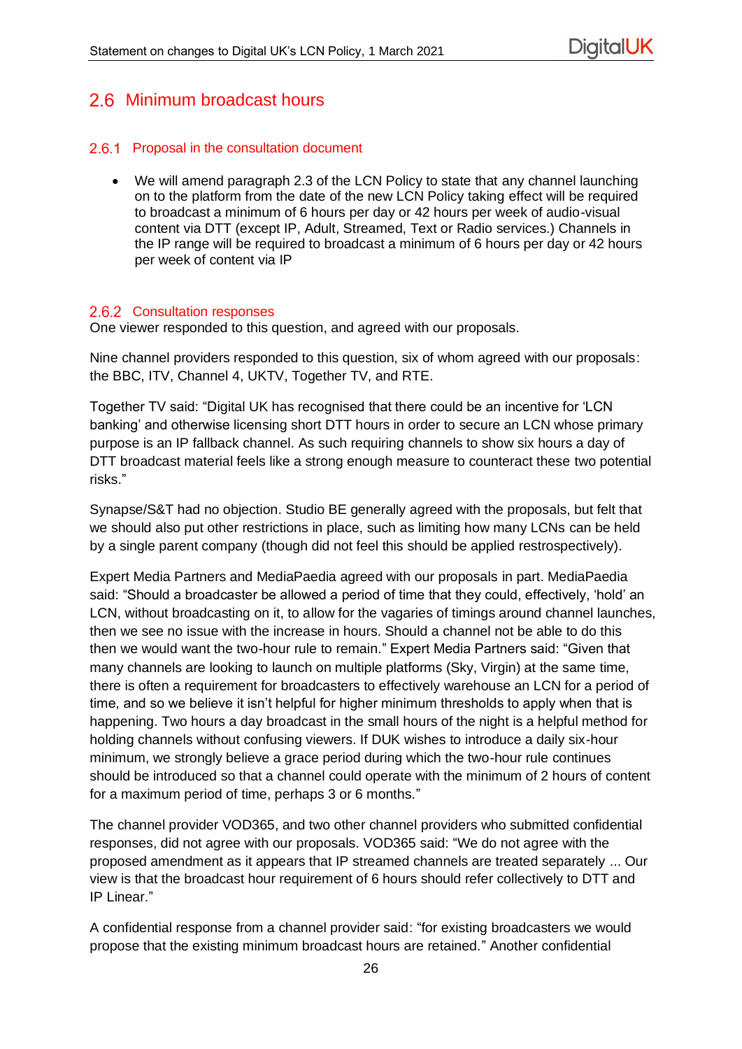## 2.6 Minimum broadcast hours

### 2.6.1 Proposal in the consultation document

- We will amend paragraph 2.3 of the LCN Policy to state that any channel launching on to the platform from the date of the new LCN Policy taking effect will be required to broadcast a minimum of 6 hours per day or 42 hours per week of audio-visual content via DTT (except IP, Adult, Streamed, Text or Radio services.) Channels in the IP range will be required to broadcast a minimum of 6 hours per day or 42 hours per week of content via IP

### 2.6.2 Consultation responses

One viewer responded to this question, and agreed with our proposals.

Nine channel providers responded to this question, six of whom agreed with our proposals: the BBC, ITV, Channel 4, UKTV, Together TV, and RTE.

Together TV said: "Digital UK has recognised that there could be an incentive for 'LCN banking' and otherwise licensing short DTT hours in order to secure an LCN whose primary purpose is an IP fallback channel. As such requiring channels to show six hours a day of DTT broadcast material feels like a strong enough measure to counteract these two potential risks."

Synapse/S&T had no objection. Studio BE generally agreed with the proposals, but felt that we should also put other restrictions in place, such as limiting how many LCNs can be held by a single parent company (though did not feel this should be applied restrospectively).

Expert Media Partners and MediaPaedia agreed with our proposals in part. MediaPaedia said: "Should a broadcaster be allowed a period of time that they could, effectively, 'hold' an LCN, without broadcasting on it, to allow for the vagaries of timings around channel launches, then we see no issue with the increase in hours. Should a channel not be able to do this then we would want the two-hour rule to remain." Expert Media Partners said: "Given that many channels are looking to launch on multiple platforms (Sky, Virgin) at the same time, there is often a requirement for broadcasters to effectively warehouse an LCN for a period of time, and so we believe it isn't helpful for higher minimum thresholds to apply when that is happening. Two hours a day broadcast in the small hours of the night is a helpful method for holding channels without confusing viewers. If DUK wishes to introduce a daily six-hour minimum, we strongly believe a grace period during which the two-hour rule continues should be introduced so that a channel could operate with the minimum of 2 hours of content for a maximum period of time, perhaps 3 or 6 months."

The channel provider VOD365, and two other channel providers who submitted confidential responses, did not agree with our proposals. VOD365 said: "We do not agree with the proposed amendment as it appears that IP streamed channels are treated separately ... Our view is that the broadcast hour requirement of 6 hours should refer collectively to DTT and IP Linear."

A confidential response from a channel provider said: "for existing broadcasters we would propose that the existing minimum broadcast hours are retained." Another confidential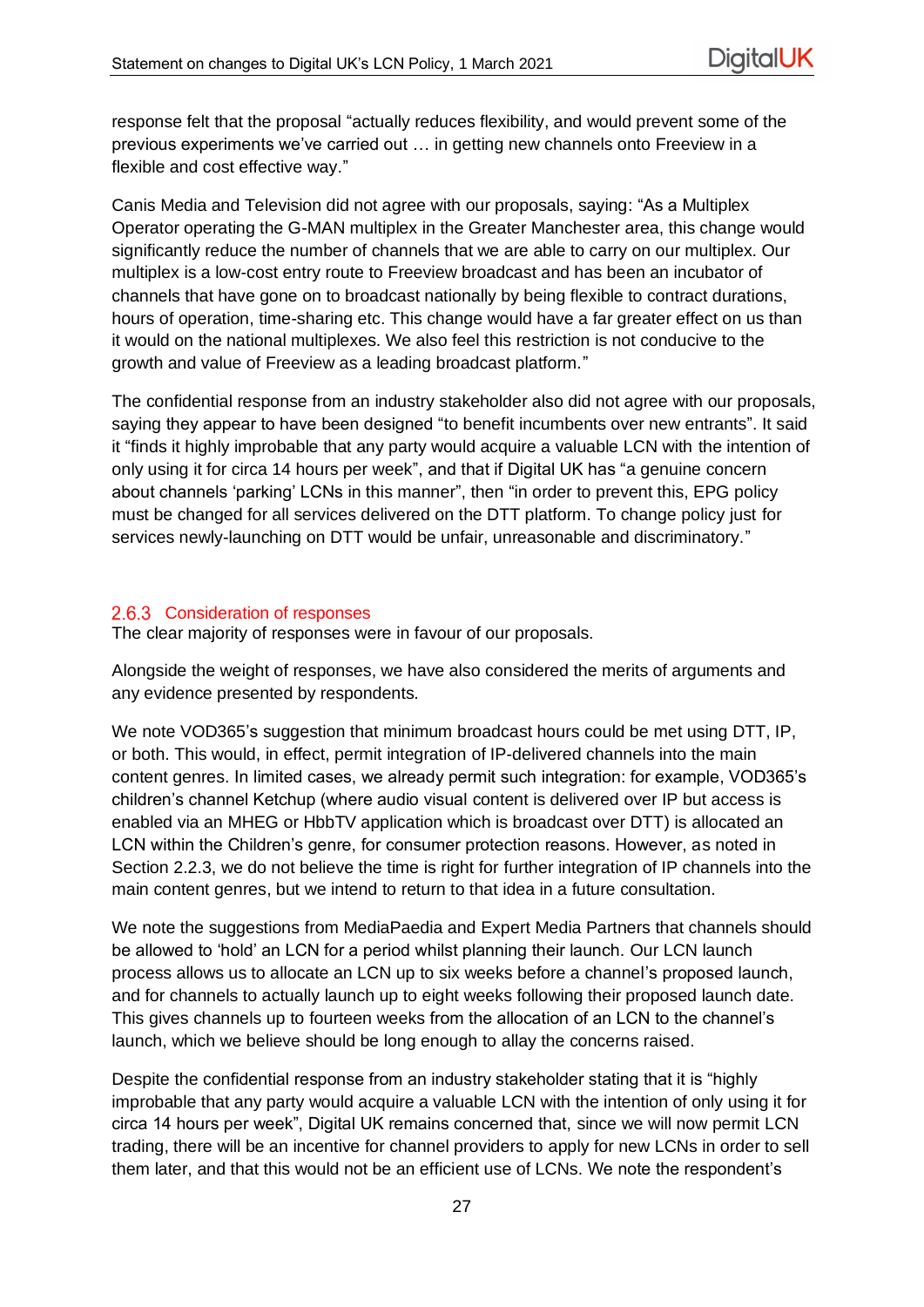response felt that the proposal “actually reduces flexibility, and would prevent some of the previous experiments we’ve carried out … in getting new channels onto Freeview in a flexible and cost effective way.”

Canis Media and Television did not agree with our proposals, saying: “As a Multiplex Operator operating the G-MAN multiplex in the Greater Manchester area, this change would significantly reduce the number of channels that we are able to carry on our multiplex. Our multiplex is a low-cost entry route to Freeview broadcast and has been an incubator of channels that have gone on to broadcast nationally by being flexible to contract durations, hours of operation, time-sharing etc. This change would have a far greater effect on us than it would on the national multiplexes. We also feel this restriction is not conducive to the growth and value of Freeview as a leading broadcast platform.”

The confidential response from an industry stakeholder also did not agree with our proposals, saying they appear to have been designed “to benefit incumbents over new entrants”. It said it “finds it highly improbable that any party would acquire a valuable LCN with the intention of only using it for circa 14 hours per week”, and that if Digital UK has “a genuine concern about channels ‘parking’ LCNs in this manner”, then “in order to prevent this, EPG policy must be changed for all services delivered on the DTT platform. To change policy just for services newly-launching on DTT would be unfair, unreasonable and discriminatory.”

### 2.6.3 Consideration of responses

The clear majority of responses were in favour of our proposals.

Alongside the weight of responses, we have also considered the merits of arguments and any evidence presented by respondents.

We note VOD365’s suggestion that minimum broadcast hours could be met using DTT, IP, or both. This would, in effect, permit integration of IP-delivered channels into the main content genres. In limited cases, we already permit such integration: for example, VOD365’s children’s channel Ketchup (where audio visual content is delivered over IP but access is enabled via an MHEG or HbbTV application which is broadcast over DTT) is allocated an LCN within the Children’s genre, for consumer protection reasons. However, as noted in Section 2.2.3, we do not believe the time is right for further integration of IP channels into the main content genres, but we intend to return to that idea in a future consultation.

We note the suggestions from MediaPaedia and Expert Media Partners that channels should be allowed to ‘hold’ an LCN for a period whilst planning their launch. Our LCN launch process allows us to allocate an LCN up to six weeks before a channel’s proposed launch, and for channels to actually launch up to eight weeks following their proposed launch date. This gives channels up to fourteen weeks from the allocation of an LCN to the channel’s launch, which we believe should be long enough to allay the concerns raised.

Despite the confidential response from an industry stakeholder stating that it is “highly improbable that any party would acquire a valuable LCN with the intention of only using it for circa 14 hours per week”, Digital UK remains concerned that, since we will now permit LCN trading, there will be an incentive for channel providers to apply for new LCNs in order to sell them later, and that this would not be an efficient use of LCNs. We note the respondent’s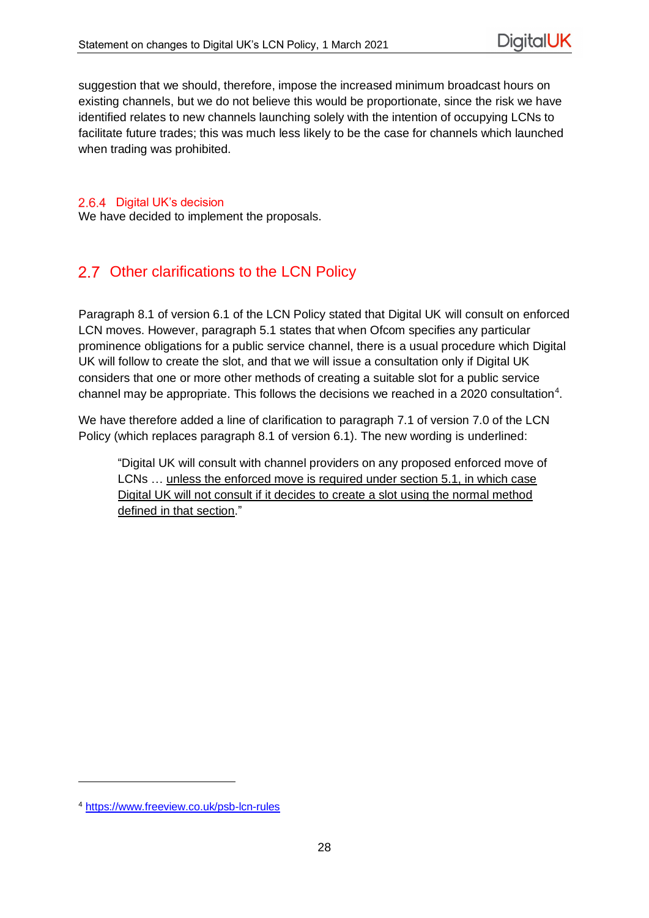suggestion that we should, therefore, impose the increased minimum broadcast hours on existing channels, but we do not believe this would be proportionate, since the risk we have identified relates to new channels launching solely with the intention of occupying LCNs to facilitate future trades; this was much less likely to be the case for channels which launched when trading was prohibited.

### 2.6.4 Digital UK's decision

We have decided to implement the proposals.

## 2.7 Other clarifications to the LCN Policy

Paragraph 8.1 of version 6.1 of the LCN Policy stated that Digital UK will consult on enforced LCN moves. However, paragraph 5.1 states that when Ofcom specifies any particular prominence obligations for a public service channel, there is a usual procedure which Digital UK will follow to create the slot, and that we will issue a consultation only if Digital UK considers that one or more other methods of creating a suitable slot for a public service channel may be appropriate. This follows the decisions we reached in a 2020 consultation[4].

We have therefore added a line of clarification to paragraph 7.1 of version 7.0 of the LCN Policy (which replaces paragraph 8.1 of version 6.1). The new wording is underlined:

> "Digital UK will consult with channel providers on any proposed enforced move of LCNs … <u>unless the enforced move is required under section 5.1, in which case Digital UK will not consult if it decides to create a slot using the normal method defined in that section</u>."

---

[4] https://www.freeview.co.uk/psb-lcn-rules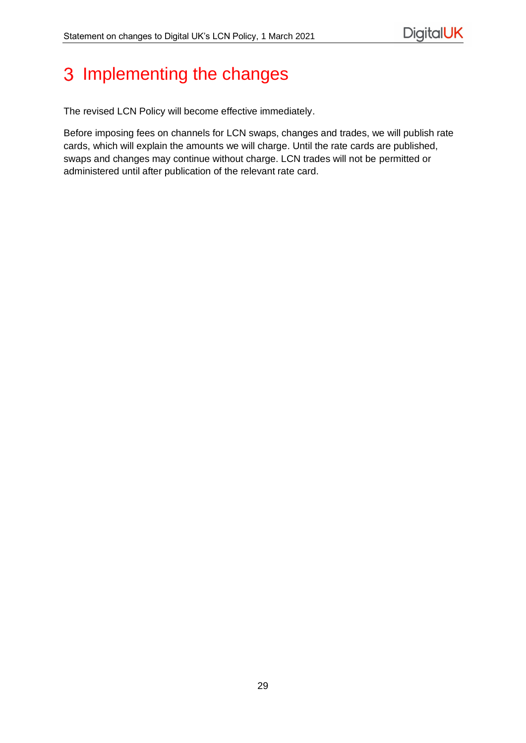# 3 Implementing the changes

The revised LCN Policy will become effective immediately.

Before imposing fees on channels for LCN swaps, changes and trades, we will publish rate cards, which will explain the amounts we will charge. Until the rate cards are published, swaps and changes may continue without charge. LCN trades will not be permitted or administered until after publication of the relevant rate card.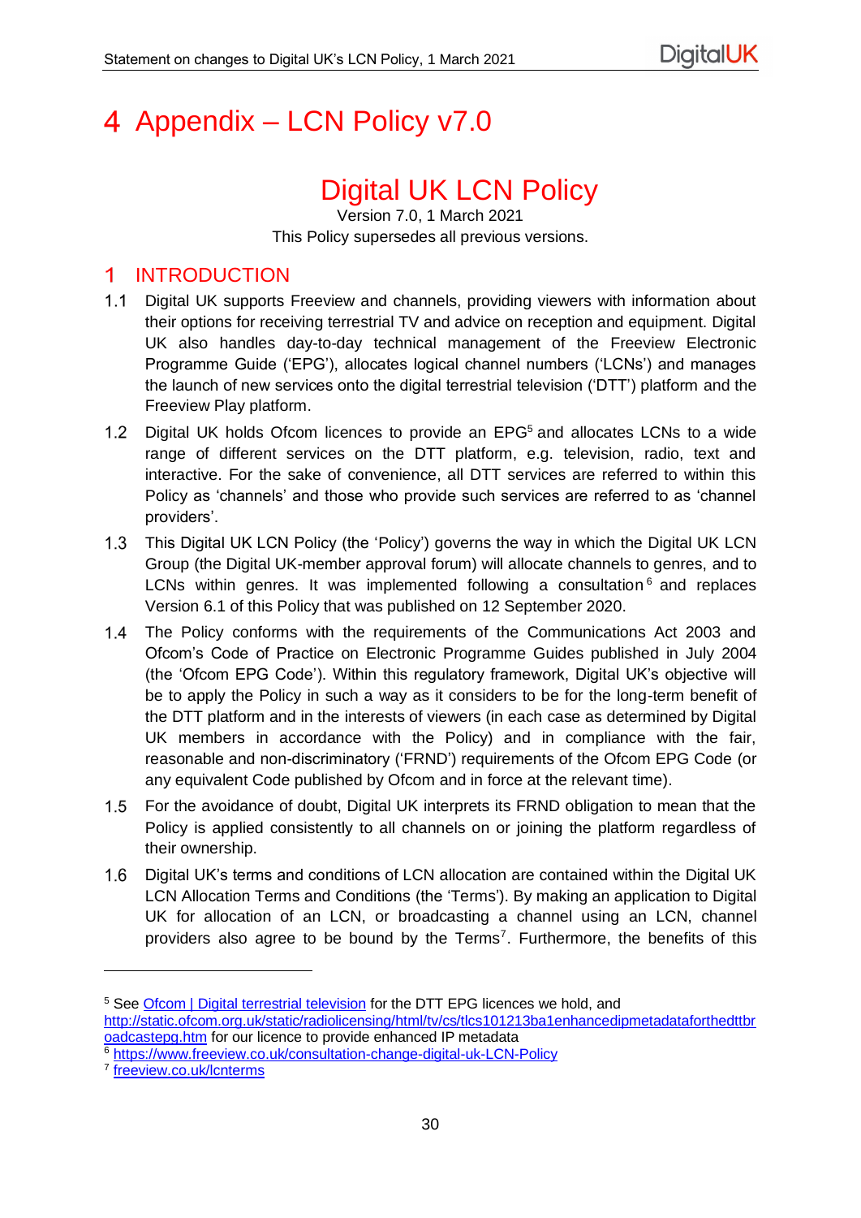# 4 Appendix – LCN Policy v7.0

## Digital UK LCN Policy

Version 7.0, 1 March 2021

This Policy supersedes all previous versions.

## 1 INTRODUCTION

1.1 Digital UK supports Freeview and channels, providing viewers with information about their options for receiving terrestrial TV and advice on reception and equipment. Digital UK also handles day-to-day technical management of the Freeview Electronic Programme Guide ('EPG'), allocates logical channel numbers ('LCNs') and manages the launch of new services onto the digital terrestrial television ('DTT') platform and the Freeview Play platform.

1.2 Digital UK holds Ofcom licences to provide an EPG[5] and allocates LCNs to a wide range of different services on the DTT platform, e.g. television, radio, text and interactive. For the sake of convenience, all DTT services are referred to within this Policy as 'channels' and those who provide such services are referred to as 'channel providers'.

1.3 This Digital UK LCN Policy (the 'Policy') governs the way in which the Digital UK LCN Group (the Digital UK-member approval forum) will allocate channels to genres, and to LCNs within genres. It was implemented following a consultation[6] and replaces Version 6.1 of this Policy that was published on 12 September 2020.

1.4 The Policy conforms with the requirements of the Communications Act 2003 and Ofcom's Code of Practice on Electronic Programme Guides published in July 2004 (the 'Ofcom EPG Code'). Within this regulatory framework, Digital UK's objective will be to apply the Policy in such a way as it considers to be for the long-term benefit of the DTT platform and in the interests of viewers (in each case as determined by Digital UK members in accordance with the Policy) and in compliance with the fair, reasonable and non-discriminatory ('FRND') requirements of the Ofcom EPG Code (or any equivalent Code published by Ofcom and in force at the relevant time).

1.5 For the avoidance of doubt, Digital UK interprets its FRND obligation to mean that the Policy is applied consistently to all channels on or joining the platform regardless of their ownership.

1.6 Digital UK's terms and conditions of LCN allocation are contained within the Digital UK LCN Allocation Terms and Conditions (the 'Terms'). By making an application to Digital UK for allocation of an LCN, or broadcasting a channel using an LCN, channel providers also agree to be bound by the Terms[7]. Furthermore, the benefits of this

---

[5] See Ofcom | Digital terrestrial television for the DTT EPG licences we hold, and http://static.ofcom.org.uk/static/radiolicensing/html/tv/cs/tlcs101213ba1enhancedipmetadataforthedttbroadcastepg.htm for our licence to provide enhanced IP metadata

[6] https://www.freeview.co.uk/consultation-change-digital-uk-LCN-Policy

[7] freeview.co.uk/lcnterms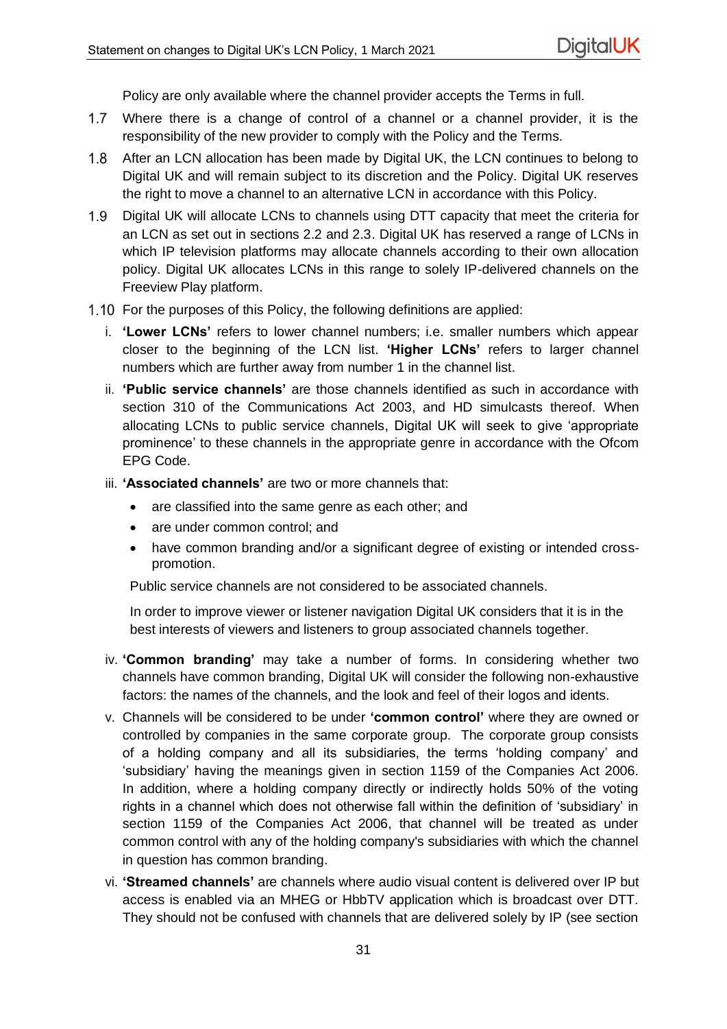Policy are only available where the channel provider accepts the Terms in full.

1.7 Where there is a change of control of a channel or a channel provider, it is the responsibility of the new provider to comply with the Policy and the Terms.

1.8 After an LCN allocation has been made by Digital UK, the LCN continues to belong to Digital UK and will remain subject to its discretion and the Policy. Digital UK reserves the right to move a channel to an alternative LCN in accordance with this Policy.

1.9 Digital UK will allocate LCNs to channels using DTT capacity that meet the criteria for an LCN as set out in sections 2.2 and 2.3. Digital UK has reserved a range of LCNs in which IP television platforms may allocate channels according to their own allocation policy. Digital UK allocates LCNs in this range to solely IP-delivered channels on the Freeview Play platform.

1.10 For the purposes of this Policy, the following definitions are applied:

i. **'Lower LCNs'** refers to lower channel numbers; i.e. smaller numbers which appear closer to the beginning of the LCN list. **'Higher LCNs'** refers to larger channel numbers which are further away from number 1 in the channel list.

ii. **'Public service channels'** are those channels identified as such in accordance with section 310 of the Communications Act 2003, and HD simulcasts thereof. When allocating LCNs to public service channels, Digital UK will seek to give 'appropriate prominence' to these channels in the appropriate genre in accordance with the Ofcom EPG Code.

iii. **'Associated channels'** are two or more channels that:

- are classified into the same genre as each other; and
- are under common control; and
- have common branding and/or a significant degree of existing or intended cross-promotion.

Public service channels are not considered to be associated channels.

In order to improve viewer or listener navigation Digital UK considers that it is in the best interests of viewers and listeners to group associated channels together.

iv. **'Common branding'** may take a number of forms. In considering whether two channels have common branding, Digital UK will consider the following non-exhaustive factors: the names of the channels, and the look and feel of their logos and idents.

v. Channels will be considered to be under **'common control'** where they are owned or controlled by companies in the same corporate group. The corporate group consists of a holding company and all its subsidiaries, the terms 'holding company' and 'subsidiary' having the meanings given in section 1159 of the Companies Act 2006. In addition, where a holding company directly or indirectly holds 50% of the voting rights in a channel which does not otherwise fall within the definition of 'subsidiary' in section 1159 of the Companies Act 2006, that channel will be treated as under common control with any of the holding company's subsidiaries with which the channel in question has common branding.

vi. **'Streamed channels'** are channels where audio visual content is delivered over IP but access is enabled via an MHEG or HbbTV application which is broadcast over DTT. They should not be confused with channels that are delivered solely by IP (see section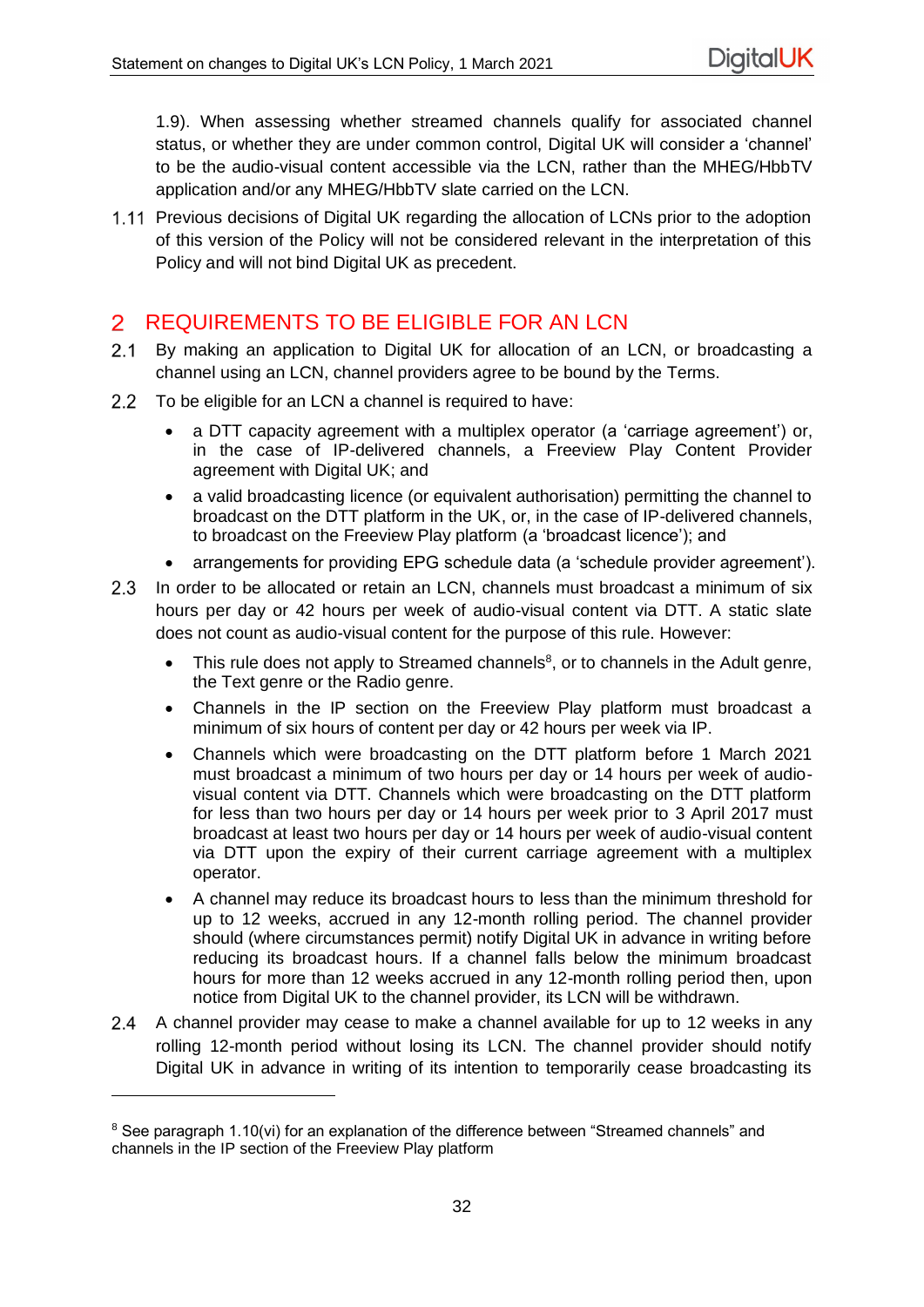1.9). When assessing whether streamed channels qualify for associated channel status, or whether they are under common control, Digital UK will consider a 'channel' to be the audio-visual content accessible via the LCN, rather than the MHEG/HbbTV application and/or any MHEG/HbbTV slate carried on the LCN.

1.11 Previous decisions of Digital UK regarding the allocation of LCNs prior to the adoption of this version of the Policy will not be considered relevant in the interpretation of this Policy and will not bind Digital UK as precedent.

## 2 REQUIREMENTS TO BE ELIGIBLE FOR AN LCN

2.1 By making an application to Digital UK for allocation of an LCN, or broadcasting a channel using an LCN, channel providers agree to be bound by the Terms.

2.2 To be eligible for an LCN a channel is required to have:

- a DTT capacity agreement with a multiplex operator (a 'carriage agreement') or, in the case of IP-delivered channels, a Freeview Play Content Provider agreement with Digital UK; and
- a valid broadcasting licence (or equivalent authorisation) permitting the channel to broadcast on the DTT platform in the UK, or, in the case of IP-delivered channels, to broadcast on the Freeview Play platform (a 'broadcast licence'); and
- arrangements for providing EPG schedule data (a 'schedule provider agreement').

2.3 In order to be allocated or retain an LCN, channels must broadcast a minimum of six hours per day or 42 hours per week of audio-visual content via DTT. A static slate does not count as audio-visual content for the purpose of this rule. However:

- This rule does not apply to Streamed channels[8], or to channels in the Adult genre, the Text genre or the Radio genre.
- Channels in the IP section on the Freeview Play platform must broadcast a minimum of six hours of content per day or 42 hours per week via IP.
- Channels which were broadcasting on the DTT platform before 1 March 2021 must broadcast a minimum of two hours per day or 14 hours per week of audio-visual content via DTT. Channels which were broadcasting on the DTT platform for less than two hours per day or 14 hours per week prior to 3 April 2017 must broadcast at least two hours per day or 14 hours per week of audio-visual content via DTT upon the expiry of their current carriage agreement with a multiplex operator.
- A channel may reduce its broadcast hours to less than the minimum threshold for up to 12 weeks, accrued in any 12-month rolling period. The channel provider should (where circumstances permit) notify Digital UK in advance in writing before reducing its broadcast hours. If a channel falls below the minimum broadcast hours for more than 12 weeks accrued in any 12-month rolling period then, upon notice from Digital UK to the channel provider, its LCN will be withdrawn.

2.4 A channel provider may cease to make a channel available for up to 12 weeks in any rolling 12-month period without losing its LCN. The channel provider should notify Digital UK in advance in writing of its intention to temporarily cease broadcasting its

---

[8] See paragraph 1.10(vi) for an explanation of the difference between "Streamed channels" and channels in the IP section of the Freeview Play platform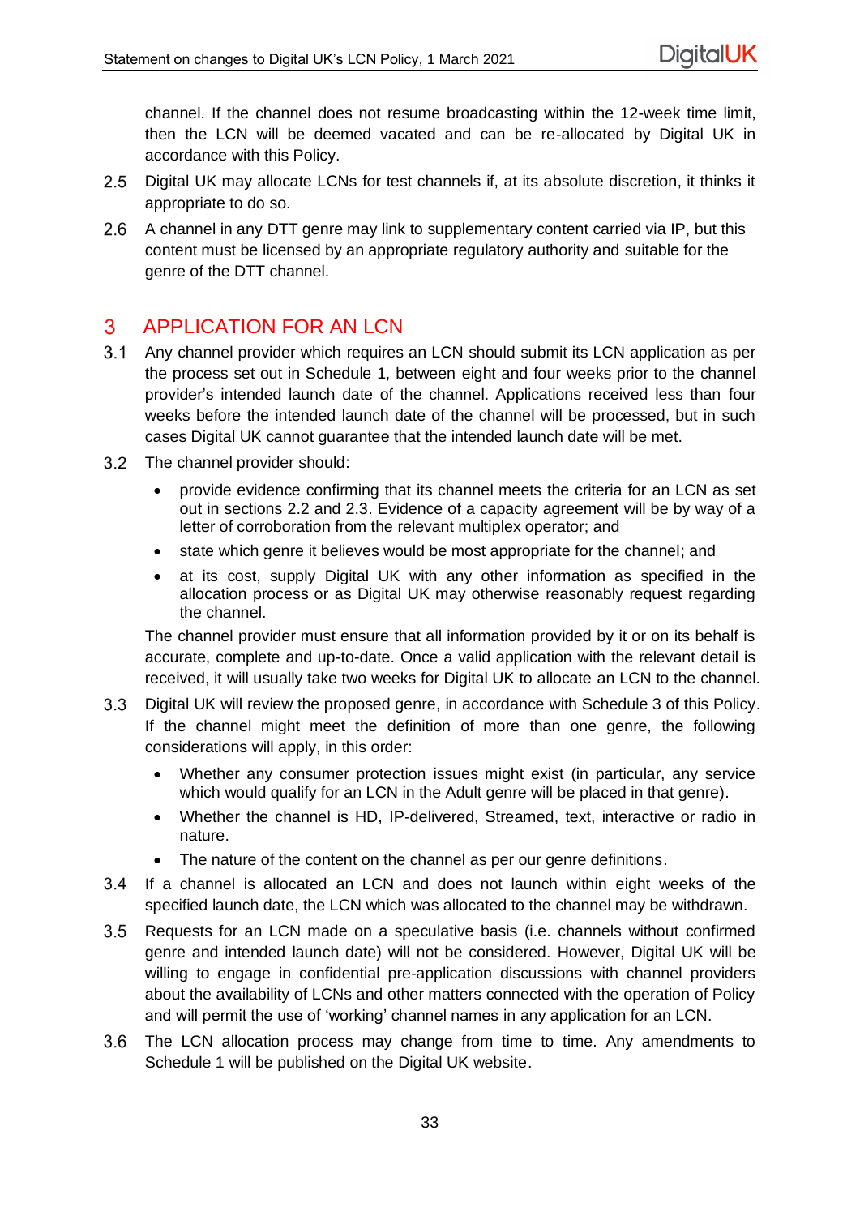channel. If the channel does not resume broadcasting within the 12-week time limit, then the LCN will be deemed vacated and can be re-allocated by Digital UK in accordance with this Policy.

2.5 Digital UK may allocate LCNs for test channels if, at its absolute discretion, it thinks it appropriate to do so.

2.6 A channel in any DTT genre may link to supplementary content carried via IP, but this content must be licensed by an appropriate regulatory authority and suitable for the genre of the DTT channel.

# 3 APPLICATION FOR AN LCN

3.1 Any channel provider which requires an LCN should submit its LCN application as per the process set out in Schedule 1, between eight and four weeks prior to the channel provider's intended launch date of the channel. Applications received less than four weeks before the intended launch date of the channel will be processed, but in such cases Digital UK cannot guarantee that the intended launch date will be met.

3.2 The channel provider should:

- provide evidence confirming that its channel meets the criteria for an LCN as set out in sections 2.2 and 2.3. Evidence of a capacity agreement will be by way of a letter of corroboration from the relevant multiplex operator; and
- state which genre it believes would be most appropriate for the channel; and
- at its cost, supply Digital UK with any other information as specified in the allocation process or as Digital UK may otherwise reasonably request regarding the channel.

The channel provider must ensure that all information provided by it or on its behalf is accurate, complete and up-to-date. Once a valid application with the relevant detail is received, it will usually take two weeks for Digital UK to allocate an LCN to the channel.

3.3 Digital UK will review the proposed genre, in accordance with Schedule 3 of this Policy. If the channel might meet the definition of more than one genre, the following considerations will apply, in this order:

- Whether any consumer protection issues might exist (in particular, any service which would qualify for an LCN in the Adult genre will be placed in that genre).
- Whether the channel is HD, IP-delivered, Streamed, text, interactive or radio in nature.
- The nature of the content on the channel as per our genre definitions.

3.4 If a channel is allocated an LCN and does not launch within eight weeks of the specified launch date, the LCN which was allocated to the channel may be withdrawn.

3.5 Requests for an LCN made on a speculative basis (i.e. channels without confirmed genre and intended launch date) will not be considered. However, Digital UK will be willing to engage in confidential pre-application discussions with channel providers about the availability of LCNs and other matters connected with the operation of Policy and will permit the use of 'working' channel names in any application for an LCN.

3.6 The LCN allocation process may change from time to time. Any amendments to Schedule 1 will be published on the Digital UK website.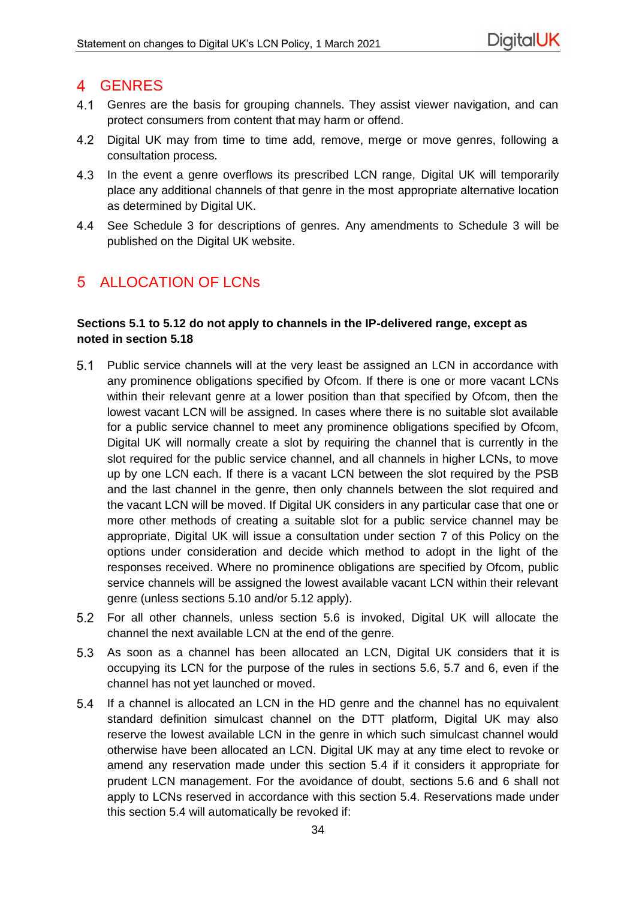# 4 GENRES

4.1 Genres are the basis for grouping channels. They assist viewer navigation, and can protect consumers from content that may harm or offend.

4.2 Digital UK may from time to time add, remove, merge or move genres, following a consultation process.

4.3 In the event a genre overflows its prescribed LCN range, Digital UK will temporarily place any additional channels of that genre in the most appropriate alternative location as determined by Digital UK.

4.4 See Schedule 3 for descriptions of genres. Any amendments to Schedule 3 will be published on the Digital UK website.

# 5 ALLOCATION OF LCNs

**Sections 5.1 to 5.12 do not apply to channels in the IP-delivered range, except as noted in section 5.18**

5.1 Public service channels will at the very least be assigned an LCN in accordance with any prominence obligations specified by Ofcom. If there is one or more vacant LCNs within their relevant genre at a lower position than that specified by Ofcom, then the lowest vacant LCN will be assigned. In cases where there is no suitable slot available for a public service channel to meet any prominence obligations specified by Ofcom, Digital UK will normally create a slot by requiring the channel that is currently in the slot required for the public service channel, and all channels in higher LCNs, to move up by one LCN each. If there is a vacant LCN between the slot required by the PSB and the last channel in the genre, then only channels between the slot required and the vacant LCN will be moved. If Digital UK considers in any particular case that one or more other methods of creating a suitable slot for a public service channel may be appropriate, Digital UK will issue a consultation under section 7 of this Policy on the options under consideration and decide which method to adopt in the light of the responses received. Where no prominence obligations are specified by Ofcom, public service channels will be assigned the lowest available vacant LCN within their relevant genre (unless sections 5.10 and/or 5.12 apply).

5.2 For all other channels, unless section 5.6 is invoked, Digital UK will allocate the channel the next available LCN at the end of the genre.

5.3 As soon as a channel has been allocated an LCN, Digital UK considers that it is occupying its LCN for the purpose of the rules in sections 5.6, 5.7 and 6, even if the channel has not yet launched or moved.

5.4 If a channel is allocated an LCN in the HD genre and the channel has no equivalent standard definition simulcast channel on the DTT platform, Digital UK may also reserve the lowest available LCN in the genre in which such simulcast channel would otherwise have been allocated an LCN. Digital UK may at any time elect to revoke or amend any reservation made under this section 5.4 if it considers it appropriate for prudent LCN management. For the avoidance of doubt, sections 5.6 and 6 shall not apply to LCNs reserved in accordance with this section 5.4. Reservations made under this section 5.4 will automatically be revoked if: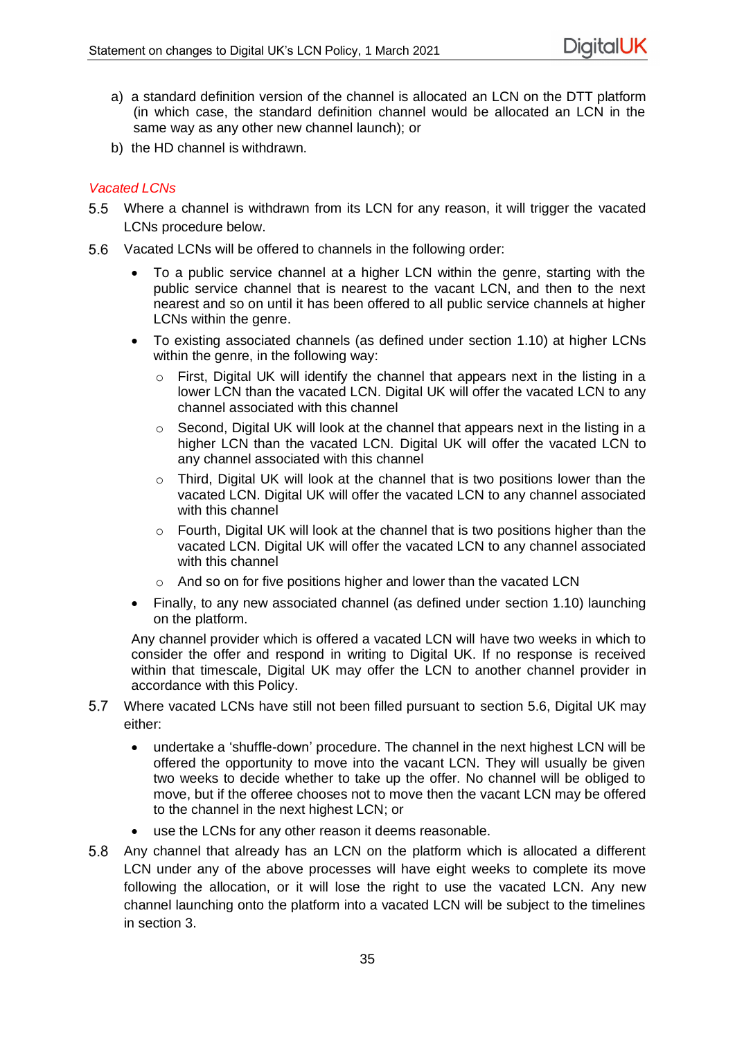a) a standard definition version of the channel is allocated an LCN on the DTT platform (in which case, the standard definition channel would be allocated an LCN in the same way as any other new channel launch); or

b) the HD channel is withdrawn.

*Vacated LCNs*

5.5 Where a channel is withdrawn from its LCN for any reason, it will trigger the vacated LCNs procedure below.

5.6 Vacated LCNs will be offered to channels in the following order:

- To a public service channel at a higher LCN within the genre, starting with the public service channel that is nearest to the vacant LCN, and then to the next nearest and so on until it has been offered to all public service channels at higher LCNs within the genre.
- To existing associated channels (as defined under section 1.10) at higher LCNs within the genre, in the following way:
    - First, Digital UK will identify the channel that appears next in the listing in a lower LCN than the vacated LCN. Digital UK will offer the vacated LCN to any channel associated with this channel
    - Second, Digital UK will look at the channel that appears next in the listing in a higher LCN than the vacated LCN. Digital UK will offer the vacated LCN to any channel associated with this channel
    - Third, Digital UK will look at the channel that is two positions lower than the vacated LCN. Digital UK will offer the vacated LCN to any channel associated with this channel
    - Fourth, Digital UK will look at the channel that is two positions higher than the vacated LCN. Digital UK will offer the vacated LCN to any channel associated with this channel
    - And so on for five positions higher and lower than the vacated LCN
- Finally, to any new associated channel (as defined under section 1.10) launching on the platform.

Any channel provider which is offered a vacated LCN will have two weeks in which to consider the offer and respond in writing to Digital UK. If no response is received within that timescale, Digital UK may offer the LCN to another channel provider in accordance with this Policy.

5.7 Where vacated LCNs have still not been filled pursuant to section 5.6, Digital UK may either:

- undertake a 'shuffle-down' procedure. The channel in the next highest LCN will be offered the opportunity to move into the vacant LCN. They will usually be given two weeks to decide whether to take up the offer. No channel will be obliged to move, but if the offeree chooses not to move then the vacant LCN may be offered to the channel in the next highest LCN; or
- use the LCNs for any other reason it deems reasonable.

5.8 Any channel that already has an LCN on the platform which is allocated a different LCN under any of the above processes will have eight weeks to complete its move following the allocation, or it will lose the right to use the vacated LCN. Any new channel launching onto the platform into a vacated LCN will be subject to the timelines in section 3.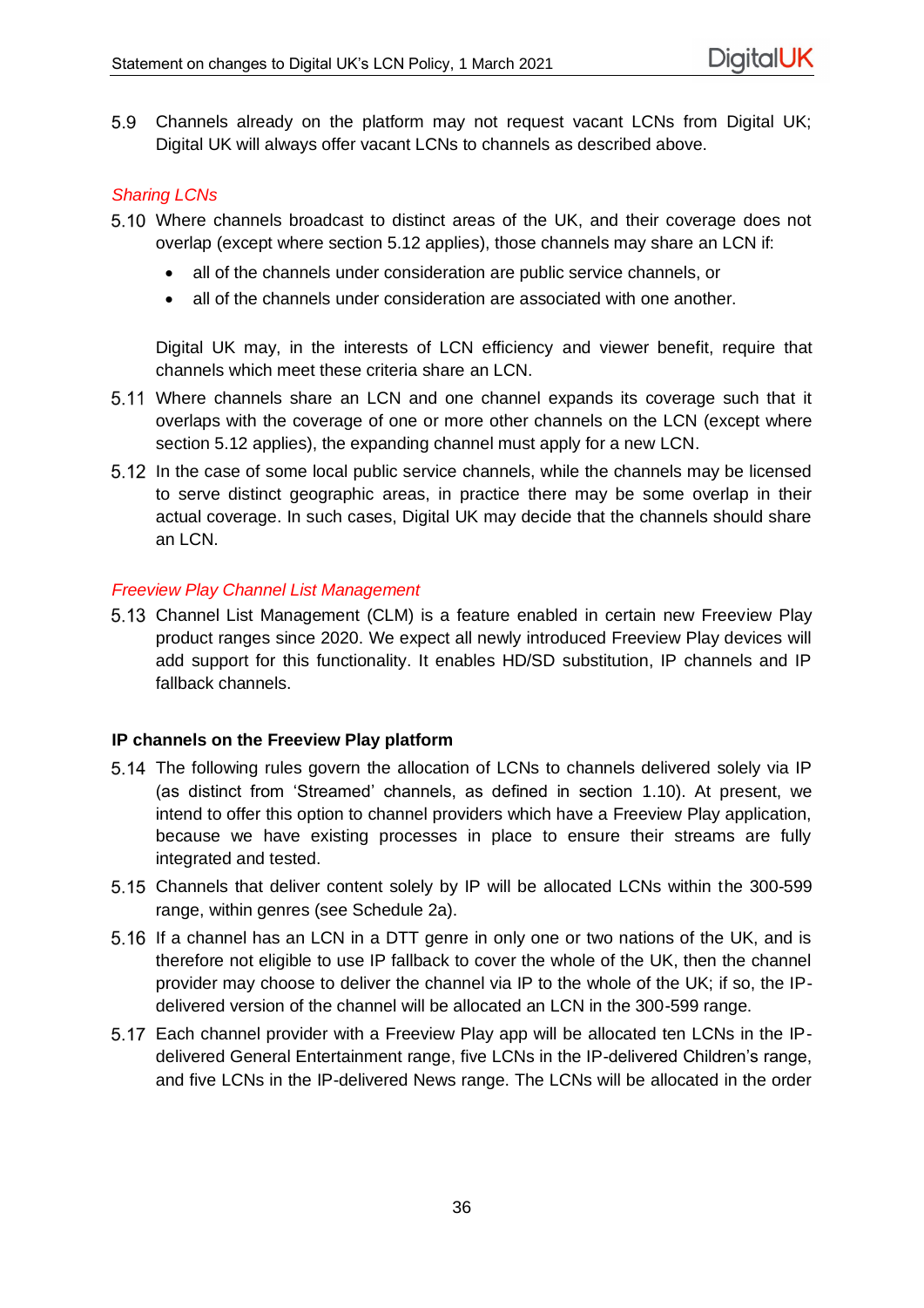5.9 Channels already on the platform may not request vacant LCNs from Digital UK; Digital UK will always offer vacant LCNs to channels as described above.

*Sharing LCNs*

5.10 Where channels broadcast to distinct areas of the UK, and their coverage does not overlap (except where section 5.12 applies), those channels may share an LCN if:

- all of the channels under consideration are public service channels, or
- all of the channels under consideration are associated with one another.

Digital UK may, in the interests of LCN efficiency and viewer benefit, require that channels which meet these criteria share an LCN.

5.11 Where channels share an LCN and one channel expands its coverage such that it overlaps with the coverage of one or more other channels on the LCN (except where section 5.12 applies), the expanding channel must apply for a new LCN.

5.12 In the case of some local public service channels, while the channels may be licensed to serve distinct geographic areas, in practice there may be some overlap in their actual coverage. In such cases, Digital UK may decide that the channels should share an LCN.

*Freeview Play Channel List Management*

5.13 Channel List Management (CLM) is a feature enabled in certain new Freeview Play product ranges since 2020. We expect all newly introduced Freeview Play devices will add support for this functionality. It enables HD/SD substitution, IP channels and IP fallback channels.

**IP channels on the Freeview Play platform**

5.14 The following rules govern the allocation of LCNs to channels delivered solely via IP (as distinct from 'Streamed' channels, as defined in section 1.10). At present, we intend to offer this option to channel providers which have a Freeview Play application, because we have existing processes in place to ensure their streams are fully integrated and tested.

5.15 Channels that deliver content solely by IP will be allocated LCNs within the 300-599 range, within genres (see Schedule 2a).

5.16 If a channel has an LCN in a DTT genre in only one or two nations of the UK, and is therefore not eligible to use IP fallback to cover the whole of the UK, then the channel provider may choose to deliver the channel via IP to the whole of the UK; if so, the IP-delivered version of the channel will be allocated an LCN in the 300-599 range.

5.17 Each channel provider with a Freeview Play app will be allocated ten LCNs in the IP-delivered General Entertainment range, five LCNs in the IP-delivered Children's range, and five LCNs in the IP-delivered News range. The LCNs will be allocated in the order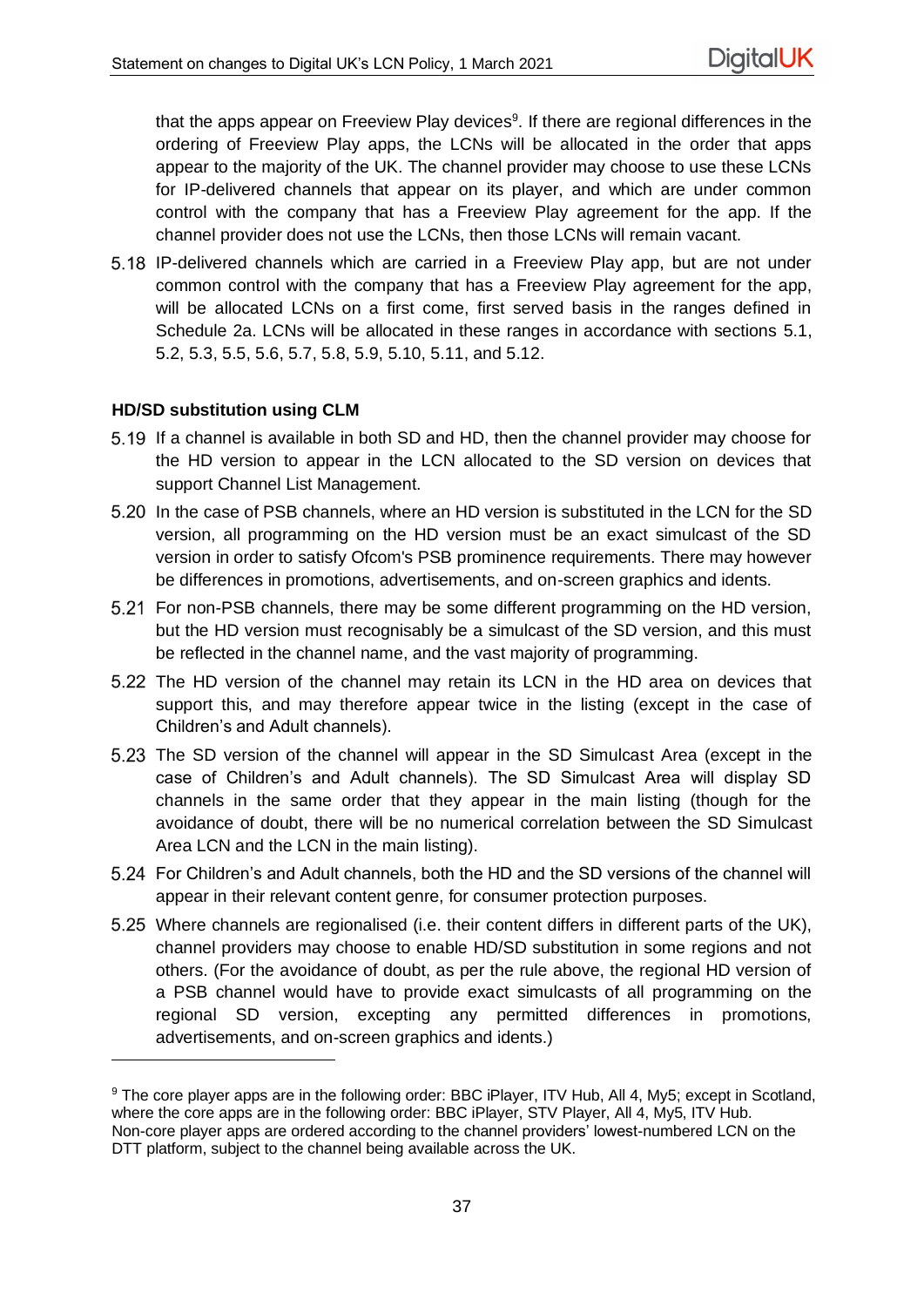that the apps appear on Freeview Play devices[9]. If there are regional differences in the ordering of Freeview Play apps, the LCNs will be allocated in the order that apps appear to the majority of the UK. The channel provider may choose to use these LCNs for IP-delivered channels that appear on its player, and which are under common control with the company that has a Freeview Play agreement for the app. If the channel provider does not use the LCNs, then those LCNs will remain vacant.

5.18 IP-delivered channels which are carried in a Freeview Play app, but are not under common control with the company that has a Freeview Play agreement for the app, will be allocated LCNs on a first come, first served basis in the ranges defined in Schedule 2a. LCNs will be allocated in these ranges in accordance with sections 5.1, 5.2, 5.3, 5.5, 5.6, 5.7, 5.8, 5.9, 5.10, 5.11, and 5.12.

**HD/SD substitution using CLM**

5.19 If a channel is available in both SD and HD, then the channel provider may choose for the HD version to appear in the LCN allocated to the SD version on devices that support Channel List Management.

5.20 In the case of PSB channels, where an HD version is substituted in the LCN for the SD version, all programming on the HD version must be an exact simulcast of the SD version in order to satisfy Ofcom's PSB prominence requirements. There may however be differences in promotions, advertisements, and on-screen graphics and idents.

5.21 For non-PSB channels, there may be some different programming on the HD version, but the HD version must recognisably be a simulcast of the SD version, and this must be reflected in the channel name, and the vast majority of programming.

5.22 The HD version of the channel may retain its LCN in the HD area on devices that support this, and may therefore appear twice in the listing (except in the case of Children's and Adult channels).

5.23 The SD version of the channel will appear in the SD Simulcast Area (except in the case of Children's and Adult channels). The SD Simulcast Area will display SD channels in the same order that they appear in the main listing (though for the avoidance of doubt, there will be no numerical correlation between the SD Simulcast Area LCN and the LCN in the main listing).

5.24 For Children's and Adult channels, both the HD and the SD versions of the channel will appear in their relevant content genre, for consumer protection purposes.

5.25 Where channels are regionalised (i.e. their content differs in different parts of the UK), channel providers may choose to enable HD/SD substitution in some regions and not others. (For the avoidance of doubt, as per the rule above, the regional HD version of a PSB channel would have to provide exact simulcasts of all programming on the regional SD version, excepting any permitted differences in promotions, advertisements, and on-screen graphics and idents.)

---

[9] The core player apps are in the following order: BBC iPlayer, ITV Hub, All 4, My5; except in Scotland, where the core apps are in the following order: BBC iPlayer, STV Player, All 4, My5, ITV Hub. Non-core player apps are ordered according to the channel providers' lowest-numbered LCN on the DTT platform, subject to the channel being available across the UK.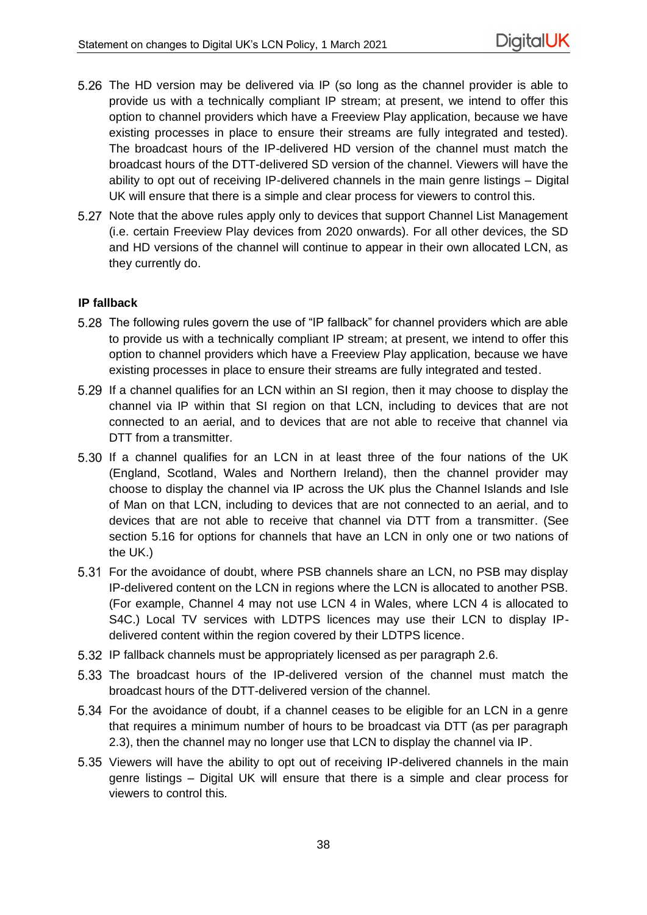5.26 The HD version may be delivered via IP (so long as the channel provider is able to provide us with a technically compliant IP stream; at present, we intend to offer this option to channel providers which have a Freeview Play application, because we have existing processes in place to ensure their streams are fully integrated and tested). The broadcast hours of the IP-delivered HD version of the channel must match the broadcast hours of the DTT-delivered SD version of the channel. Viewers will have the ability to opt out of receiving IP-delivered channels in the main genre listings – Digital UK will ensure that there is a simple and clear process for viewers to control this.

5.27 Note that the above rules apply only to devices that support Channel List Management (i.e. certain Freeview Play devices from 2020 onwards). For all other devices, the SD and HD versions of the channel will continue to appear in their own allocated LCN, as they currently do.

**IP fallback**

5.28 The following rules govern the use of "IP fallback" for channel providers which are able to provide us with a technically compliant IP stream; at present, we intend to offer this option to channel providers which have a Freeview Play application, because we have existing processes in place to ensure their streams are fully integrated and tested.

5.29 If a channel qualifies for an LCN within an SI region, then it may choose to display the channel via IP within that SI region on that LCN, including to devices that are not connected to an aerial, and to devices that are not able to receive that channel via DTT from a transmitter.

5.30 If a channel qualifies for an LCN in at least three of the four nations of the UK (England, Scotland, Wales and Northern Ireland), then the channel provider may choose to display the channel via IP across the UK plus the Channel Islands and Isle of Man on that LCN, including to devices that are not connected to an aerial, and to devices that are not able to receive that channel via DTT from a transmitter. (See section 5.16 for options for channels that have an LCN in only one or two nations of the UK.)

5.31 For the avoidance of doubt, where PSB channels share an LCN, no PSB may display IP-delivered content on the LCN in regions where the LCN is allocated to another PSB. (For example, Channel 4 may not use LCN 4 in Wales, where LCN 4 is allocated to S4C.) Local TV services with LDTPS licences may use their LCN to display IP-delivered content within the region covered by their LDTPS licence.

5.32 IP fallback channels must be appropriately licensed as per paragraph 2.6.

5.33 The broadcast hours of the IP-delivered version of the channel must match the broadcast hours of the DTT-delivered version of the channel.

5.34 For the avoidance of doubt, if a channel ceases to be eligible for an LCN in a genre that requires a minimum number of hours to be broadcast via DTT (as per paragraph 2.3), then the channel may no longer use that LCN to display the channel via IP.

5.35 Viewers will have the ability to opt out of receiving IP-delivered channels in the main genre listings – Digital UK will ensure that there is a simple and clear process for viewers to control this.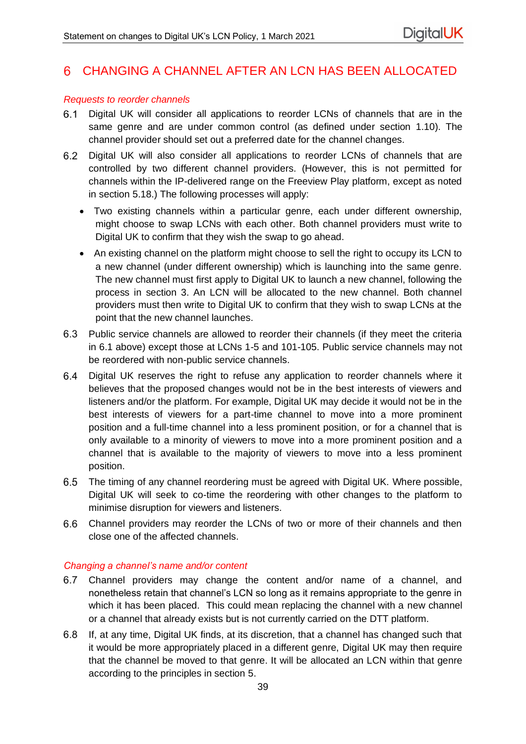# 6 CHANGING A CHANNEL AFTER AN LCN HAS BEEN ALLOCATED

*Requests to reorder channels*

6.1 Digital UK will consider all applications to reorder LCNs of channels that are in the same genre and are under common control (as defined under section 1.10). The channel provider should set out a preferred date for the channel changes.

6.2 Digital UK will also consider all applications to reorder LCNs of channels that are controlled by two different channel providers. (However, this is not permitted for channels within the IP-delivered range on the Freeview Play platform, except as noted in section 5.18.) The following processes will apply:

- Two existing channels within a particular genre, each under different ownership, might choose to swap LCNs with each other. Both channel providers must write to Digital UK to confirm that they wish the swap to go ahead.
- An existing channel on the platform might choose to sell the right to occupy its LCN to a new channel (under different ownership) which is launching into the same genre. The new channel must first apply to Digital UK to launch a new channel, following the process in section 3. An LCN will be allocated to the new channel. Both channel providers must then write to Digital UK to confirm that they wish to swap LCNs at the point that the new channel launches.

6.3 Public service channels are allowed to reorder their channels (if they meet the criteria in 6.1 above) except those at LCNs 1-5 and 101-105. Public service channels may not be reordered with non-public service channels.

6.4 Digital UK reserves the right to refuse any application to reorder channels where it believes that the proposed changes would not be in the best interests of viewers and listeners and/or the platform. For example, Digital UK may decide it would not be in the best interests of viewers for a part-time channel to move into a more prominent position and a full-time channel into a less prominent position, or for a channel that is only available to a minority of viewers to move into a more prominent position and a channel that is available to the majority of viewers to move into a less prominent position.

6.5 The timing of any channel reordering must be agreed with Digital UK. Where possible, Digital UK will seek to co-time the reordering with other changes to the platform to minimise disruption for viewers and listeners.

6.6 Channel providers may reorder the LCNs of two or more of their channels and then close one of the affected channels.

*Changing a channel's name and/or content*

6.7 Channel providers may change the content and/or name of a channel, and nonetheless retain that channel's LCN so long as it remains appropriate to the genre in which it has been placed. This could mean replacing the channel with a new channel or a channel that already exists but is not currently carried on the DTT platform.

6.8 If, at any time, Digital UK finds, at its discretion, that a channel has changed such that it would be more appropriately placed in a different genre, Digital UK may then require that the channel be moved to that genre. It will be allocated an LCN within that genre according to the principles in section 5.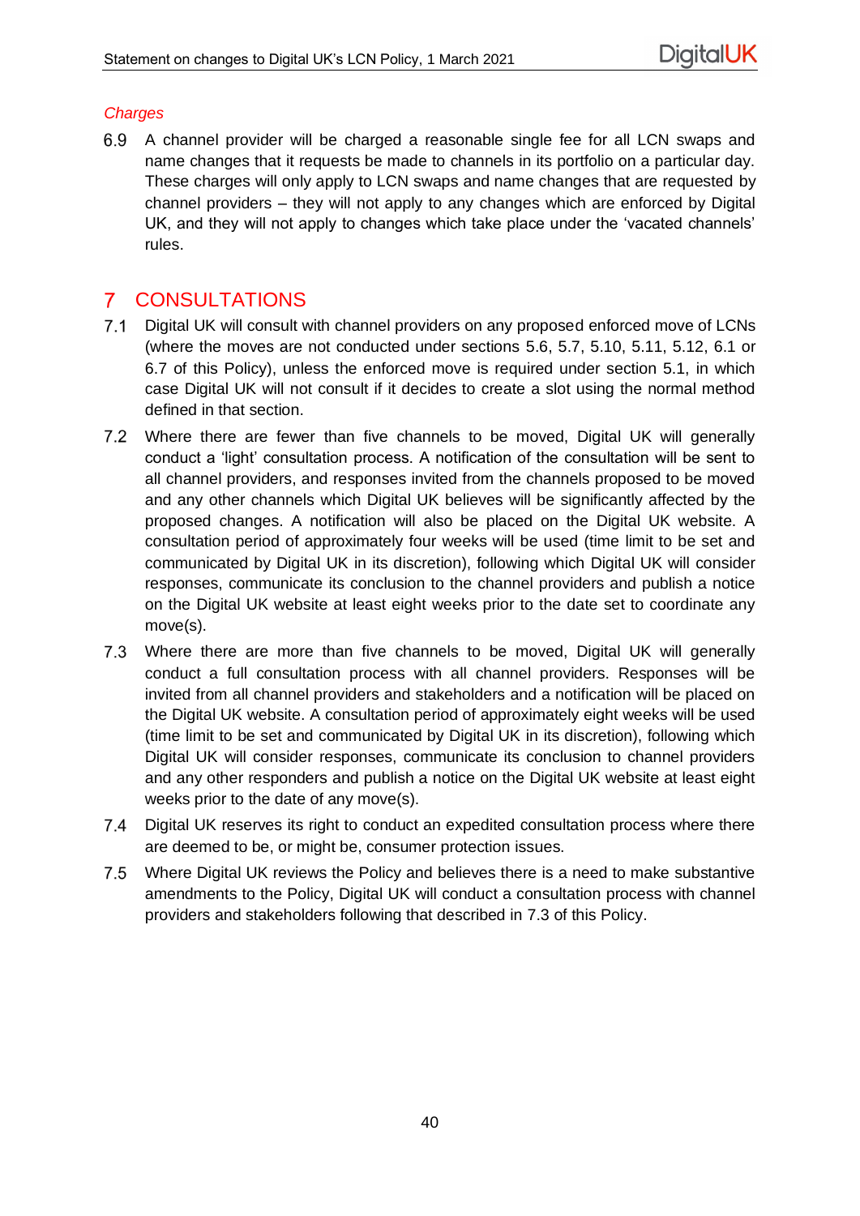*Charges*

6.9 A channel provider will be charged a reasonable single fee for all LCN swaps and name changes that it requests be made to channels in its portfolio on a particular day. These charges will only apply to LCN swaps and name changes that are requested by channel providers – they will not apply to any changes which are enforced by Digital UK, and they will not apply to changes which take place under the 'vacated channels' rules.

# 7 CONSULTATIONS

7.1 Digital UK will consult with channel providers on any proposed enforced move of LCNs (where the moves are not conducted under sections 5.6, 5.7, 5.10, 5.11, 5.12, 6.1 or 6.7 of this Policy), unless the enforced move is required under section 5.1, in which case Digital UK will not consult if it decides to create a slot using the normal method defined in that section.

7.2 Where there are fewer than five channels to be moved, Digital UK will generally conduct a 'light' consultation process. A notification of the consultation will be sent to all channel providers, and responses invited from the channels proposed to be moved and any other channels which Digital UK believes will be significantly affected by the proposed changes. A notification will also be placed on the Digital UK website. A consultation period of approximately four weeks will be used (time limit to be set and communicated by Digital UK in its discretion), following which Digital UK will consider responses, communicate its conclusion to the channel providers and publish a notice on the Digital UK website at least eight weeks prior to the date set to coordinate any move(s).

7.3 Where there are more than five channels to be moved, Digital UK will generally conduct a full consultation process with all channel providers. Responses will be invited from all channel providers and stakeholders and a notification will be placed on the Digital UK website. A consultation period of approximately eight weeks will be used (time limit to be set and communicated by Digital UK in its discretion), following which Digital UK will consider responses, communicate its conclusion to channel providers and any other responders and publish a notice on the Digital UK website at least eight weeks prior to the date of any move(s).

7.4 Digital UK reserves its right to conduct an expedited consultation process where there are deemed to be, or might be, consumer protection issues.

7.5 Where Digital UK reviews the Policy and believes there is a need to make substantive amendments to the Policy, Digital UK will conduct a consultation process with channel providers and stakeholders following that described in 7.3 of this Policy.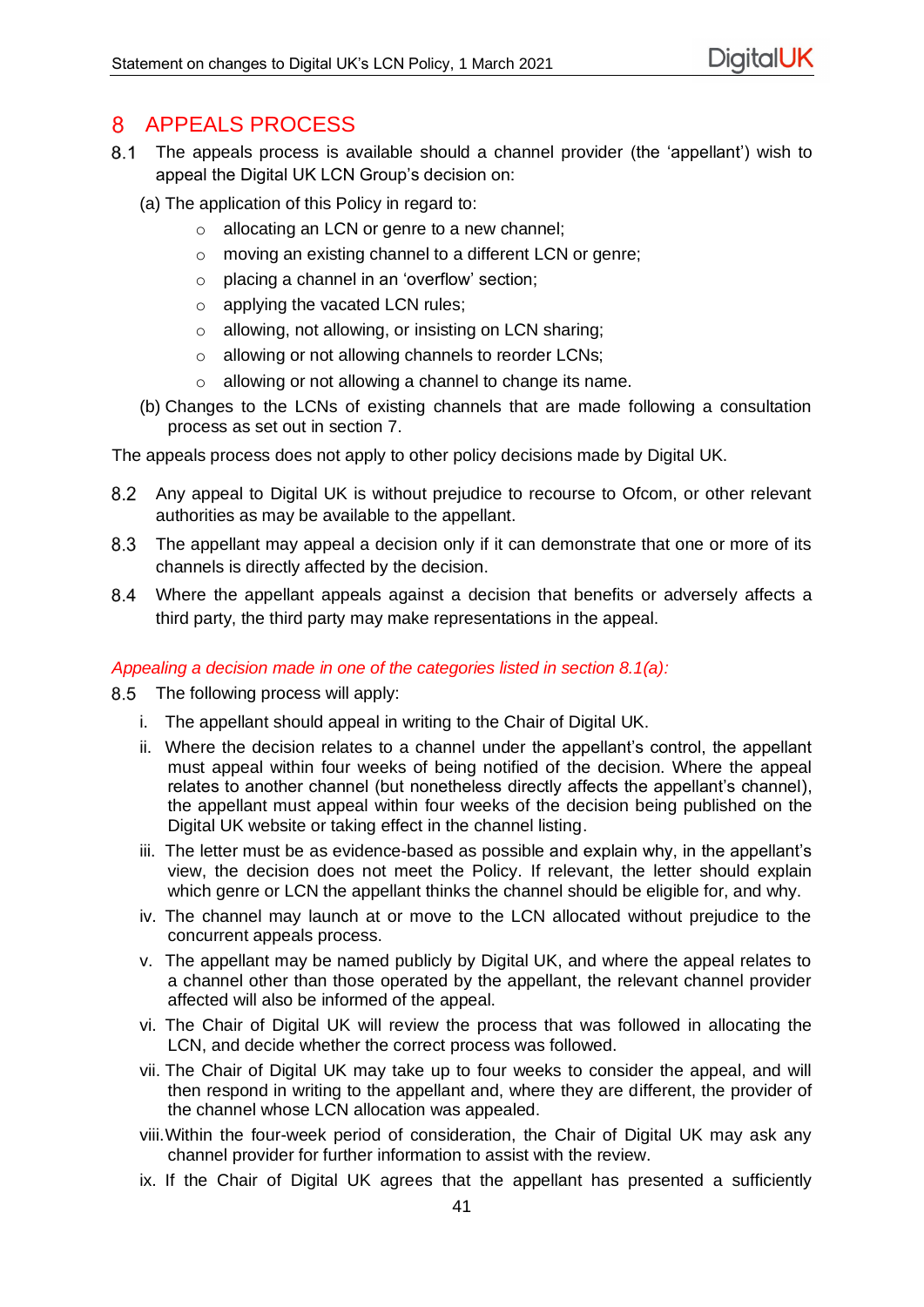# 8 APPEALS PROCESS

8.1 The appeals process is available should a channel provider (the 'appellant') wish to appeal the Digital UK LCN Group's decision on:

(a) The application of this Policy in regard to:

- allocating an LCN or genre to a new channel;
- moving an existing channel to a different LCN or genre;
- placing a channel in an 'overflow' section;
- applying the vacated LCN rules;
- allowing, not allowing, or insisting on LCN sharing;
- allowing or not allowing channels to reorder LCNs;
- allowing or not allowing a channel to change its name.

(b) Changes to the LCNs of existing channels that are made following a consultation process as set out in section 7.

The appeals process does not apply to other policy decisions made by Digital UK.

8.2 Any appeal to Digital UK is without prejudice to recourse to Ofcom, or other relevant authorities as may be available to the appellant.

8.3 The appellant may appeal a decision only if it can demonstrate that one or more of its channels is directly affected by the decision.

8.4 Where the appellant appeals against a decision that benefits or adversely affects a third party, the third party may make representations in the appeal.

*Appealing a decision made in one of the categories listed in section 8.1(a):*

8.5 The following process will apply:

i. The appellant should appeal in writing to the Chair of Digital UK.

ii. Where the decision relates to a channel under the appellant's control, the appellant must appeal within four weeks of being notified of the decision. Where the appeal relates to another channel (but nonetheless directly affects the appellant's channel), the appellant must appeal within four weeks of the decision being published on the Digital UK website or taking effect in the channel listing.

iii. The letter must be as evidence-based as possible and explain why, in the appellant's view, the decision does not meet the Policy. If relevant, the letter should explain which genre or LCN the appellant thinks the channel should be eligible for, and why.

iv. The channel may launch at or move to the LCN allocated without prejudice to the concurrent appeals process.

v. The appellant may be named publicly by Digital UK, and where the appeal relates to a channel other than those operated by the appellant, the relevant channel provider affected will also be informed of the appeal.

vi. The Chair of Digital UK will review the process that was followed in allocating the LCN, and decide whether the correct process was followed.

vii. The Chair of Digital UK may take up to four weeks to consider the appeal, and will then respond in writing to the appellant and, where they are different, the provider of the channel whose LCN allocation was appealed.

viii. Within the four-week period of consideration, the Chair of Digital UK may ask any channel provider for further information to assist with the review.

ix. If the Chair of Digital UK agrees that the appellant has presented a sufficiently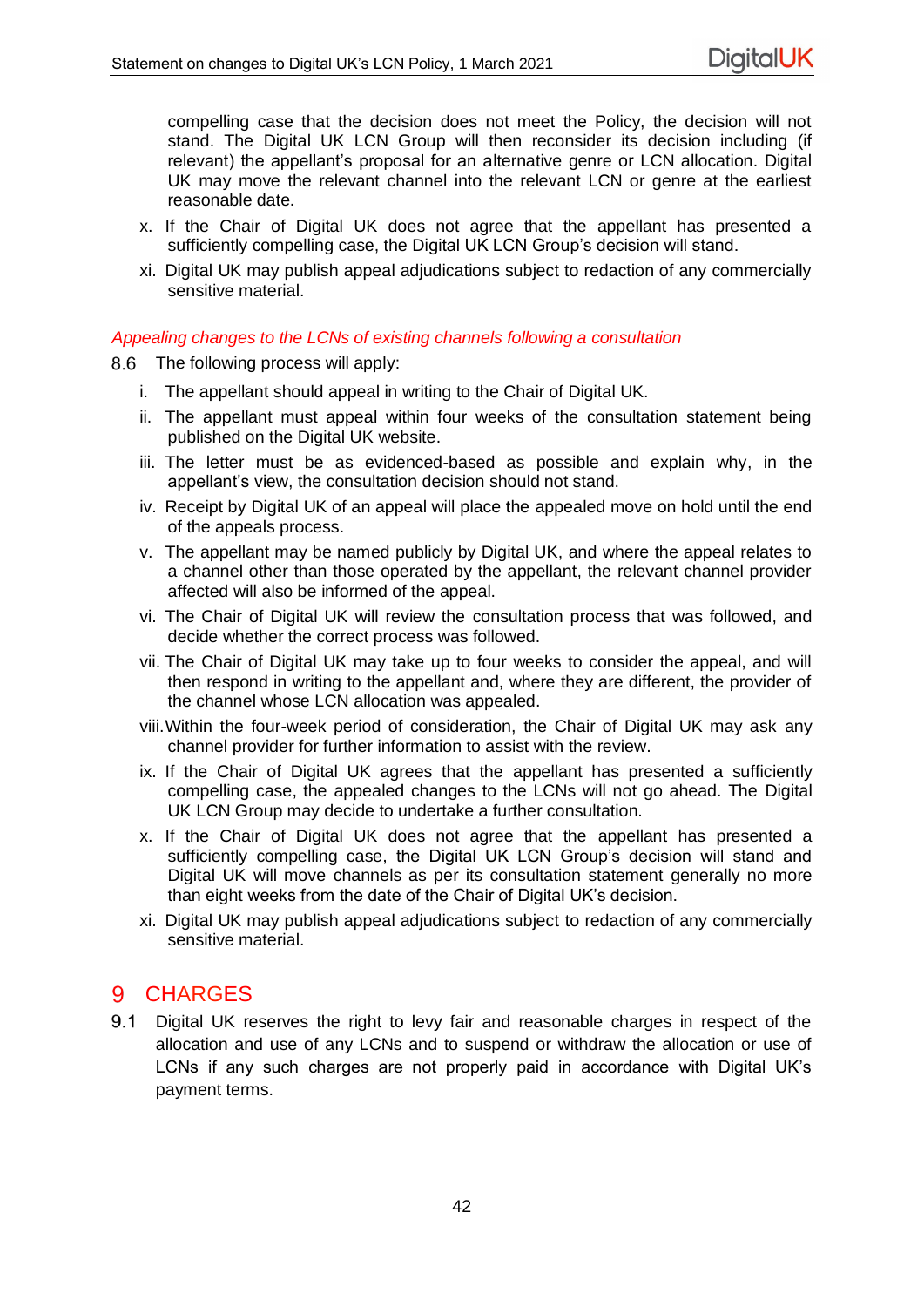compelling case that the decision does not meet the Policy, the decision will not stand. The Digital UK LCN Group will then reconsider its decision including (if relevant) the appellant's proposal for an alternative genre or LCN allocation. Digital UK may move the relevant channel into the relevant LCN or genre at the earliest reasonable date.

x. If the Chair of Digital UK does not agree that the appellant has presented a sufficiently compelling case, the Digital UK LCN Group's decision will stand.

xi. Digital UK may publish appeal adjudications subject to redaction of any commercially sensitive material.

*Appealing changes to the LCNs of existing channels following a consultation*

8.6 The following process will apply:

i. The appellant should appeal in writing to the Chair of Digital UK.

ii. The appellant must appeal within four weeks of the consultation statement being published on the Digital UK website.

iii. The letter must be as evidenced-based as possible and explain why, in the appellant's view, the consultation decision should not stand.

iv. Receipt by Digital UK of an appeal will place the appealed move on hold until the end of the appeals process.

v. The appellant may be named publicly by Digital UK, and where the appeal relates to a channel other than those operated by the appellant, the relevant channel provider affected will also be informed of the appeal.

vi. The Chair of Digital UK will review the consultation process that was followed, and decide whether the correct process was followed.

vii. The Chair of Digital UK may take up to four weeks to consider the appeal, and will then respond in writing to the appellant and, where they are different, the provider of the channel whose LCN allocation was appealed.

viii. Within the four-week period of consideration, the Chair of Digital UK may ask any channel provider for further information to assist with the review.

ix. If the Chair of Digital UK agrees that the appellant has presented a sufficiently compelling case, the appealed changes to the LCNs will not go ahead. The Digital UK LCN Group may decide to undertake a further consultation.

x. If the Chair of Digital UK does not agree that the appellant has presented a sufficiently compelling case, the Digital UK LCN Group's decision will stand and Digital UK will move channels as per its consultation statement generally no more than eight weeks from the date of the Chair of Digital UK's decision.

xi. Digital UK may publish appeal adjudications subject to redaction of any commercially sensitive material.

# 9 CHARGES

9.1 Digital UK reserves the right to levy fair and reasonable charges in respect of the allocation and use of any LCNs and to suspend or withdraw the allocation or use of LCNs if any such charges are not properly paid in accordance with Digital UK's payment terms.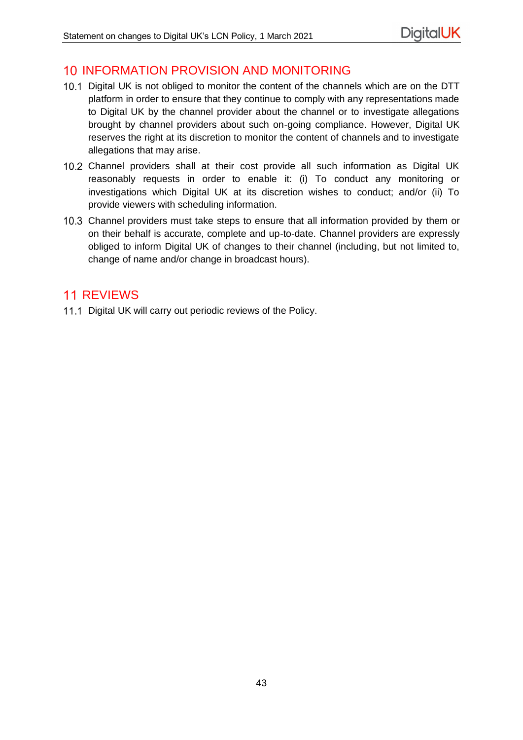## 10 INFORMATION PROVISION AND MONITORING

10.1 Digital UK is not obliged to monitor the content of the channels which are on the DTT platform in order to ensure that they continue to comply with any representations made to Digital UK by the channel provider about the channel or to investigate allegations brought by channel providers about such on-going compliance. However, Digital UK reserves the right at its discretion to monitor the content of channels and to investigate allegations that may arise.

10.2 Channel providers shall at their cost provide all such information as Digital UK reasonably requests in order to enable it: (i) To conduct any monitoring or investigations which Digital UK at its discretion wishes to conduct; and/or (ii) To provide viewers with scheduling information.

10.3 Channel providers must take steps to ensure that all information provided by them or on their behalf is accurate, complete and up-to-date. Channel providers are expressly obliged to inform Digital UK of changes to their channel (including, but not limited to, change of name and/or change in broadcast hours).

## 11 REVIEWS

11.1 Digital UK will carry out periodic reviews of the Policy.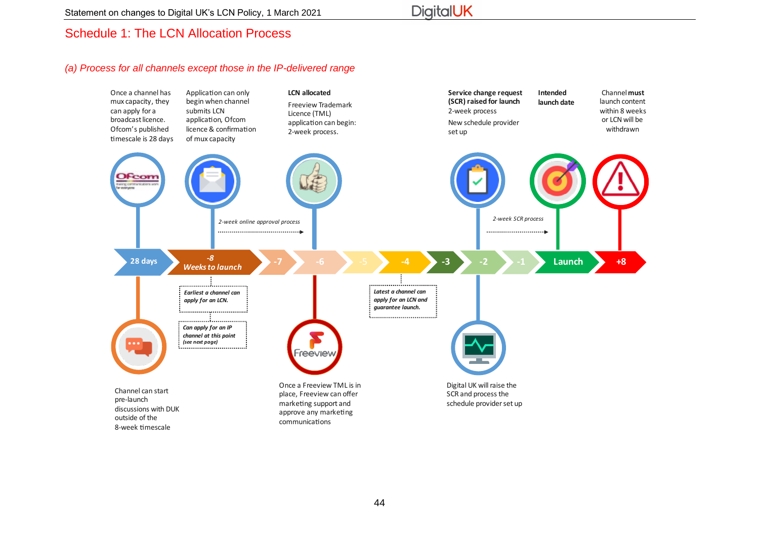# Schedule 1: The LCN Allocation Process

## *(a) Process for all channels except those in the IP-delivered range*

Once a channel has mux capacity, they can apply for a broadcast licence. Ofcom's published timescale is 28 days

Application can only begin when channel submits LCN application, Ofcom licence & confirmation of mux capacity

**LCN allocated**

Freeview Trademark Licence (TML) application can begin: 2-week process.

**Service change request (SCR) raised for launch**

2-week process

New schedule provider set up

**Intended launch date**

Channel **must** launch content within 8 weeks or LCN will be withdrawn

*2-week online approval process*

*2-week SCR process*

28 days | -8 *Weeks to launch* | -7 | -6 | -5 | -4 | -3 | -2 | -1 | Launch | +8

*Earliest a channel can apply for an LCN.*

*Can apply for an IP channel at this point (see next page)*

*Latest a channel can apply for an LCN and guarantee launch.*

Channel can start pre-launch discussions with DUK outside of the 8-week timescale

Once a Freeview TML is in place, Freeview can offer marketing support and approve any marketing communications

Digital UK will raise the SCR and process the schedule provider set up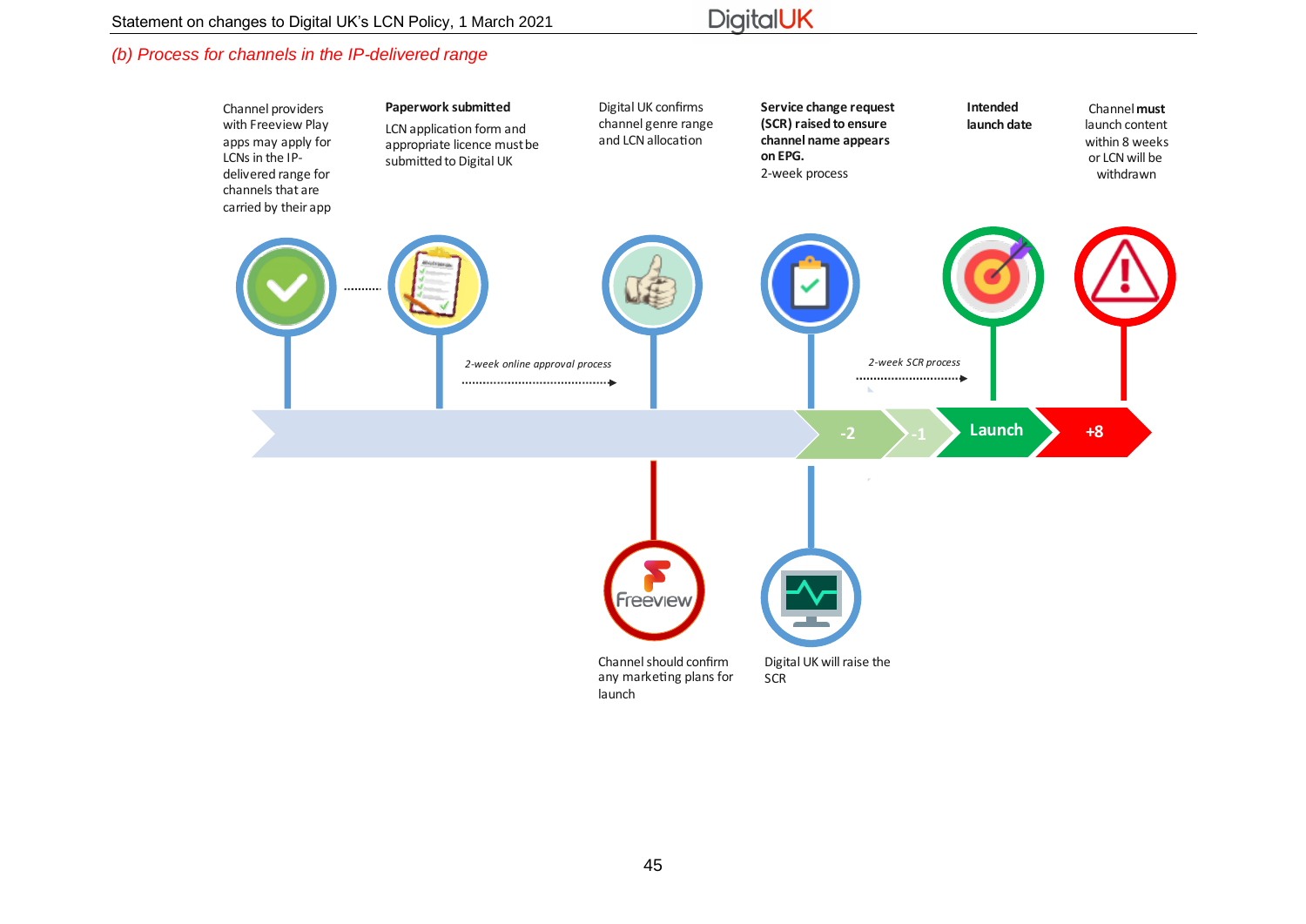### *(b) Process for channels in the IP-delivered range*

Channel providers with Freeview Play apps may apply for LCNs in the IP-delivered range for channels that are carried by their app

**Paperwork submitted**

LCN application form and appropriate licence must be submitted to Digital UK

*2-week online approval process*

Digital UK confirms channel genre range and LCN allocation

**Service change request (SCR) raised to ensure channel name appears on EPG.**

2-week process

*2-week SCR process*

**Intended launch date**

Channel **must** launch content within 8 weeks or LCN will be withdrawn

-2 | -1 | Launch | +8

Channel should confirm any marketing plans for launch

Digital UK will raise the SCR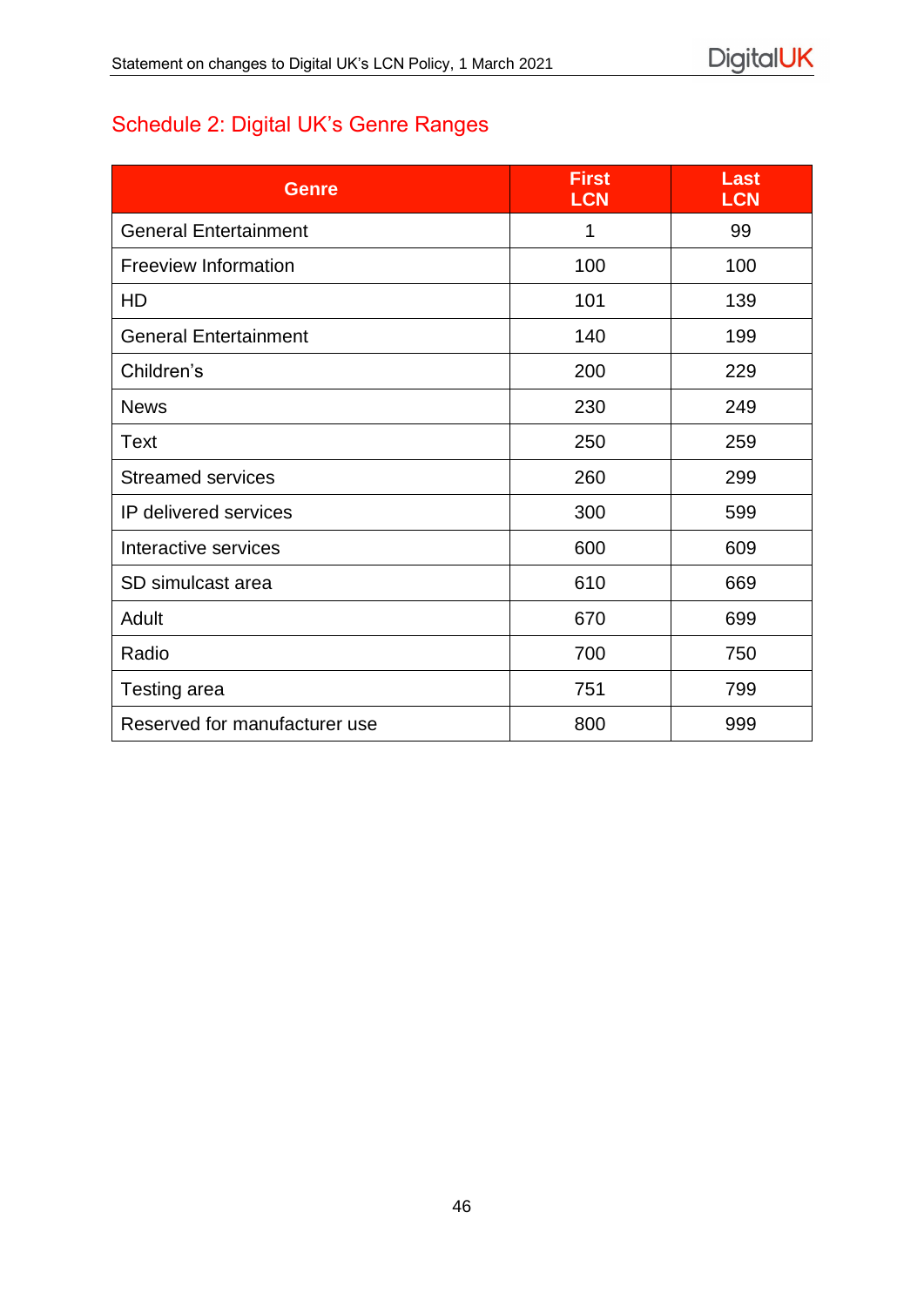## Schedule 2: Digital UK's Genre Ranges

| Genre | First LCN | Last LCN |
|---|---|---|
| General Entertainment | 1 | 99 |
| Freeview Information | 100 | 100 |
| HD | 101 | 139 |
| General Entertainment | 140 | 199 |
| Children's | 200 | 229 |
| News | 230 | 249 |
| Text | 250 | 259 |
| Streamed services | 260 | 299 |
| IP delivered services | 300 | 599 |
| Interactive services | 600 | 609 |
| SD simulcast area | 610 | 669 |
| Adult | 670 | 699 |
| Radio | 700 | 750 |
| Testing area | 751 | 799 |
| Reserved for manufacturer use | 800 | 999 |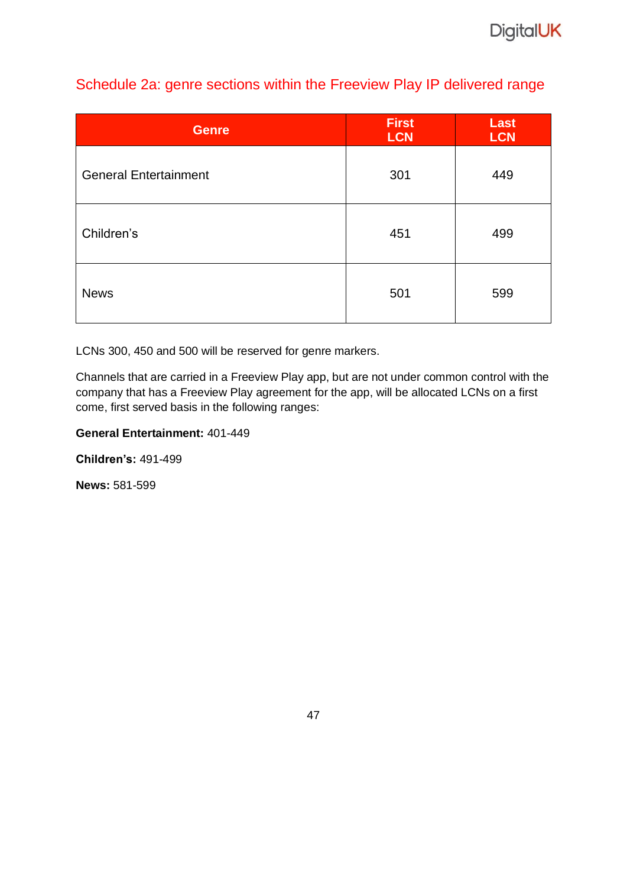## Schedule 2a: genre sections within the Freeview Play IP delivered range

| Genre | First LCN | Last LCN |
|---|---|---|
| General Entertainment | 301 | 449 |
| Children's | 451 | 499 |
| News | 501 | 599 |

LCNs 300, 450 and 500 will be reserved for genre markers.

Channels that are carried in a Freeview Play app, but are not under common control with the company that has a Freeview Play agreement for the app, will be allocated LCNs on a first come, first served basis in the following ranges:

**General Entertainment:** 401-449

**Children's:** 491-499

**News:** 581-599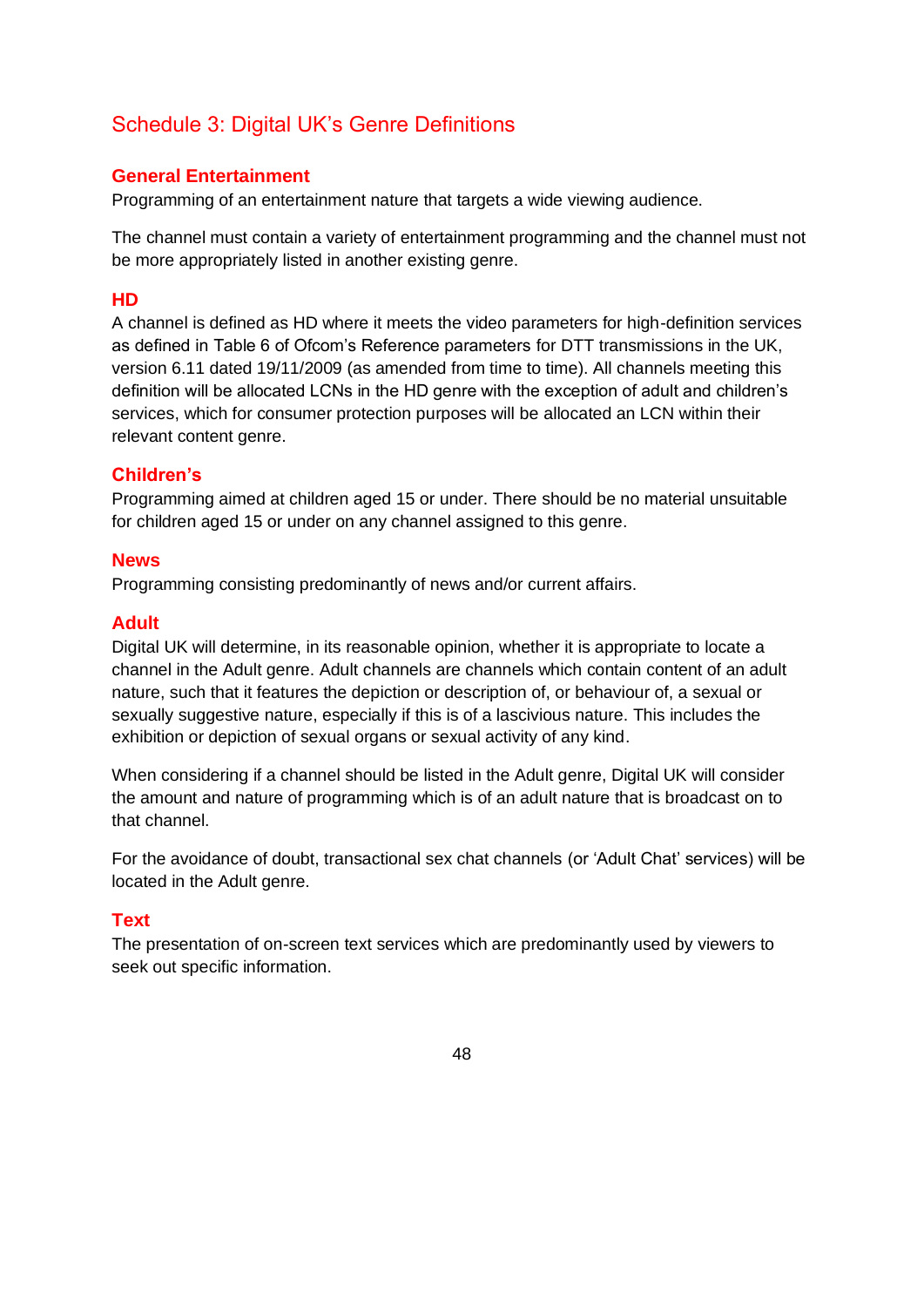# Schedule 3: Digital UK's Genre Definitions

## General Entertainment

Programming of an entertainment nature that targets a wide viewing audience.

The channel must contain a variety of entertainment programming and the channel must not be more appropriately listed in another existing genre.

## HD

A channel is defined as HD where it meets the video parameters for high-definition services as defined in Table 6 of Ofcom's Reference parameters for DTT transmissions in the UK, version 6.11 dated 19/11/2009 (as amended from time to time). All channels meeting this definition will be allocated LCNs in the HD genre with the exception of adult and children's services, which for consumer protection purposes will be allocated an LCN within their relevant content genre.

## Children's

Programming aimed at children aged 15 or under. There should be no material unsuitable for children aged 15 or under on any channel assigned to this genre.

## News

Programming consisting predominantly of news and/or current affairs.

## Adult

Digital UK will determine, in its reasonable opinion, whether it is appropriate to locate a channel in the Adult genre. Adult channels are channels which contain content of an adult nature, such that it features the depiction or description of, or behaviour of, a sexual or sexually suggestive nature, especially if this is of a lascivious nature. This includes the exhibition or depiction of sexual organs or sexual activity of any kind.

When considering if a channel should be listed in the Adult genre, Digital UK will consider the amount and nature of programming which is of an adult nature that is broadcast on to that channel.

For the avoidance of doubt, transactional sex chat channels (or 'Adult Chat' services) will be located in the Adult genre.

## Text

The presentation of on-screen text services which are predominantly used by viewers to seek out specific information.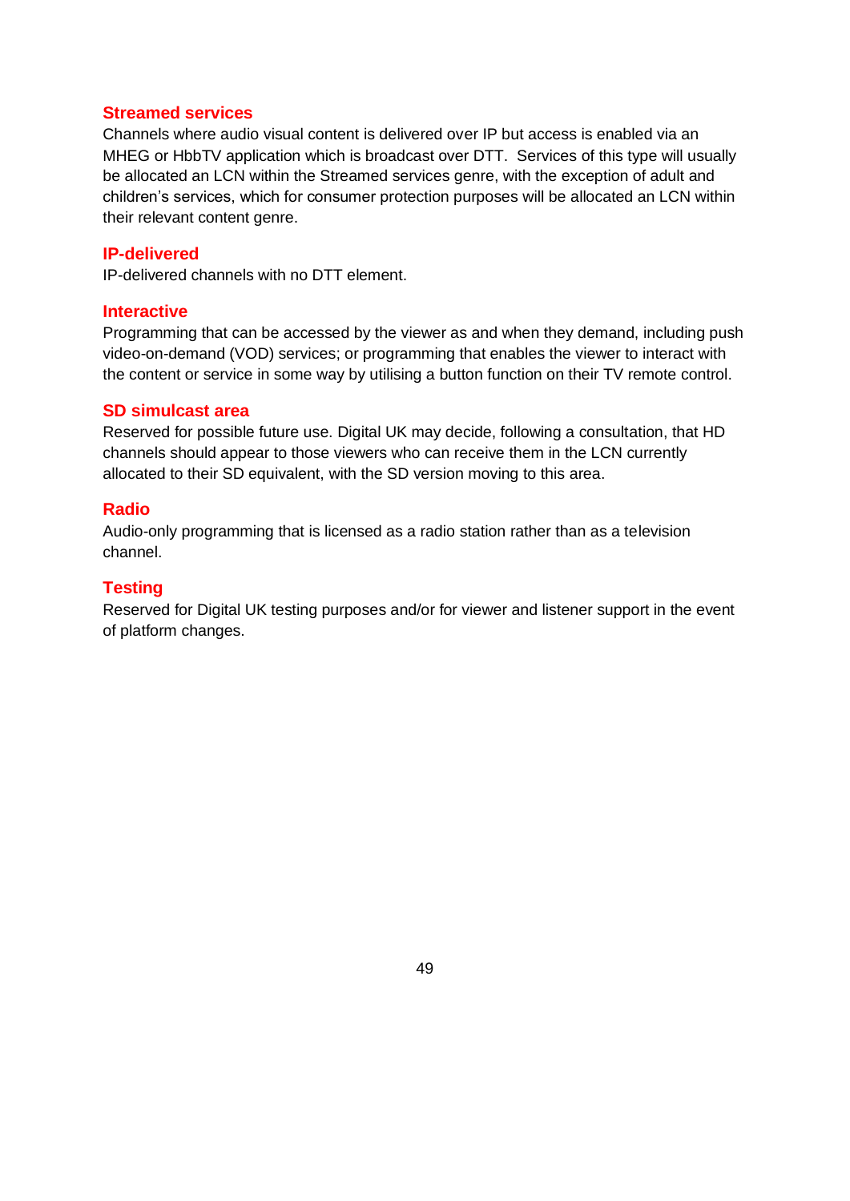### Streamed services

Channels where audio visual content is delivered over IP but access is enabled via an MHEG or HbbTV application which is broadcast over DTT. Services of this type will usually be allocated an LCN within the Streamed services genre, with the exception of adult and children's services, which for consumer protection purposes will be allocated an LCN within their relevant content genre.

### IP-delivered

IP-delivered channels with no DTT element.

### Interactive

Programming that can be accessed by the viewer as and when they demand, including push video-on-demand (VOD) services; or programming that enables the viewer to interact with the content or service in some way by utilising a button function on their TV remote control.

### SD simulcast area

Reserved for possible future use. Digital UK may decide, following a consultation, that HD channels should appear to those viewers who can receive them in the LCN currently allocated to their SD equivalent, with the SD version moving to this area.

### Radio

Audio-only programming that is licensed as a radio station rather than as a television channel.

### Testing

Reserved for Digital UK testing purposes and/or for viewer and listener support in the event of platform changes.